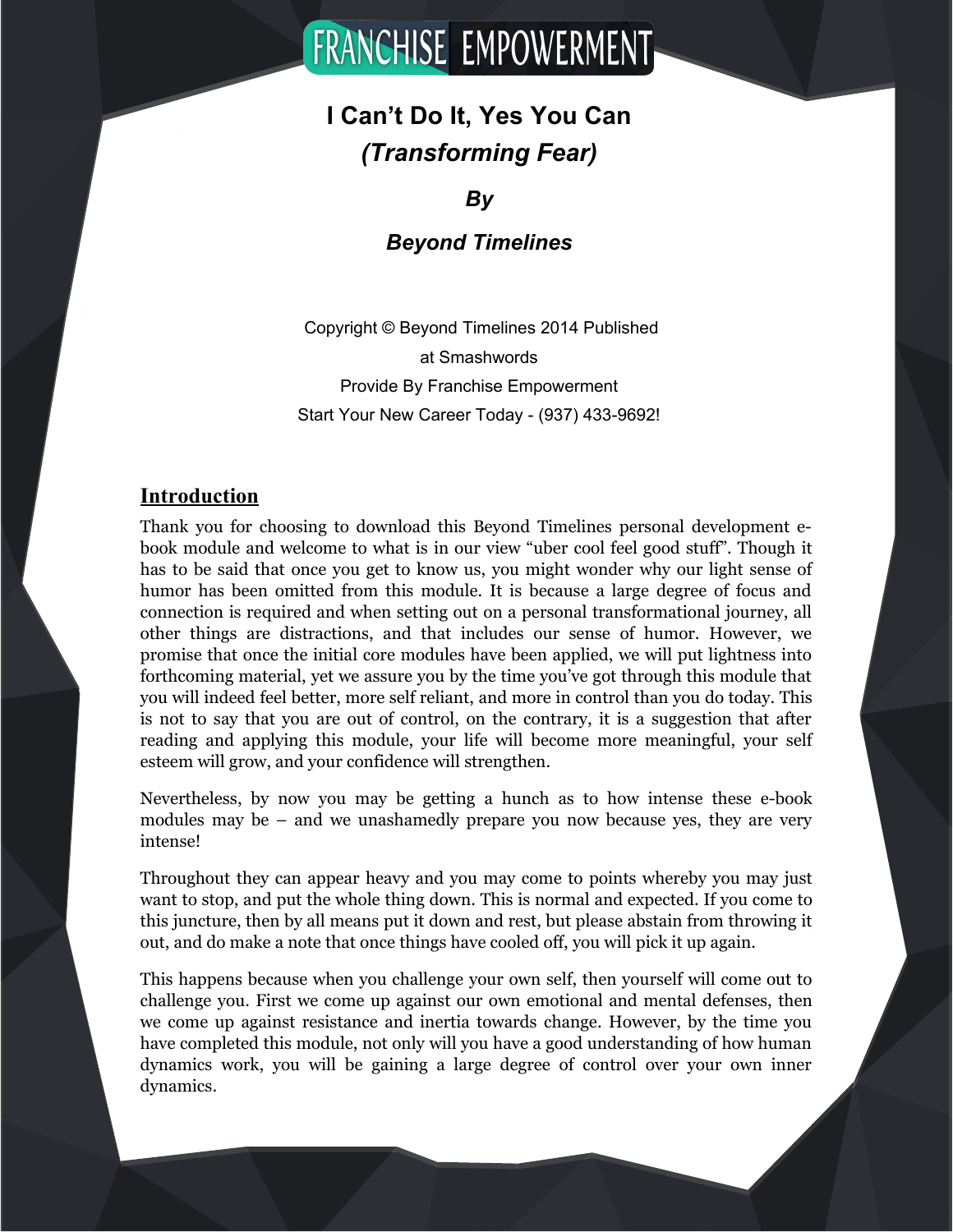# FRANCHISE EMPOWERMENT

## I Can't Do It, Yes You Can

### *(Transforming Fear)*

***By***

***Beyond Timelines***

Copyright © Beyond Timelines 2014 Published at Smashwords

Provide By Franchise Empowerment

Start Your New Career Today - (937) 433-9692!

## Introduction

Thank you for choosing to download this Beyond Timelines personal development e-book module and welcome to what is in our view "uber cool feel good stuff". Though it has to be said that once you get to know us, you might wonder why our light sense of humor has been omitted from this module. It is because a large degree of focus and connection is required and when setting out on a personal transformational journey, all other things are distractions, and that includes our sense of humor. However, we promise that once the initial core modules have been applied, we will put lightness into forthcoming material, yet we assure you by the time you've got through this module that you will indeed feel better, more self reliant, and more in control than you do today. This is not to say that you are out of control, on the contrary, it is a suggestion that after reading and applying this module, your life will become more meaningful, your self esteem will grow, and your confidence will strengthen.

Nevertheless, by now you may be getting a hunch as to how intense these e-book modules may be – and we unashamedly prepare you now because yes, they are very intense!

Throughout they can appear heavy and you may come to points whereby you may just want to stop, and put the whole thing down. This is normal and expected. If you come to this juncture, then by all means put it down and rest, but please abstain from throwing it out, and do make a note that once things have cooled off, you will pick it up again.

This happens because when you challenge your own self, then yourself will come out to challenge you. First we come up against our own emotional and mental defenses, then we come up against resistance and inertia towards change. However, by the time you have completed this module, not only will you have a good understanding of how human dynamics work, you will be gaining a large degree of control over your own inner dynamics.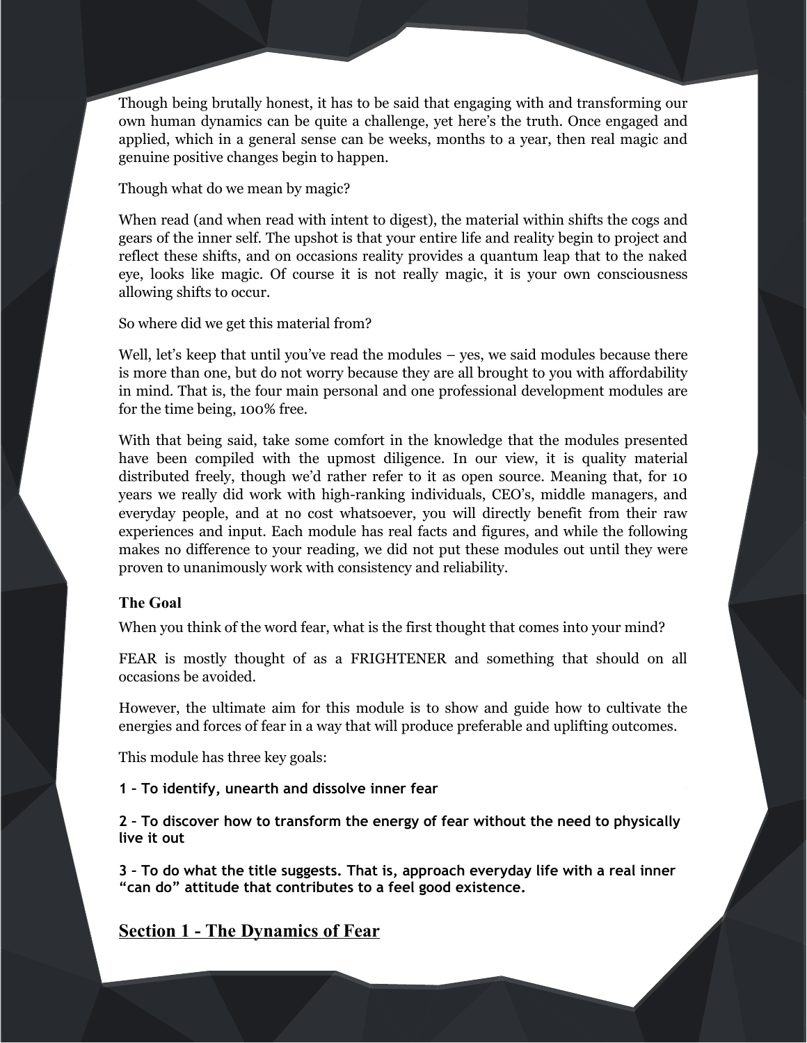Though being brutally honest, it has to be said that engaging with and transforming our own human dynamics can be quite a challenge, yet here's the truth. Once engaged and applied, which in a general sense can be weeks, months to a year, then real magic and genuine positive changes begin to happen.

Though what do we mean by magic?

When read (and when read with intent to digest), the material within shifts the cogs and gears of the inner self. The upshot is that your entire life and reality begin to project and reflect these shifts, and on occasions reality provides a quantum leap that to the naked eye, looks like magic. Of course it is not really magic, it is your own consciousness allowing shifts to occur.

So where did we get this material from?

Well, let's keep that until you've read the modules – yes, we said modules because there is more than one, but do not worry because they are all brought to you with affordability in mind. That is, the four main personal and one professional development modules are for the time being, 100% free.

With that being said, take some comfort in the knowledge that the modules presented have been compiled with the upmost diligence. In our view, it is quality material distributed freely, though we'd rather refer to it as open source. Meaning that, for 10 years we really did work with high-ranking individuals, CEO's, middle managers, and everyday people, and at no cost whatsoever, you will directly benefit from their raw experiences and input. Each module has real facts and figures, and while the following makes no difference to your reading, we did not put these modules out until they were proven to unanimously work with consistency and reliability.

### The Goal

When you think of the word fear, what is the first thought that comes into your mind?

FEAR is mostly thought of as a FRIGHTENER and something that should on all occasions be avoided.

However, the ultimate aim for this module is to show and guide how to cultivate the energies and forces of fear in a way that will produce preferable and uplifting outcomes.

This module has three key goals:

**1 – To identify, unearth and dissolve inner fear**

**2 – To discover how to transform the energy of fear without the need to physically live it out**

**3 – To do what the title suggests. That is, approach everyday life with a real inner "can do" attitude that contributes to a feel good existence.**

## Section 1 - The Dynamics of Fear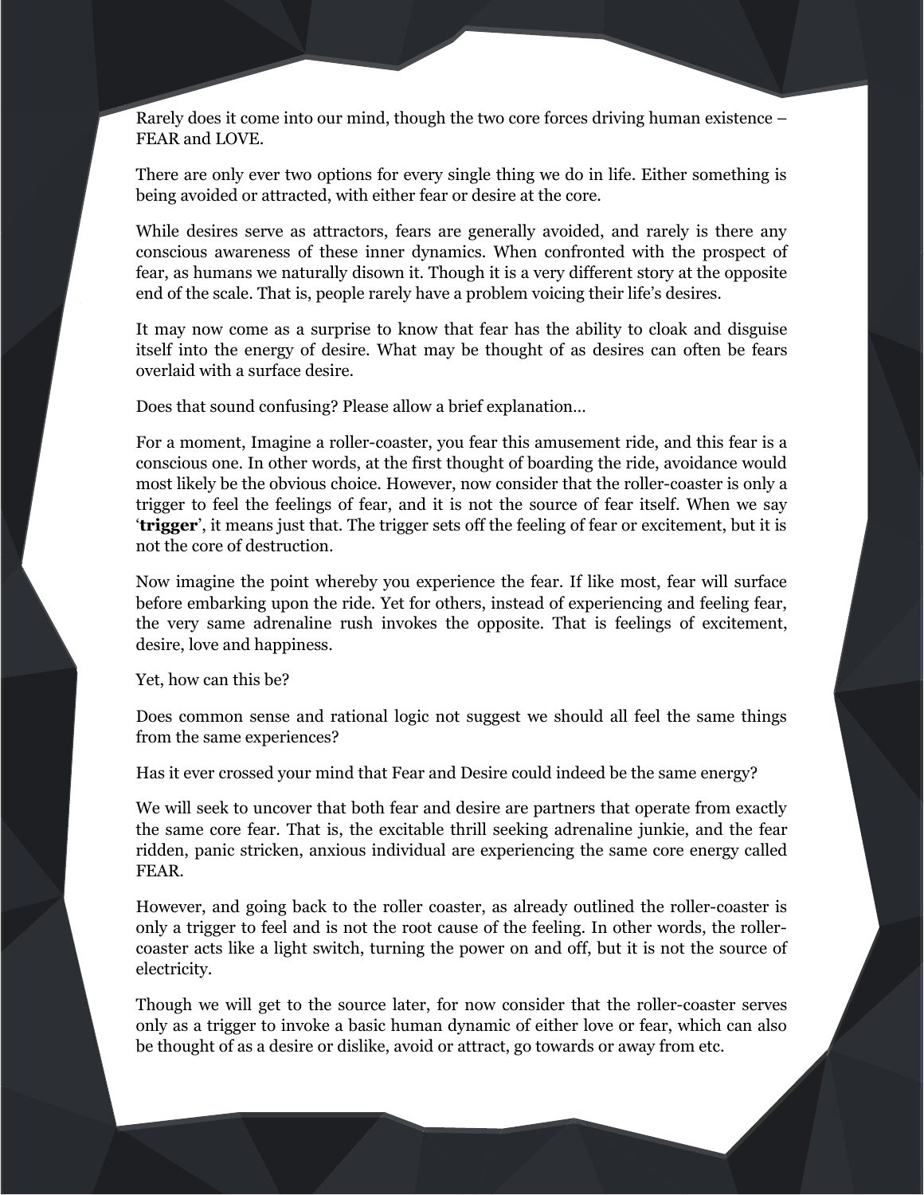Rarely does it come into our mind, though the two core forces driving human existence – FEAR and LOVE.

There are only ever two options for every single thing we do in life. Either something is being avoided or attracted, with either fear or desire at the core.

While desires serve as attractors, fears are generally avoided, and rarely is there any conscious awareness of these inner dynamics. When confronted with the prospect of fear, as humans we naturally disown it. Though it is a very different story at the opposite end of the scale. That is, people rarely have a problem voicing their life's desires.

It may now come as a surprise to know that fear has the ability to cloak and disguise itself into the energy of desire. What may be thought of as desires can often be fears overlaid with a surface desire.

Does that sound confusing? Please allow a brief explanation…

For a moment, Imagine a roller-coaster, you fear this amusement ride, and this fear is a conscious one. In other words, at the first thought of boarding the ride, avoidance would most likely be the obvious choice. However, now consider that the roller-coaster is only a trigger to feel the feelings of fear, and it is not the source of fear itself. When we say '**trigger**', it means just that. The trigger sets off the feeling of fear or excitement, but it is not the core of destruction.

Now imagine the point whereby you experience the fear. If like most, fear will surface before embarking upon the ride. Yet for others, instead of experiencing and feeling fear, the very same adrenaline rush invokes the opposite. That is feelings of excitement, desire, love and happiness.

Yet, how can this be?

Does common sense and rational logic not suggest we should all feel the same things from the same experiences?

Has it ever crossed your mind that Fear and Desire could indeed be the same energy?

We will seek to uncover that both fear and desire are partners that operate from exactly the same core fear. That is, the excitable thrill seeking adrenaline junkie, and the fear ridden, panic stricken, anxious individual are experiencing the same core energy called FEAR.

However, and going back to the roller coaster, as already outlined the roller-coaster is only a trigger to feel and is not the root cause of the feeling. In other words, the roller-coaster acts like a light switch, turning the power on and off, but it is not the source of electricity.

Though we will get to the source later, for now consider that the roller-coaster serves only as a trigger to invoke a basic human dynamic of either love or fear, which can also be thought of as a desire or dislike, avoid or attract, go towards or away from etc.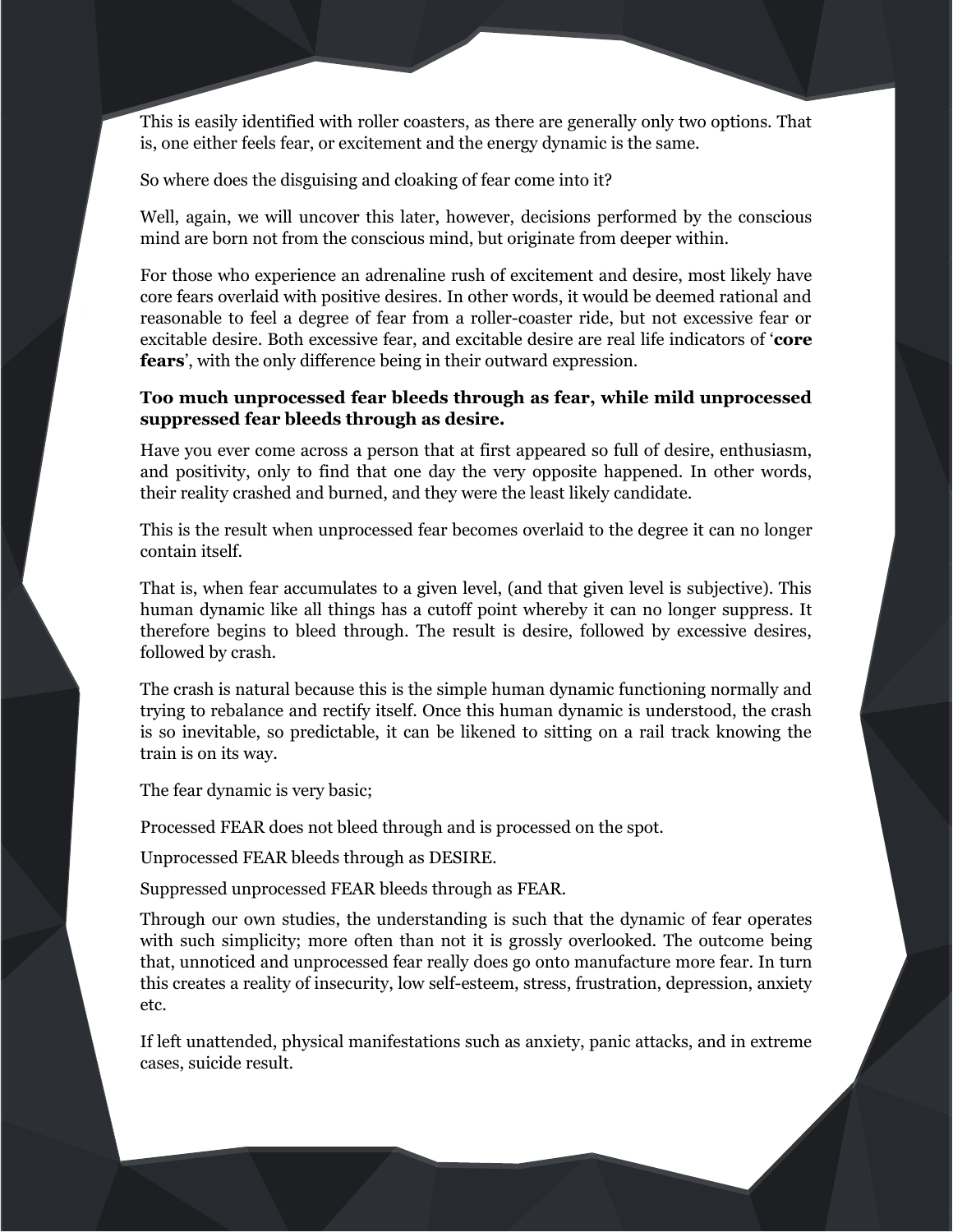This is easily identified with roller coasters, as there are generally only two options. That is, one either feels fear, or excitement and the energy dynamic is the same.

So where does the disguising and cloaking of fear come into it?

Well, again, we will uncover this later, however, decisions performed by the conscious mind are born not from the conscious mind, but originate from deeper within.

For those who experience an adrenaline rush of excitement and desire, most likely have core fears overlaid with positive desires. In other words, it would be deemed rational and reasonable to feel a degree of fear from a roller-coaster ride, but not excessive fear or excitable desire. Both excessive fear, and excitable desire are real life indicators of '**core fears**', with the only difference being in their outward expression.

**Too much unprocessed fear bleeds through as fear, while mild unprocessed suppressed fear bleeds through as desire.**

Have you ever come across a person that at first appeared so full of desire, enthusiasm, and positivity, only to find that one day the very opposite happened. In other words, their reality crashed and burned, and they were the least likely candidate.

This is the result when unprocessed fear becomes overlaid to the degree it can no longer contain itself.

That is, when fear accumulates to a given level, (and that given level is subjective). This human dynamic like all things has a cutoff point whereby it can no longer suppress. It therefore begins to bleed through. The result is desire, followed by excessive desires, followed by crash.

The crash is natural because this is the simple human dynamic functioning normally and trying to rebalance and rectify itself. Once this human dynamic is understood, the crash is so inevitable, so predictable, it can be likened to sitting on a rail track knowing the train is on its way.

The fear dynamic is very basic;

Processed FEAR does not bleed through and is processed on the spot.

Unprocessed FEAR bleeds through as DESIRE.

Suppressed unprocessed FEAR bleeds through as FEAR.

Through our own studies, the understanding is such that the dynamic of fear operates with such simplicity; more often than not it is grossly overlooked. The outcome being that, unnoticed and unprocessed fear really does go onto manufacture more fear. In turn this creates a reality of insecurity, low self-esteem, stress, frustration, depression, anxiety etc.

If left unattended, physical manifestations such as anxiety, panic attacks, and in extreme cases, suicide result.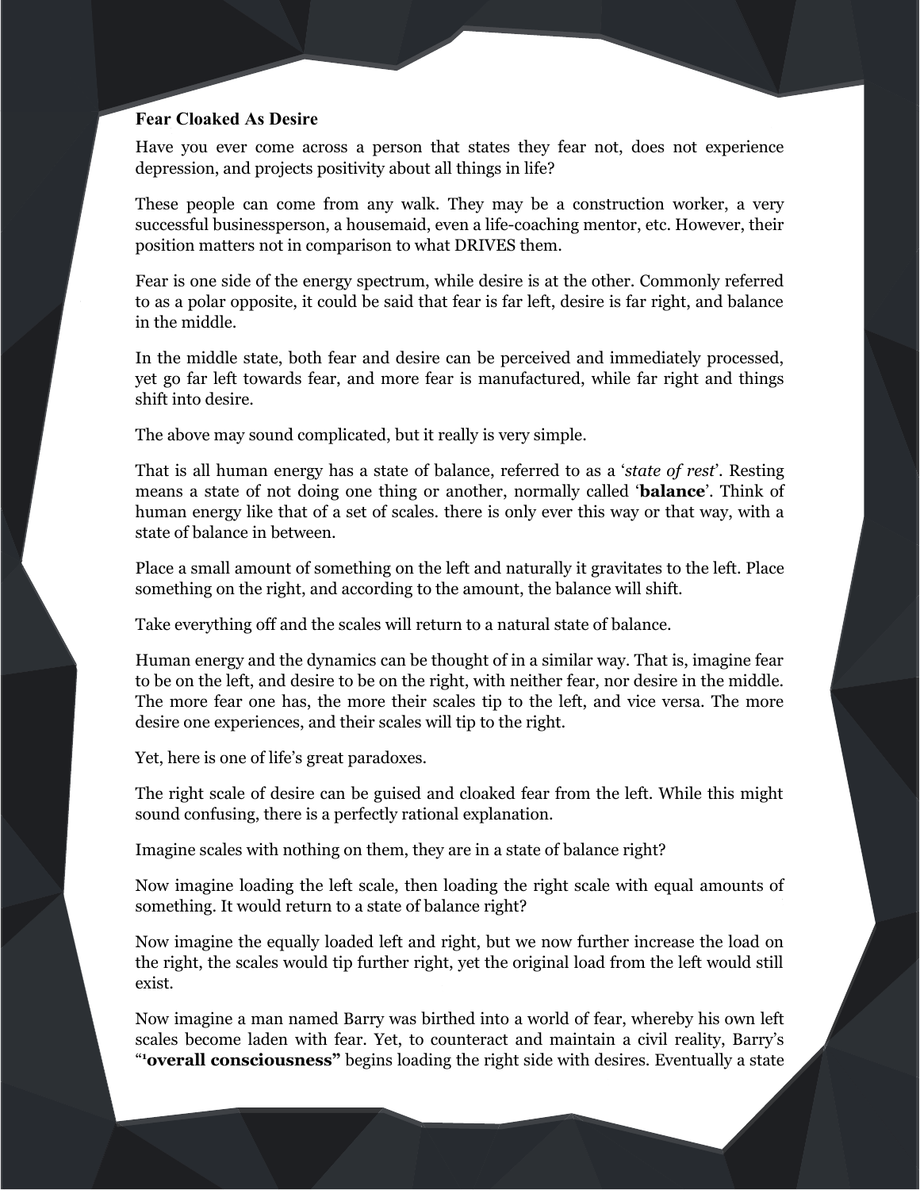**Fear Cloaked As Desire**

Have you ever come across a person that states they fear not, does not experience depression, and projects positivity about all things in life?

These people can come from any walk. They may be a construction worker, a very successful businessperson, a housemaid, even a life-coaching mentor, etc. However, their position matters not in comparison to what DRIVES them.

Fear is one side of the energy spectrum, while desire is at the other. Commonly referred to as a polar opposite, it could be said that fear is far left, desire is far right, and balance in the middle.

In the middle state, both fear and desire can be perceived and immediately processed, yet go far left towards fear, and more fear is manufactured, while far right and things shift into desire.

The above may sound complicated, but it really is very simple.

That is all human energy has a state of balance, referred to as a '*state of rest*'. Resting means a state of not doing one thing or another, normally called '**balance**'. Think of human energy like that of a set of scales. there is only ever this way or that way, with a state of balance in between.

Place a small amount of something on the left and naturally it gravitates to the left. Place something on the right, and according to the amount, the balance will shift.

Take everything off and the scales will return to a natural state of balance.

Human energy and the dynamics can be thought of in a similar way. That is, imagine fear to be on the left, and desire to be on the right, with neither fear, nor desire in the middle. The more fear one has, the more their scales tip to the left, and vice versa. The more desire one experiences, and their scales will tip to the right.

Yet, here is one of life's great paradoxes.

The right scale of desire can be guised and cloaked fear from the left. While this might sound confusing, there is a perfectly rational explanation.

Imagine scales with nothing on them, they are in a state of balance right?

Now imagine loading the left scale, then loading the right scale with equal amounts of something. It would return to a state of balance right?

Now imagine the equally loaded left and right, but we now further increase the load on the right, the scales would tip further right, yet the original load from the left would still exist.

Now imagine a man named Barry was birthed into a world of fear, whereby his own left scales become laden with fear. Yet, to counteract and maintain a civil reality, Barry's "'**overall consciousness"** begins loading the right side with desires. Eventually a state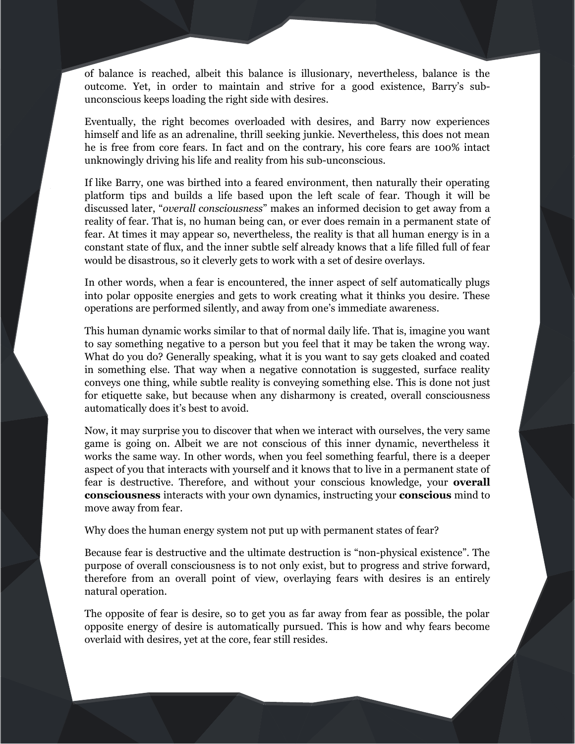of balance is reached, albeit this balance is illusionary, nevertheless, balance is the outcome. Yet, in order to maintain and strive for a good existence, Barry's sub-unconscious keeps loading the right side with desires.

Eventually, the right becomes overloaded with desires, and Barry now experiences himself and life as an adrenaline, thrill seeking junkie. Nevertheless, this does not mean he is free from core fears. In fact and on the contrary, his core fears are 100% intact unknowingly driving his life and reality from his sub-unconscious.

If like Barry, one was birthed into a feared environment, then naturally their operating platform tips and builds a life based upon the left scale of fear. Though it will be discussed later, "*overall consciousness*" makes an informed decision to get away from a reality of fear. That is, no human being can, or ever does remain in a permanent state of fear. At times it may appear so, nevertheless, the reality is that all human energy is in a constant state of flux, and the inner subtle self already knows that a life filled full of fear would be disastrous, so it cleverly gets to work with a set of desire overlays.

In other words, when a fear is encountered, the inner aspect of self automatically plugs into polar opposite energies and gets to work creating what it thinks you desire. These operations are performed silently, and away from one's immediate awareness.

This human dynamic works similar to that of normal daily life. That is, imagine you want to say something negative to a person but you feel that it may be taken the wrong way. What do you do? Generally speaking, what it is you want to say gets cloaked and coated in something else. That way when a negative connotation is suggested, surface reality conveys one thing, while subtle reality is conveying something else. This is done not just for etiquette sake, but because when any disharmony is created, overall consciousness automatically does it's best to avoid.

Now, it may surprise you to discover that when we interact with ourselves, the very same game is going on. Albeit we are not conscious of this inner dynamic, nevertheless it works the same way. In other words, when you feel something fearful, there is a deeper aspect of you that interacts with yourself and it knows that to live in a permanent state of fear is destructive. Therefore, and without your conscious knowledge, your **overall consciousness** interacts with your own dynamics, instructing your **conscious** mind to move away from fear.

Why does the human energy system not put up with permanent states of fear?

Because fear is destructive and the ultimate destruction is "non-physical existence". The purpose of overall consciousness is to not only exist, but to progress and strive forward, therefore from an overall point of view, overlaying fears with desires is an entirely natural operation.

The opposite of fear is desire, so to get you as far away from fear as possible, the polar opposite energy of desire is automatically pursued. This is how and why fears become overlaid with desires, yet at the core, fear still resides.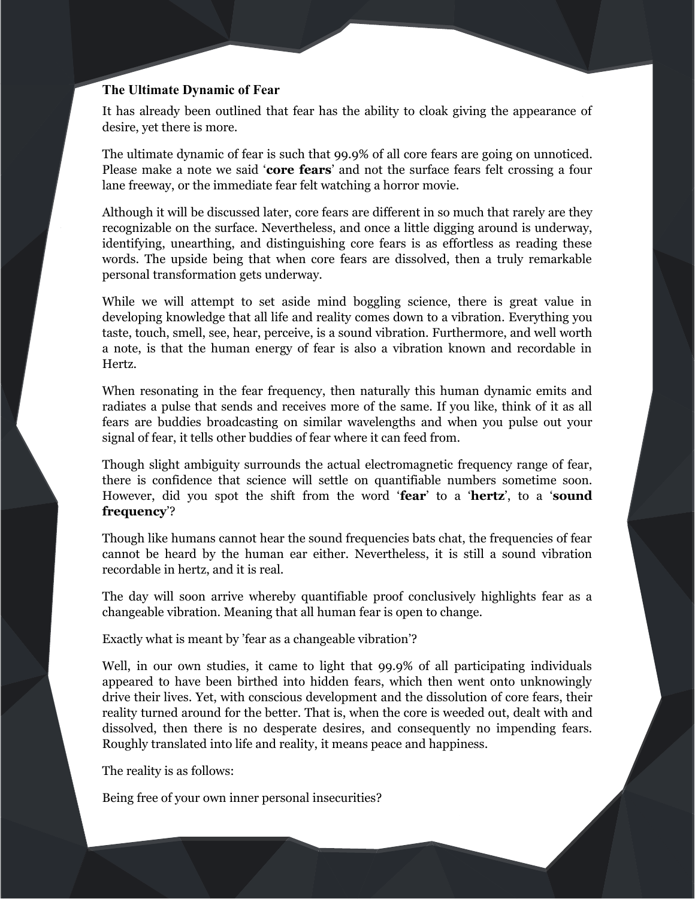**The Ultimate Dynamic of Fear**

It has already been outlined that fear has the ability to cloak giving the appearance of desire, yet there is more.

The ultimate dynamic of fear is such that 99.9% of all core fears are going on unnoticed. Please make a note we said '**core fears**' and not the surface fears felt crossing a four lane freeway, or the immediate fear felt watching a horror movie.

Although it will be discussed later, core fears are different in so much that rarely are they recognizable on the surface. Nevertheless, and once a little digging around is underway, identifying, unearthing, and distinguishing core fears is as effortless as reading these words. The upside being that when core fears are dissolved, then a truly remarkable personal transformation gets underway.

While we will attempt to set aside mind boggling science, there is great value in developing knowledge that all life and reality comes down to a vibration. Everything you taste, touch, smell, see, hear, perceive, is a sound vibration. Furthermore, and well worth a note, is that the human energy of fear is also a vibration known and recordable in Hertz.

When resonating in the fear frequency, then naturally this human dynamic emits and radiates a pulse that sends and receives more of the same. If you like, think of it as all fears are buddies broadcasting on similar wavelengths and when you pulse out your signal of fear, it tells other buddies of fear where it can feed from.

Though slight ambiguity surrounds the actual electromagnetic frequency range of fear, there is confidence that science will settle on quantifiable numbers sometime soon. However, did you spot the shift from the word '**fear**' to a '**hertz**', to a '**sound frequency**'?

Though like humans cannot hear the sound frequencies bats chat, the frequencies of fear cannot be heard by the human ear either. Nevertheless, it is still a sound vibration recordable in hertz, and it is real.

The day will soon arrive whereby quantifiable proof conclusively highlights fear as a changeable vibration. Meaning that all human fear is open to change.

Exactly what is meant by 'fear as a changeable vibration'?

Well, in our own studies, it came to light that 99.9% of all participating individuals appeared to have been birthed into hidden fears, which then went onto unknowingly drive their lives. Yet, with conscious development and the dissolution of core fears, their reality turned around for the better. That is, when the core is weeded out, dealt with and dissolved, then there is no desperate desires, and consequently no impending fears. Roughly translated into life and reality, it means peace and happiness.

The reality is as follows:

Being free of your own inner personal insecurities?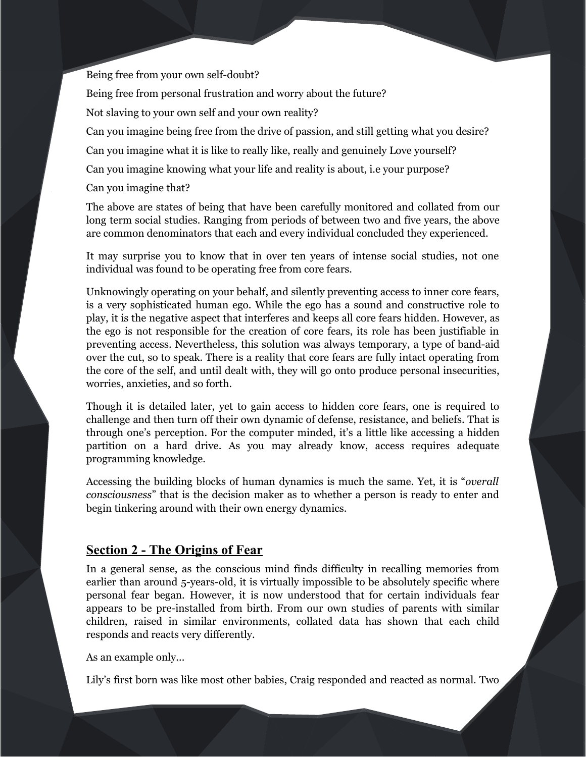Being free from your own self-doubt?

Being free from personal frustration and worry about the future?

Not slaving to your own self and your own reality?

Can you imagine being free from the drive of passion, and still getting what you desire?

Can you imagine what it is like to really like, really and genuinely Love yourself?

Can you imagine knowing what your life and reality is about, i.e your purpose?

Can you imagine that?

The above are states of being that have been carefully monitored and collated from our long term social studies. Ranging from periods of between two and five years, the above are common denominators that each and every individual concluded they experienced.

It may surprise you to know that in over ten years of intense social studies, not one individual was found to be operating free from core fears.

Unknowingly operating on your behalf, and silently preventing access to inner core fears, is a very sophisticated human ego. While the ego has a sound and constructive role to play, it is the negative aspect that interferes and keeps all core fears hidden. However, as the ego is not responsible for the creation of core fears, its role has been justifiable in preventing access. Nevertheless, this solution was always temporary, a type of band-aid over the cut, so to speak. There is a reality that core fears are fully intact operating from the core of the self, and until dealt with, they will go onto produce personal insecurities, worries, anxieties, and so forth.

Though it is detailed later, yet to gain access to hidden core fears, one is required to challenge and then turn off their own dynamic of defense, resistance, and beliefs. That is through one's perception. For the computer minded, it's a little like accessing a hidden partition on a hard drive. As you may already know, access requires adequate programming knowledge.

Accessing the building blocks of human dynamics is much the same. Yet, it is "*overall consciousness*" that is the decision maker as to whether a person is ready to enter and begin tinkering around with their own energy dynamics.

## Section 2 - The Origins of Fear

In a general sense, as the conscious mind finds difficulty in recalling memories from earlier than around 5-years-old, it is virtually impossible to be absolutely specific where personal fear began. However, it is now understood that for certain individuals fear appears to be pre-installed from birth. From our own studies of parents with similar children, raised in similar environments, collated data has shown that each child responds and reacts very differently.

As an example only...

Lily's first born was like most other babies, Craig responded and reacted as normal. Two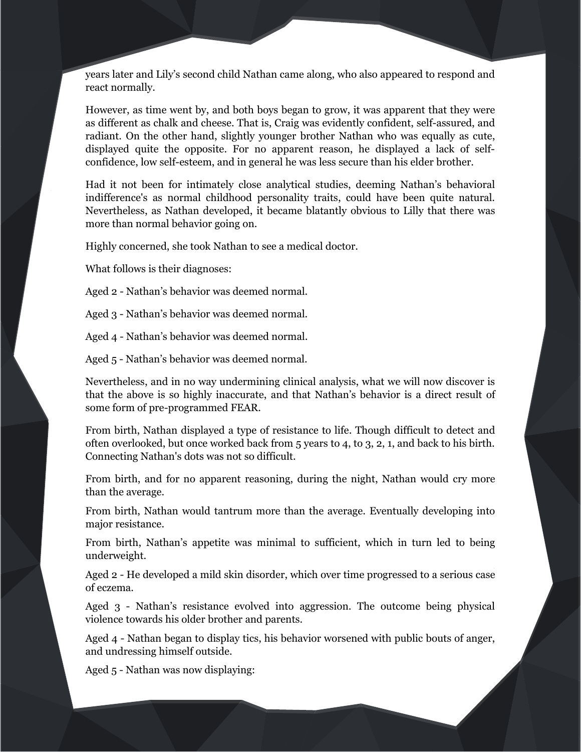years later and Lily's second child Nathan came along, who also appeared to respond and react normally.

However, as time went by, and both boys began to grow, it was apparent that they were as different as chalk and cheese. That is, Craig was evidently confident, self-assured, and radiant. On the other hand, slightly younger brother Nathan who was equally as cute, displayed quite the opposite. For no apparent reason, he displayed a lack of self-confidence, low self-esteem, and in general he was less secure than his elder brother.

Had it not been for intimately close analytical studies, deeming Nathan's behavioral indifference's as normal childhood personality traits, could have been quite natural. Nevertheless, as Nathan developed, it became blatantly obvious to Lilly that there was more than normal behavior going on.

Highly concerned, she took Nathan to see a medical doctor.

What follows is their diagnoses:

Aged 2 - Nathan's behavior was deemed normal.

Aged 3 - Nathan's behavior was deemed normal.

Aged 4 - Nathan's behavior was deemed normal.

Aged 5 - Nathan's behavior was deemed normal.

Nevertheless, and in no way undermining clinical analysis, what we will now discover is that the above is so highly inaccurate, and that Nathan's behavior is a direct result of some form of pre-programmed FEAR.

From birth, Nathan displayed a type of resistance to life. Though difficult to detect and often overlooked, but once worked back from 5 years to 4, to 3, 2, 1, and back to his birth. Connecting Nathan's dots was not so difficult.

From birth, and for no apparent reasoning, during the night, Nathan would cry more than the average.

From birth, Nathan would tantrum more than the average. Eventually developing into major resistance.

From birth, Nathan's appetite was minimal to sufficient, which in turn led to being underweight.

Aged 2 - He developed a mild skin disorder, which over time progressed to a serious case of eczema.

Aged 3 - Nathan's resistance evolved into aggression. The outcome being physical violence towards his older brother and parents.

Aged 4 - Nathan began to display tics, his behavior worsened with public bouts of anger, and undressing himself outside.

Aged 5 - Nathan was now displaying: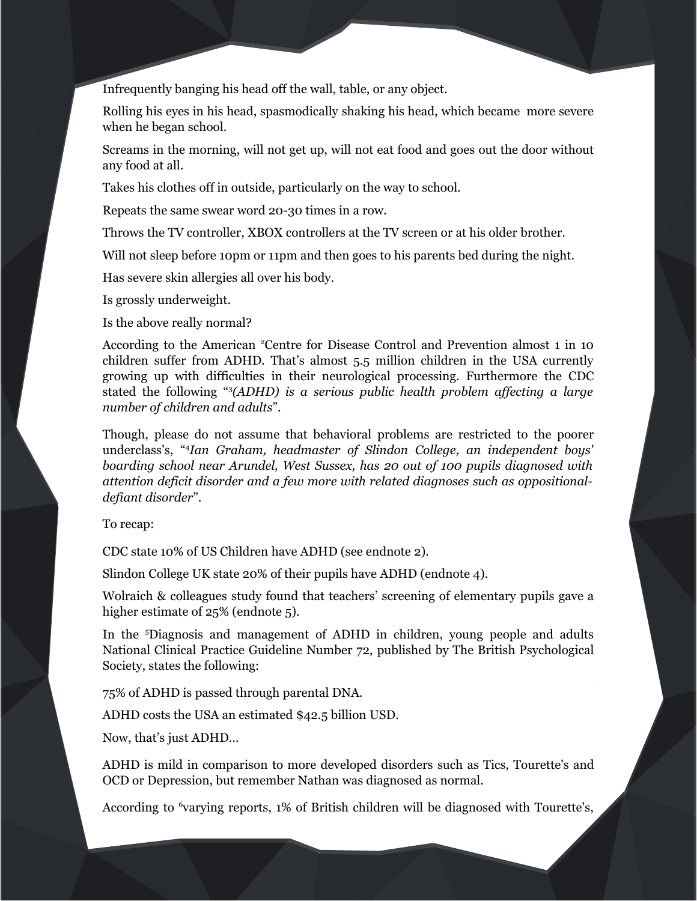Infrequently banging his head off the wall, table, or any object.

Rolling his eyes in his head, spasmodically shaking his head, which became more severe when he began school.

Screams in the morning, will not get up, will not eat food and goes out the door without any food at all.

Takes his clothes off in outside, particularly on the way to school.

Repeats the same swear word 20-30 times in a row.

Throws the TV controller, XBOX controllers at the TV screen or at his older brother.

Will not sleep before 10pm or 11pm and then goes to his parents bed during the night.

Has severe skin allergies all over his body.

Is grossly underweight.

Is the above really normal?

According to the American [2]Centre for Disease Control and Prevention almost 1 in 10 children suffer from ADHD. That's almost 5.5 million children in the USA currently growing up with difficulties in their neurological processing. Furthermore the CDC stated the following "[3]*(ADHD) is a serious public health problem affecting a large number of children and adults*".

Though, please do not assume that behavioral problems are restricted to the poorer underclass's, "[4]*Ian Graham, headmaster of Slindon College, an independent boys' boarding school near Arundel, West Sussex, has 20 out of 100 pupils diagnosed with attention deficit disorder and a few more with related diagnoses such as oppositional-defiant disorder*".

To recap:

CDC state 10% of US Children have ADHD (see endnote 2).

Slindon College UK state 20% of their pupils have ADHD (endnote 4).

Wolraich & colleagues study found that teachers' screening of elementary pupils gave a higher estimate of 25% (endnote 5).

In the [5]Diagnosis and management of ADHD in children, young people and adults National Clinical Practice Guideline Number 72, published by The British Psychological Society, states the following:

75% of ADHD is passed through parental DNA.

ADHD costs the USA an estimated $42.5 billion USD.

Now, that's just ADHD…

ADHD is mild in comparison to more developed disorders such as Tics, Tourette's and OCD or Depression, but remember Nathan was diagnosed as normal.

According to [6]varying reports, 1% of British children will be diagnosed with Tourette's,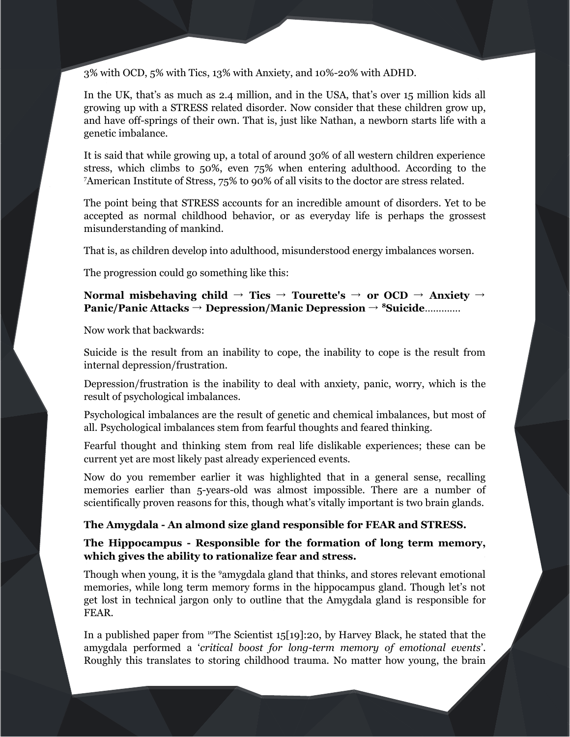3% with OCD, 5% with Tics, 13% with Anxiety, and 10%-20% with ADHD.

In the UK, that's as much as 2.4 million, and in the USA, that's over 15 million kids all growing up with a STRESS related disorder. Now consider that these children grow up, and have off-springs of their own. That is, just like Nathan, a newborn starts life with a genetic imbalance.

It is said that while growing up, a total of around 30% of all western children experience stress, which climbs to 50%, even 75% when entering adulthood. According to the [7]American Institute of Stress, 75% to 90% of all visits to the doctor are stress related.

The point being that STRESS accounts for an incredible amount of disorders. Yet to be accepted as normal childhood behavior, or as everyday life is perhaps the grossest misunderstanding of mankind.

That is, as children develop into adulthood, misunderstood energy imbalances worsen.

The progression could go something like this:

**Normal misbehaving child → Tics → Tourette's → or OCD → Anxiety → Panic/Panic Attacks → Depression/Manic Depression → [8]Suicide**…………

Now work that backwards:

Suicide is the result from an inability to cope, the inability to cope is the result from internal depression/frustration.

Depression/frustration is the inability to deal with anxiety, panic, worry, which is the result of psychological imbalances.

Psychological imbalances are the result of genetic and chemical imbalances, but most of all. Psychological imbalances stem from fearful thoughts and feared thinking.

Fearful thought and thinking stem from real life dislikable experiences; these can be current yet are most likely past already experienced events.

Now do you remember earlier it was highlighted that in a general sense, recalling memories earlier than 5-years-old was almost impossible. There are a number of scientifically proven reasons for this, though what's vitally important is two brain glands.

**The Amygdala - An almond size gland responsible for FEAR and STRESS.**

**The Hippocampus - Responsible for the formation of long term memory, which gives the ability to rationalize fear and stress.**

Though when young, it is the [9]amygdala gland that thinks, and stores relevant emotional memories, while long term memory forms in the hippocampus gland. Though let's not get lost in technical jargon only to outline that the Amygdala gland is responsible for FEAR.

In a published paper from [10]The Scientist 15[19]:20, by Harvey Black, he stated that the amygdala performed a '*critical boost for long-term memory of emotional events*'. Roughly this translates to storing childhood trauma. No matter how young, the brain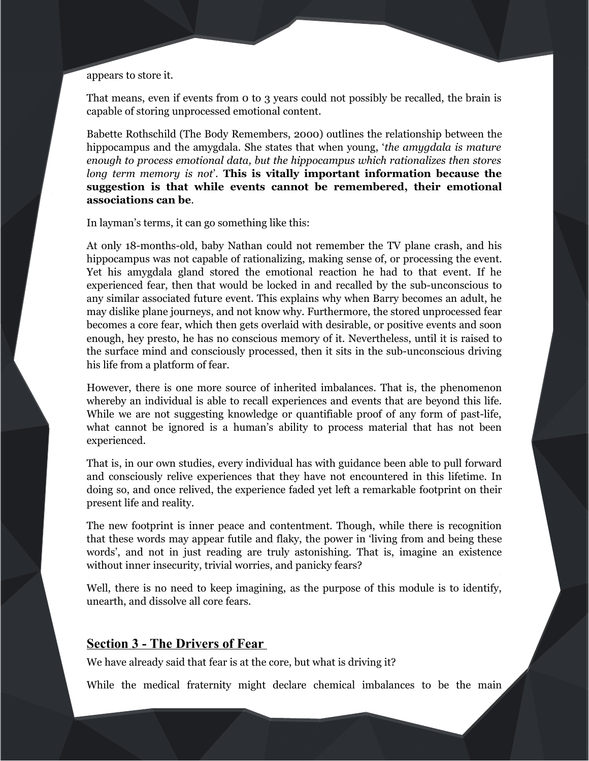appears to store it.

That means, even if events from 0 to 3 years could not possibly be recalled, the brain is capable of storing unprocessed emotional content.

Babette Rothschild (The Body Remembers, 2000) outlines the relationship between the hippocampus and the amygdala. She states that when young, '*the amygdala is mature enough to process emotional data, but the hippocampus which rationalizes then stores long term memory is not*'. **This is vitally important information because the suggestion is that while events cannot be remembered, their emotional associations can be**.

In layman's terms, it can go something like this:

At only 18-months-old, baby Nathan could not remember the TV plane crash, and his hippocampus was not capable of rationalizing, making sense of, or processing the event. Yet his amygdala gland stored the emotional reaction he had to that event. If he experienced fear, then that would be locked in and recalled by the sub-unconscious to any similar associated future event. This explains why when Barry becomes an adult, he may dislike plane journeys, and not know why. Furthermore, the stored unprocessed fear becomes a core fear, which then gets overlaid with desirable, or positive events and soon enough, hey presto, he has no conscious memory of it. Nevertheless, until it is raised to the surface mind and consciously processed, then it sits in the sub-unconscious driving his life from a platform of fear.

However, there is one more source of inherited imbalances. That is, the phenomenon whereby an individual is able to recall experiences and events that are beyond this life. While we are not suggesting knowledge or quantifiable proof of any form of past-life, what cannot be ignored is a human's ability to process material that has not been experienced.

That is, in our own studies, every individual has with guidance been able to pull forward and consciously relive experiences that they have not encountered in this lifetime. In doing so, and once relived, the experience faded yet left a remarkable footprint on their present life and reality.

The new footprint is inner peace and contentment. Though, while there is recognition that these words may appear futile and flaky, the power in 'living from and being these words', and not in just reading are truly astonishing. That is, imagine an existence without inner insecurity, trivial worries, and panicky fears?

Well, there is no need to keep imagining, as the purpose of this module is to identify, unearth, and dissolve all core fears.

## Section 3 - The Drivers of Fear

We have already said that fear is at the core, but what is driving it?

While the medical fraternity might declare chemical imbalances to be the main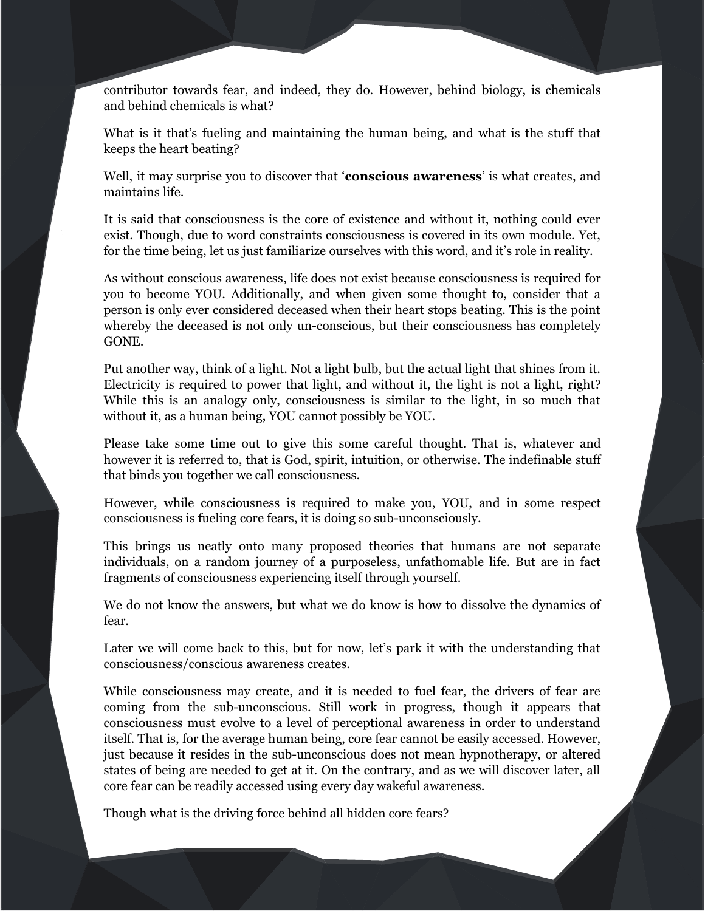contributor towards fear, and indeed, they do. However, behind biology, is chemicals and behind chemicals is what?

What is it that's fueling and maintaining the human being, and what is the stuff that keeps the heart beating?

Well, it may surprise you to discover that '**conscious awareness**' is what creates, and maintains life.

It is said that consciousness is the core of existence and without it, nothing could ever exist. Though, due to word constraints consciousness is covered in its own module. Yet, for the time being, let us just familiarize ourselves with this word, and it's role in reality.

As without conscious awareness, life does not exist because consciousness is required for you to become YOU. Additionally, and when given some thought to, consider that a person is only ever considered deceased when their heart stops beating. This is the point whereby the deceased is not only un-conscious, but their consciousness has completely GONE.

Put another way, think of a light. Not a light bulb, but the actual light that shines from it. Electricity is required to power that light, and without it, the light is not a light, right? While this is an analogy only, consciousness is similar to the light, in so much that without it, as a human being, YOU cannot possibly be YOU.

Please take some time out to give this some careful thought. That is, whatever and however it is referred to, that is God, spirit, intuition, or otherwise. The indefinable stuff that binds you together we call consciousness.

However, while consciousness is required to make you, YOU, and in some respect consciousness is fueling core fears, it is doing so sub-unconsciously.

This brings us neatly onto many proposed theories that humans are not separate individuals, on a random journey of a purposeless, unfathomable life. But are in fact fragments of consciousness experiencing itself through yourself.

We do not know the answers, but what we do know is how to dissolve the dynamics of fear.

Later we will come back to this, but for now, let's park it with the understanding that consciousness/conscious awareness creates.

While consciousness may create, and it is needed to fuel fear, the drivers of fear are coming from the sub-unconscious. Still work in progress, though it appears that consciousness must evolve to a level of perceptional awareness in order to understand itself. That is, for the average human being, core fear cannot be easily accessed. However, just because it resides in the sub-unconscious does not mean hypnotherapy, or altered states of being are needed to get at it. On the contrary, and as we will discover later, all core fear can be readily accessed using every day wakeful awareness.

Though what is the driving force behind all hidden core fears?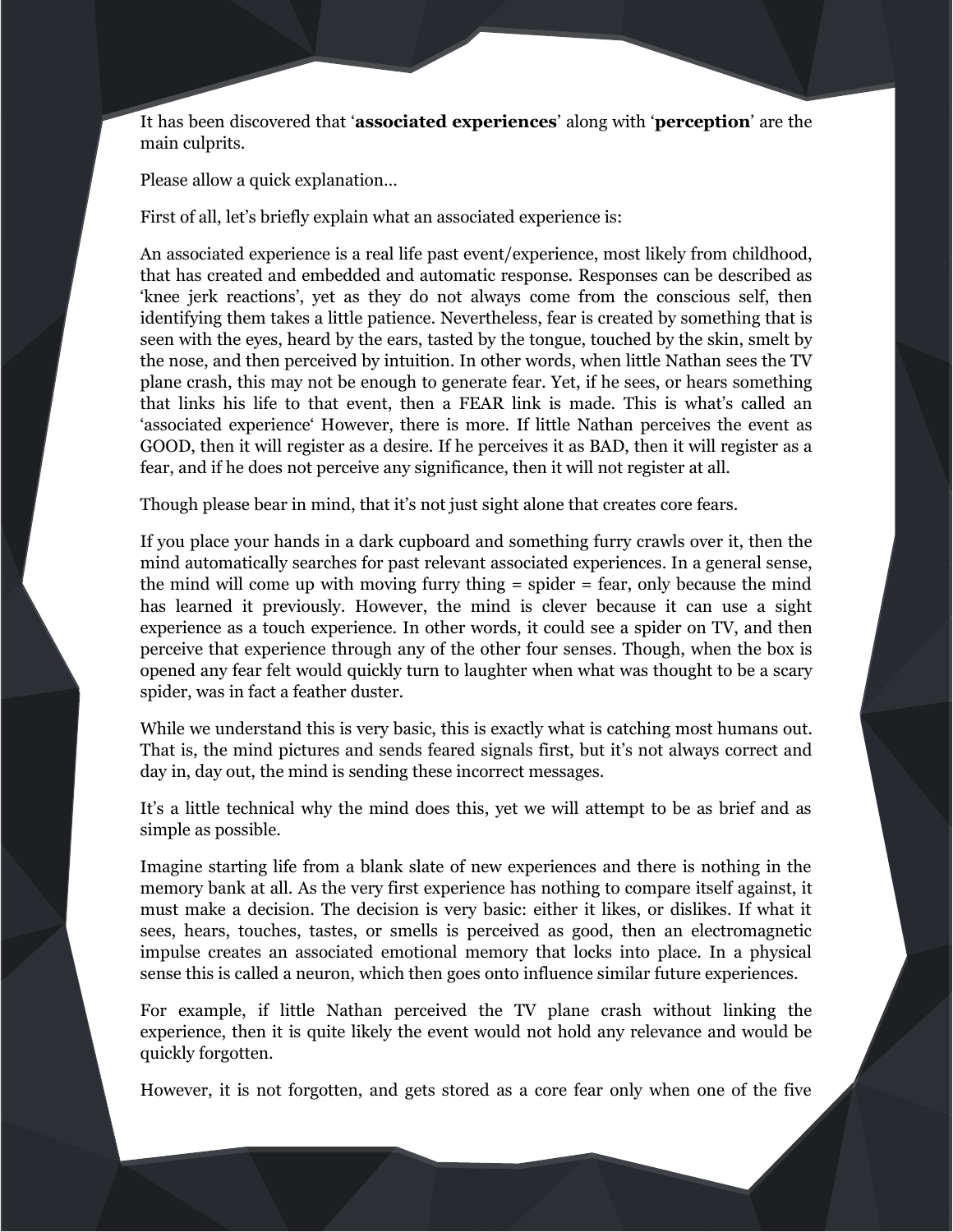It has been discovered that '**associated experiences**' along with '**perception**' are the main culprits.

Please allow a quick explanation…

First of all, let's briefly explain what an associated experience is:

An associated experience is a real life past event/experience, most likely from childhood, that has created and embedded and automatic response. Responses can be described as 'knee jerk reactions', yet as they do not always come from the conscious self, then identifying them takes a little patience. Nevertheless, fear is created by something that is seen with the eyes, heard by the ears, tasted by the tongue, touched by the skin, smelt by the nose, and then perceived by intuition. In other words, when little Nathan sees the TV plane crash, this may not be enough to generate fear. Yet, if he sees, or hears something that links his life to that event, then a FEAR link is made. This is what's called an 'associated experience' However, there is more. If little Nathan perceives the event as GOOD, then it will register as a desire. If he perceives it as BAD, then it will register as a fear, and if he does not perceive any significance, then it will not register at all.

Though please bear in mind, that it's not just sight alone that creates core fears.

If you place your hands in a dark cupboard and something furry crawls over it, then the mind automatically searches for past relevant associated experiences. In a general sense, the mind will come up with moving furry thing = spider = fear, only because the mind has learned it previously. However, the mind is clever because it can use a sight experience as a touch experience. In other words, it could see a spider on TV, and then perceive that experience through any of the other four senses. Though, when the box is opened any fear felt would quickly turn to laughter when what was thought to be a scary spider, was in fact a feather duster.

While we understand this is very basic, this is exactly what is catching most humans out. That is, the mind pictures and sends feared signals first, but it's not always correct and day in, day out, the mind is sending these incorrect messages.

It's a little technical why the mind does this, yet we will attempt to be as brief and as simple as possible.

Imagine starting life from a blank slate of new experiences and there is nothing in the memory bank at all. As the very first experience has nothing to compare itself against, it must make a decision. The decision is very basic: either it likes, or dislikes. If what it sees, hears, touches, tastes, or smells is perceived as good, then an electromagnetic impulse creates an associated emotional memory that locks into place. In a physical sense this is called a neuron, which then goes onto influence similar future experiences.

For example, if little Nathan perceived the TV plane crash without linking the experience, then it is quite likely the event would not hold any relevance and would be quickly forgotten.

However, it is not forgotten, and gets stored as a core fear only when one of the five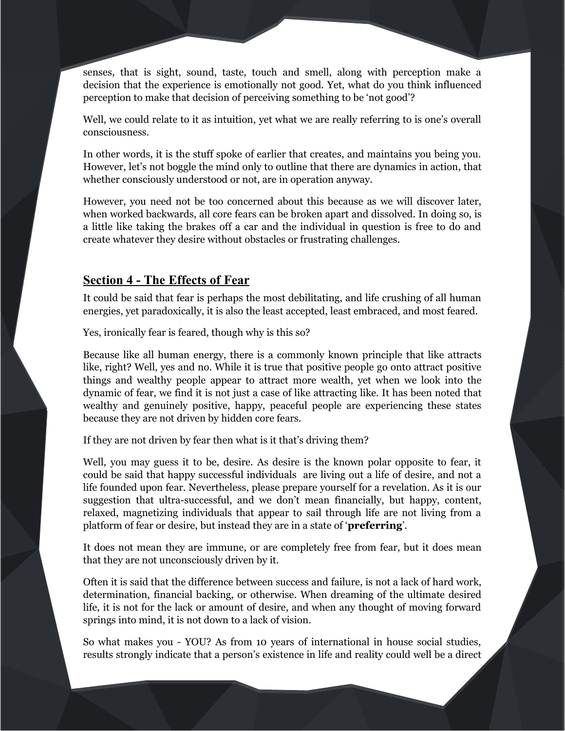senses, that is sight, sound, taste, touch and smell, along with perception make a decision that the experience is emotionally not good. Yet, what do you think influenced perception to make that decision of perceiving something to be 'not good'?

Well, we could relate to it as intuition, yet what we are really referring to is one's overall consciousness.

In other words, it is the stuff spoke of earlier that creates, and maintains you being you. However, let's not boggle the mind only to outline that there are dynamics in action, that whether consciously understood or not, are in operation anyway.

However, you need not be too concerned about this because as we will discover later, when worked backwards, all core fears can be broken apart and dissolved. In doing so, is a little like taking the brakes off a car and the individual in question is free to do and create whatever they desire without obstacles or frustrating challenges.

## Section 4 - The Effects of Fear

It could be said that fear is perhaps the most debilitating, and life crushing of all human energies, yet paradoxically, it is also the least accepted, least embraced, and most feared.

Yes, ironically fear is feared, though why is this so?

Because like all human energy, there is a commonly known principle that like attracts like, right? Well, yes and no. While it is true that positive people go onto attract positive things and wealthy people appear to attract more wealth, yet when we look into the dynamic of fear, we find it is not just a case of like attracting like. It has been noted that wealthy and genuinely positive, happy, peaceful people are experiencing these states because they are not driven by hidden core fears.

If they are not driven by fear then what is it that's driving them?

Well, you may guess it to be, desire. As desire is the known polar opposite to fear, it could be said that happy successful individuals are living out a life of desire, and not a life founded upon fear. Nevertheless, please prepare yourself for a revelation. As it is our suggestion that ultra-successful, and we don't mean financially, but happy, content, relaxed, magnetizing individuals that appear to sail through life are not living from a platform of fear or desire, but instead they are in a state of '**preferring**'.

It does not mean they are immune, or are completely free from fear, but it does mean that they are not unconsciously driven by it.

Often it is said that the difference between success and failure, is not a lack of hard work, determination, financial backing, or otherwise. When dreaming of the ultimate desired life, it is not for the lack or amount of desire, and when any thought of moving forward springs into mind, it is not down to a lack of vision.

So what makes you - YOU? As from 10 years of international in house social studies, results strongly indicate that a person's existence in life and reality could well be a direct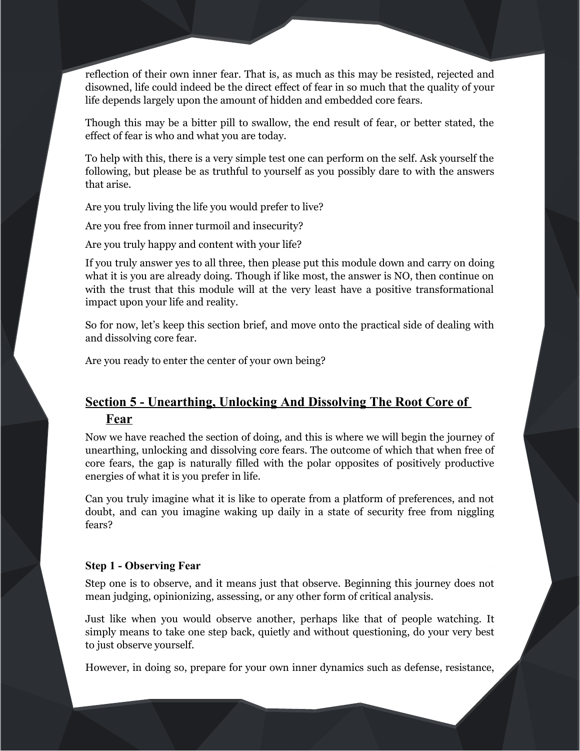reflection of their own inner fear. That is, as much as this may be resisted, rejected and disowned, life could indeed be the direct effect of fear in so much that the quality of your life depends largely upon the amount of hidden and embedded core fears.

Though this may be a bitter pill to swallow, the end result of fear, or better stated, the effect of fear is who and what you are today.

To help with this, there is a very simple test one can perform on the self. Ask yourself the following, but please be as truthful to yourself as you possibly dare to with the answers that arise.

Are you truly living the life you would prefer to live?

Are you free from inner turmoil and insecurity?

Are you truly happy and content with your life?

If you truly answer yes to all three, then please put this module down and carry on doing what it is you are already doing. Though if like most, the answer is NO, then continue on with the trust that this module will at the very least have a positive transformational impact upon your life and reality.

So for now, let's keep this section brief, and move onto the practical side of dealing with and dissolving core fear.

Are you ready to enter the center of your own being?

## Section 5 - Unearthing, Unlocking And Dissolving The Root Core of Fear

Now we have reached the section of doing, and this is where we will begin the journey of unearthing, unlocking and dissolving core fears. The outcome of which that when free of core fears, the gap is naturally filled with the polar opposites of positively productive energies of what it is you prefer in life.

Can you truly imagine what it is like to operate from a platform of preferences, and not doubt, and can you imagine waking up daily in a state of security free from niggling fears?

### Step 1 - Observing Fear

Step one is to observe, and it means just that observe. Beginning this journey does not mean judging, opinionizing, assessing, or any other form of critical analysis.

Just like when you would observe another, perhaps like that of people watching. It simply means to take one step back, quietly and without questioning, do your very best to just observe yourself.

However, in doing so, prepare for your own inner dynamics such as defense, resistance,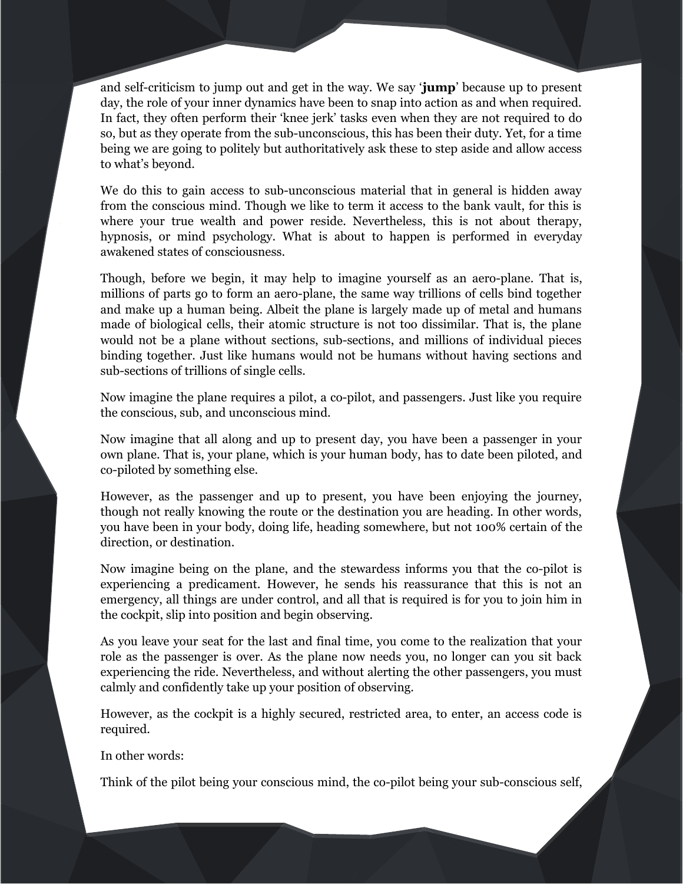and self-criticism to jump out and get in the way. We say '**jump**' because up to present day, the role of your inner dynamics have been to snap into action as and when required. In fact, they often perform their 'knee jerk' tasks even when they are not required to do so, but as they operate from the sub-unconscious, this has been their duty. Yet, for a time being we are going to politely but authoritatively ask these to step aside and allow access to what's beyond.

We do this to gain access to sub-unconscious material that in general is hidden away from the conscious mind. Though we like to term it access to the bank vault, for this is where your true wealth and power reside. Nevertheless, this is not about therapy, hypnosis, or mind psychology. What is about to happen is performed in everyday awakened states of consciousness.

Though, before we begin, it may help to imagine yourself as an aero-plane. That is, millions of parts go to form an aero-plane, the same way trillions of cells bind together and make up a human being. Albeit the plane is largely made up of metal and humans made of biological cells, their atomic structure is not too dissimilar. That is, the plane would not be a plane without sections, sub-sections, and millions of individual pieces binding together. Just like humans would not be humans without having sections and sub-sections of trillions of single cells.

Now imagine the plane requires a pilot, a co-pilot, and passengers. Just like you require the conscious, sub, and unconscious mind.

Now imagine that all along and up to present day, you have been a passenger in your own plane. That is, your plane, which is your human body, has to date been piloted, and co-piloted by something else.

However, as the passenger and up to present, you have been enjoying the journey, though not really knowing the route or the destination you are heading. In other words, you have been in your body, doing life, heading somewhere, but not 100% certain of the direction, or destination.

Now imagine being on the plane, and the stewardess informs you that the co-pilot is experiencing a predicament. However, he sends his reassurance that this is not an emergency, all things are under control, and all that is required is for you to join him in the cockpit, slip into position and begin observing.

As you leave your seat for the last and final time, you come to the realization that your role as the passenger is over. As the plane now needs you, no longer can you sit back experiencing the ride. Nevertheless, and without alerting the other passengers, you must calmly and confidently take up your position of observing.

However, as the cockpit is a highly secured, restricted area, to enter, an access code is required.

In other words:

Think of the pilot being your conscious mind, the co-pilot being your sub-conscious self,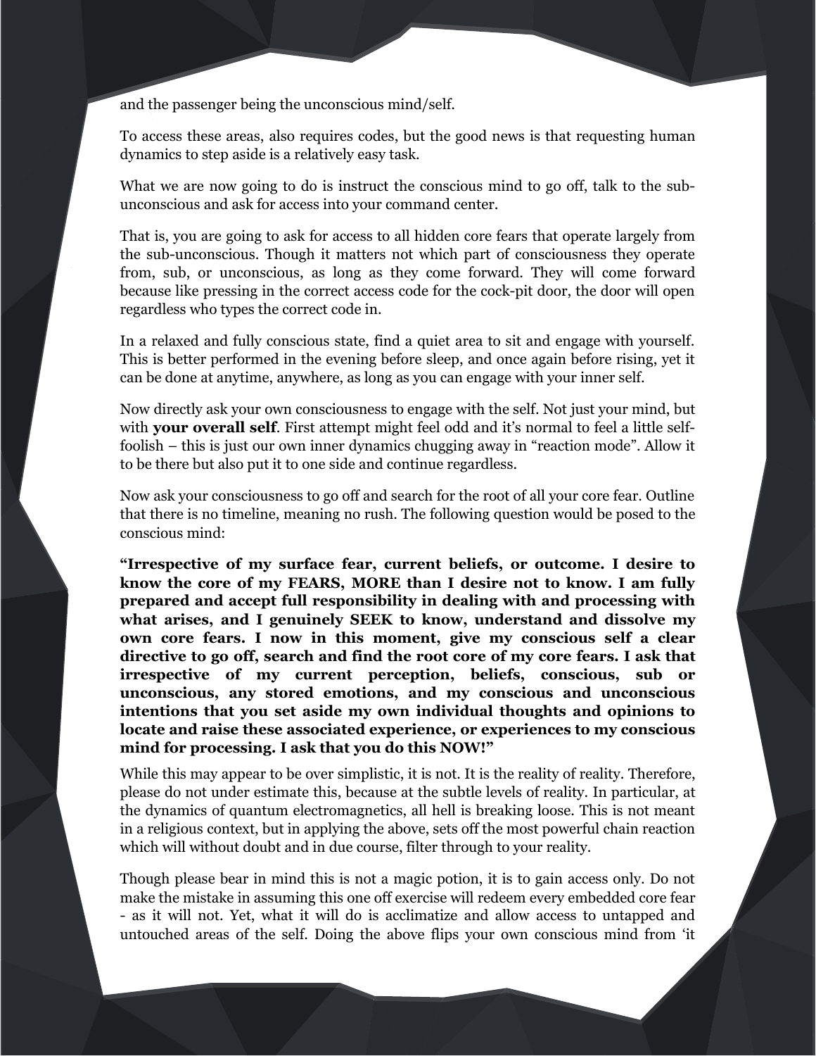and the passenger being the unconscious mind/self.

To access these areas, also requires codes, but the good news is that requesting human dynamics to step aside is a relatively easy task.

What we are now going to do is instruct the conscious mind to go off, talk to the sub-unconscious and ask for access into your command center.

That is, you are going to ask for access to all hidden core fears that operate largely from the sub-unconscious. Though it matters not which part of consciousness they operate from, sub, or unconscious, as long as they come forward. They will come forward because like pressing in the correct access code for the cock-pit door, the door will open regardless who types the correct code in.

In a relaxed and fully conscious state, find a quiet area to sit and engage with yourself. This is better performed in the evening before sleep, and once again before rising, yet it can be done at anytime, anywhere, as long as you can engage with your inner self.

Now directly ask your own consciousness to engage with the self. Not just your mind, but with **your overall self**. First attempt might feel odd and it's normal to feel a little self-foolish – this is just our own inner dynamics chugging away in "reaction mode". Allow it to be there but also put it to one side and continue regardless.

Now ask your consciousness to go off and search for the root of all your core fear. Outline that there is no timeline, meaning no rush. The following question would be posed to the conscious mind:

**"Irrespective of my surface fear, current beliefs, or outcome. I desire to know the core of my FEARS, MORE than I desire not to know. I am fully prepared and accept full responsibility in dealing with and processing with what arises, and I genuinely SEEK to know, understand and dissolve my own core fears. I now in this moment, give my conscious self a clear directive to go off, search and find the root core of my core fears. I ask that irrespective of my current perception, beliefs, conscious, sub or unconscious, any stored emotions, and my conscious and unconscious intentions that you set aside my own individual thoughts and opinions to locate and raise these associated experience, or experiences to my conscious mind for processing. I ask that you do this NOW!"**

While this may appear to be over simplistic, it is not. It is the reality of reality. Therefore, please do not under estimate this, because at the subtle levels of reality. In particular, at the dynamics of quantum electromagnetics, all hell is breaking loose. This is not meant in a religious context, but in applying the above, sets off the most powerful chain reaction which will without doubt and in due course, filter through to your reality.

Though please bear in mind this is not a magic potion, it is to gain access only. Do not make the mistake in assuming this one off exercise will redeem every embedded core fear - as it will not. Yet, what it will do is acclimatize and allow access to untapped and untouched areas of the self. Doing the above flips your own conscious mind from 'it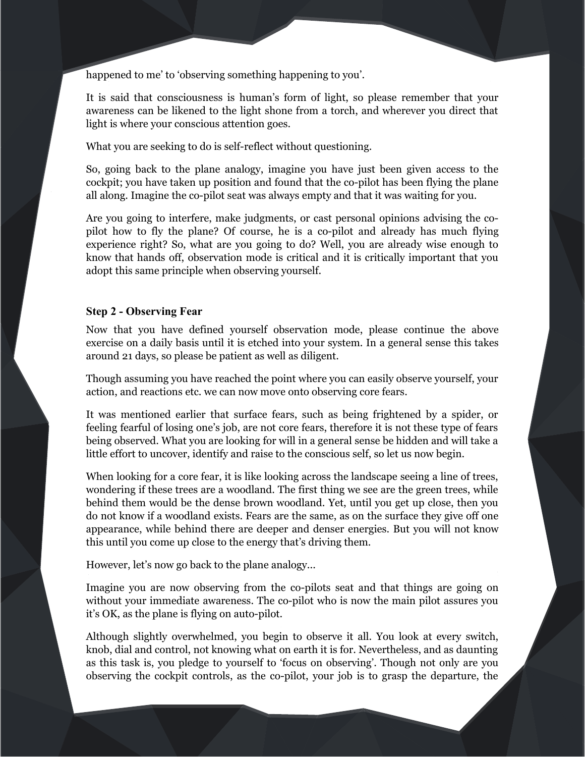happened to me' to 'observing something happening to you'.

It is said that consciousness is human's form of light, so please remember that your awareness can be likened to the light shone from a torch, and wherever you direct that light is where your conscious attention goes.

What you are seeking to do is self-reflect without questioning.

So, going back to the plane analogy, imagine you have just been given access to the cockpit; you have taken up position and found that the co-pilot has been flying the plane all along. Imagine the co-pilot seat was always empty and that it was waiting for you.

Are you going to interfere, make judgments, or cast personal opinions advising the co-pilot how to fly the plane? Of course, he is a co-pilot and already has much flying experience right? So, what are you going to do? Well, you are already wise enough to know that hands off, observation mode is critical and it is critically important that you adopt this same principle when observing yourself.

### Step 2 - Observing Fear

Now that you have defined yourself observation mode, please continue the above exercise on a daily basis until it is etched into your system. In a general sense this takes around 21 days, so please be patient as well as diligent.

Though assuming you have reached the point where you can easily observe yourself, your action, and reactions etc. we can now move onto observing core fears.

It was mentioned earlier that surface fears, such as being frightened by a spider, or feeling fearful of losing one's job, are not core fears, therefore it is not these type of fears being observed. What you are looking for will in a general sense be hidden and will take a little effort to uncover, identify and raise to the conscious self, so let us now begin.

When looking for a core fear, it is like looking across the landscape seeing a line of trees, wondering if these trees are a woodland. The first thing we see are the green trees, while behind them would be the dense brown woodland. Yet, until you get up close, then you do not know if a woodland exists. Fears are the same, as on the surface they give off one appearance, while behind there are deeper and denser energies. But you will not know this until you come up close to the energy that's driving them.

However, let's now go back to the plane analogy…

Imagine you are now observing from the co-pilots seat and that things are going on without your immediate awareness. The co-pilot who is now the main pilot assures you it's OK, as the plane is flying on auto-pilot.

Although slightly overwhelmed, you begin to observe it all. You look at every switch, knob, dial and control, not knowing what on earth it is for. Nevertheless, and as daunting as this task is, you pledge to yourself to 'focus on observing'. Though not only are you observing the cockpit controls, as the co-pilot, your job is to grasp the departure, the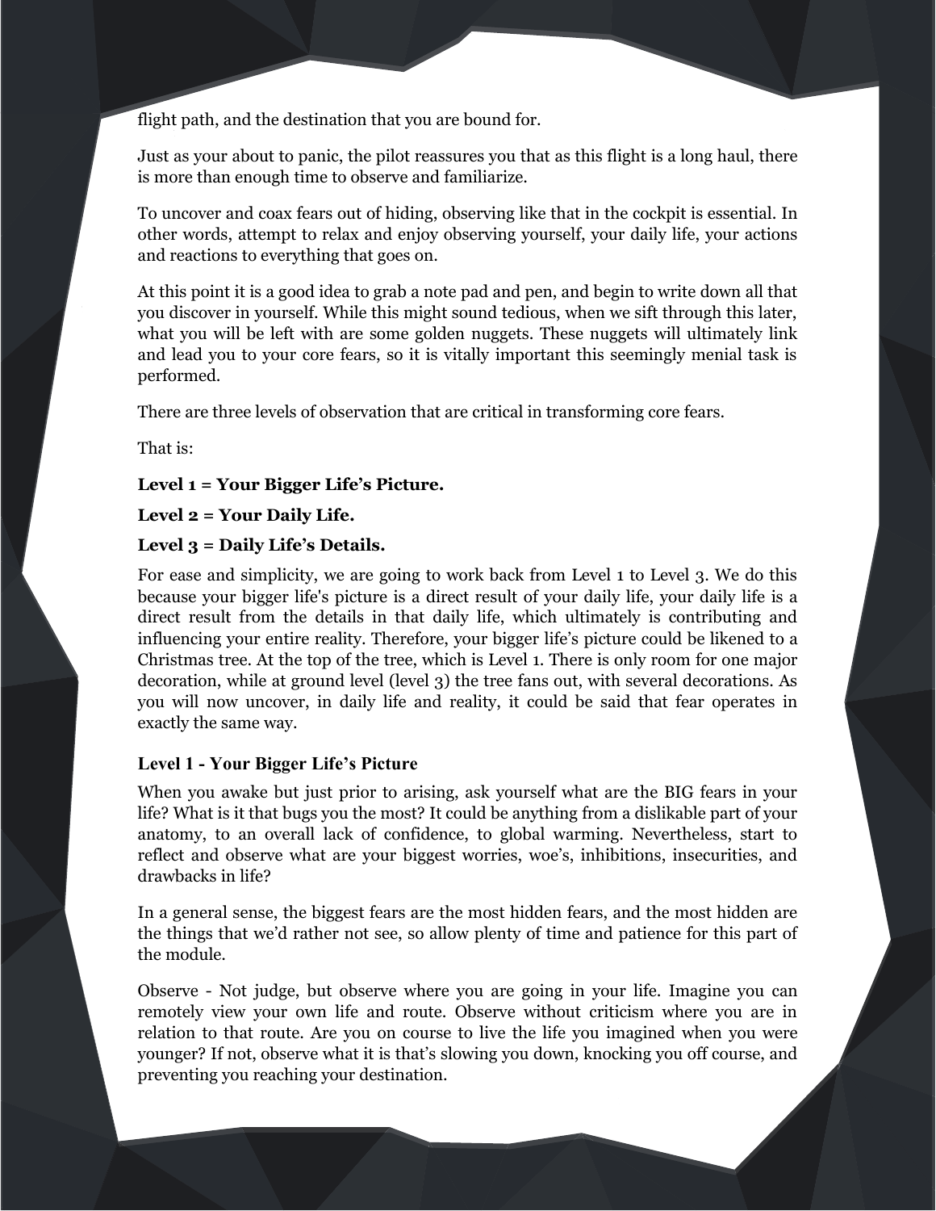flight path, and the destination that you are bound for.

Just as your about to panic, the pilot reassures you that as this flight is a long haul, there is more than enough time to observe and familiarize.

To uncover and coax fears out of hiding, observing like that in the cockpit is essential. In other words, attempt to relax and enjoy observing yourself, your daily life, your actions and reactions to everything that goes on.

At this point it is a good idea to grab a note pad and pen, and begin to write down all that you discover in yourself. While this might sound tedious, when we sift through this later, what you will be left with are some golden nuggets. These nuggets will ultimately link and lead you to your core fears, so it is vitally important this seemingly menial task is performed.

There are three levels of observation that are critical in transforming core fears.

That is:

**Level 1 = Your Bigger Life's Picture.**

**Level 2 = Your Daily Life.**

**Level 3 = Daily Life's Details.**

For ease and simplicity, we are going to work back from Level 1 to Level 3. We do this because your bigger life's picture is a direct result of your daily life, your daily life is a direct result from the details in that daily life, which ultimately is contributing and influencing your entire reality. Therefore, your bigger life's picture could be likened to a Christmas tree. At the top of the tree, which is Level 1. There is only room for one major decoration, while at ground level (level 3) the tree fans out, with several decorations. As you will now uncover, in daily life and reality, it could be said that fear operates in exactly the same way.

### Level 1 - Your Bigger Life's Picture

When you awake but just prior to arising, ask yourself what are the BIG fears in your life? What is it that bugs you the most? It could be anything from a dislikable part of your anatomy, to an overall lack of confidence, to global warming. Nevertheless, start to reflect and observe what are your biggest worries, woe's, inhibitions, insecurities, and drawbacks in life?

In a general sense, the biggest fears are the most hidden fears, and the most hidden are the things that we'd rather not see, so allow plenty of time and patience for this part of the module.

Observe - Not judge, but observe where you are going in your life. Imagine you can remotely view your own life and route. Observe without criticism where you are in relation to that route. Are you on course to live the life you imagined when you were younger? If not, observe what it is that's slowing you down, knocking you off course, and preventing you reaching your destination.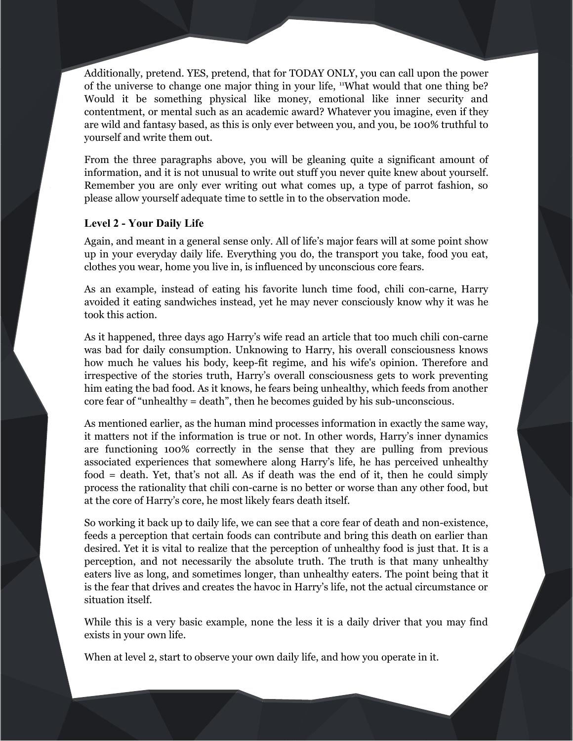Additionally, pretend. YES, pretend, that for TODAY ONLY, you can call upon the power of the universe to change one major thing in your life, "What would that one thing be? Would it be something physical like money, emotional like inner security and contentment, or mental such as an academic award? Whatever you imagine, even if they are wild and fantasy based, as this is only ever between you, and you, be 100% truthful to yourself and write them out.

From the three paragraphs above, you will be gleaning quite a significant amount of information, and it is not unusual to write out stuff you never quite knew about yourself. Remember you are only ever writing out what comes up, a type of parrot fashion, so please allow yourself adequate time to settle in to the observation mode.

### Level 2 - Your Daily Life

Again, and meant in a general sense only. All of life's major fears will at some point show up in your everyday daily life. Everything you do, the transport you take, food you eat, clothes you wear, home you live in, is influenced by unconscious core fears.

As an example, instead of eating his favorite lunch time food, chili con-carne, Harry avoided it eating sandwiches instead, yet he may never consciously know why it was he took this action.

As it happened, three days ago Harry's wife read an article that too much chili con-carne was bad for daily consumption. Unknowing to Harry, his overall consciousness knows how much he values his body, keep-fit regime, and his wife's opinion. Therefore and irrespective of the stories truth, Harry's overall consciousness gets to work preventing him eating the bad food. As it knows, he fears being unhealthy, which feeds from another core fear of "unhealthy = death", then he becomes guided by his sub-unconscious.

As mentioned earlier, as the human mind processes information in exactly the same way, it matters not if the information is true or not. In other words, Harry's inner dynamics are functioning 100% correctly in the sense that they are pulling from previous associated experiences that somewhere along Harry's life, he has perceived unhealthy food = death. Yet, that's not all. As if death was the end of it, then he could simply process the rationality that chili con-carne is no better or worse than any other food, but at the core of Harry's core, he most likely fears death itself.

So working it back up to daily life, we can see that a core fear of death and non-existence, feeds a perception that certain foods can contribute and bring this death on earlier than desired. Yet it is vital to realize that the perception of unhealthy food is just that. It is a perception, and not necessarily the absolute truth. The truth is that many unhealthy eaters live as long, and sometimes longer, than unhealthy eaters. The point being that it is the fear that drives and creates the havoc in Harry's life, not the actual circumstance or situation itself.

While this is a very basic example, none the less it is a daily driver that you may find exists in your own life.

When at level 2, start to observe your own daily life, and how you operate in it.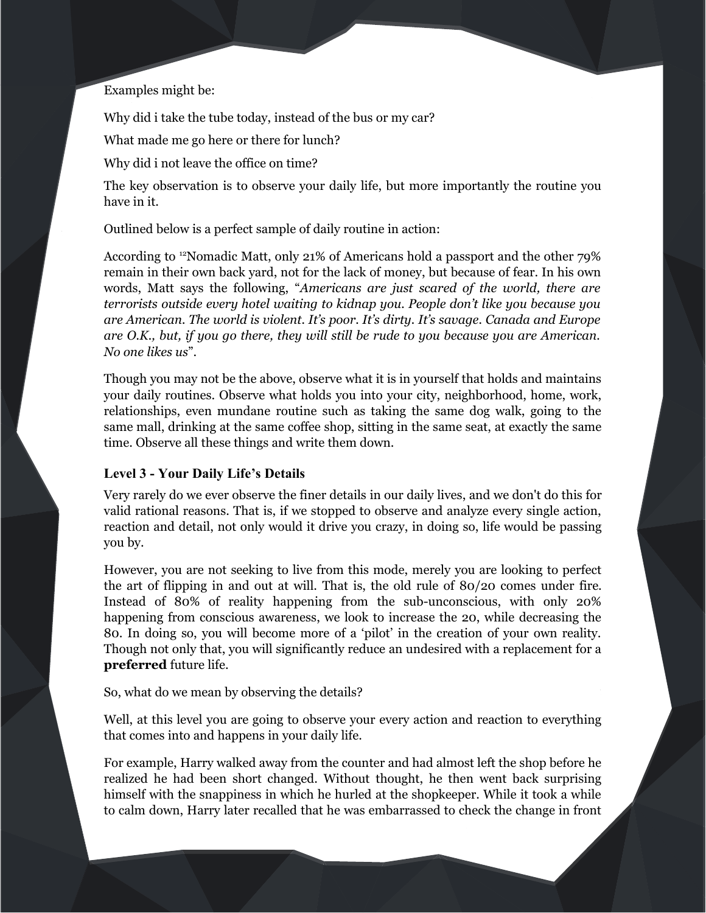Examples might be:

Why did i take the tube today, instead of the bus or my car?

What made me go here or there for lunch?

Why did i not leave the office on time?

The key observation is to observe your daily life, but more importantly the routine you have in it.

Outlined below is a perfect sample of daily routine in action:

According to [12]Nomadic Matt, only 21% of Americans hold a passport and the other 79% remain in their own back yard, not for the lack of money, but because of fear. In his own words, Matt says the following, "*Americans are just scared of the world, there are terrorists outside every hotel waiting to kidnap you. People don't like you because you are American. The world is violent. It's poor. It's dirty. It's savage. Canada and Europe are O.K., but, if you go there, they will still be rude to you because you are American. No one likes us*".

Though you may not be the above, observe what it is in yourself that holds and maintains your daily routines. Observe what holds you into your city, neighborhood, home, work, relationships, even mundane routine such as taking the same dog walk, going to the same mall, drinking at the same coffee shop, sitting in the same seat, at exactly the same time. Observe all these things and write them down.

### Level 3 - Your Daily Life's Details

Very rarely do we ever observe the finer details in our daily lives, and we don't do this for valid rational reasons. That is, if we stopped to observe and analyze every single action, reaction and detail, not only would it drive you crazy, in doing so, life would be passing you by.

However, you are not seeking to live from this mode, merely you are looking to perfect the art of flipping in and out at will. That is, the old rule of 80/20 comes under fire. Instead of 80% of reality happening from the sub-unconscious, with only 20% happening from conscious awareness, we look to increase the 20, while decreasing the 80. In doing so, you will become more of a 'pilot' in the creation of your own reality. Though not only that, you will significantly reduce an undesired with a replacement for a **preferred** future life.

So, what do we mean by observing the details?

Well, at this level you are going to observe your every action and reaction to everything that comes into and happens in your daily life.

For example, Harry walked away from the counter and had almost left the shop before he realized he had been short changed. Without thought, he then went back surprising himself with the snappiness in which he hurled at the shopkeeper. While it took a while to calm down, Harry later recalled that he was embarrassed to check the change in front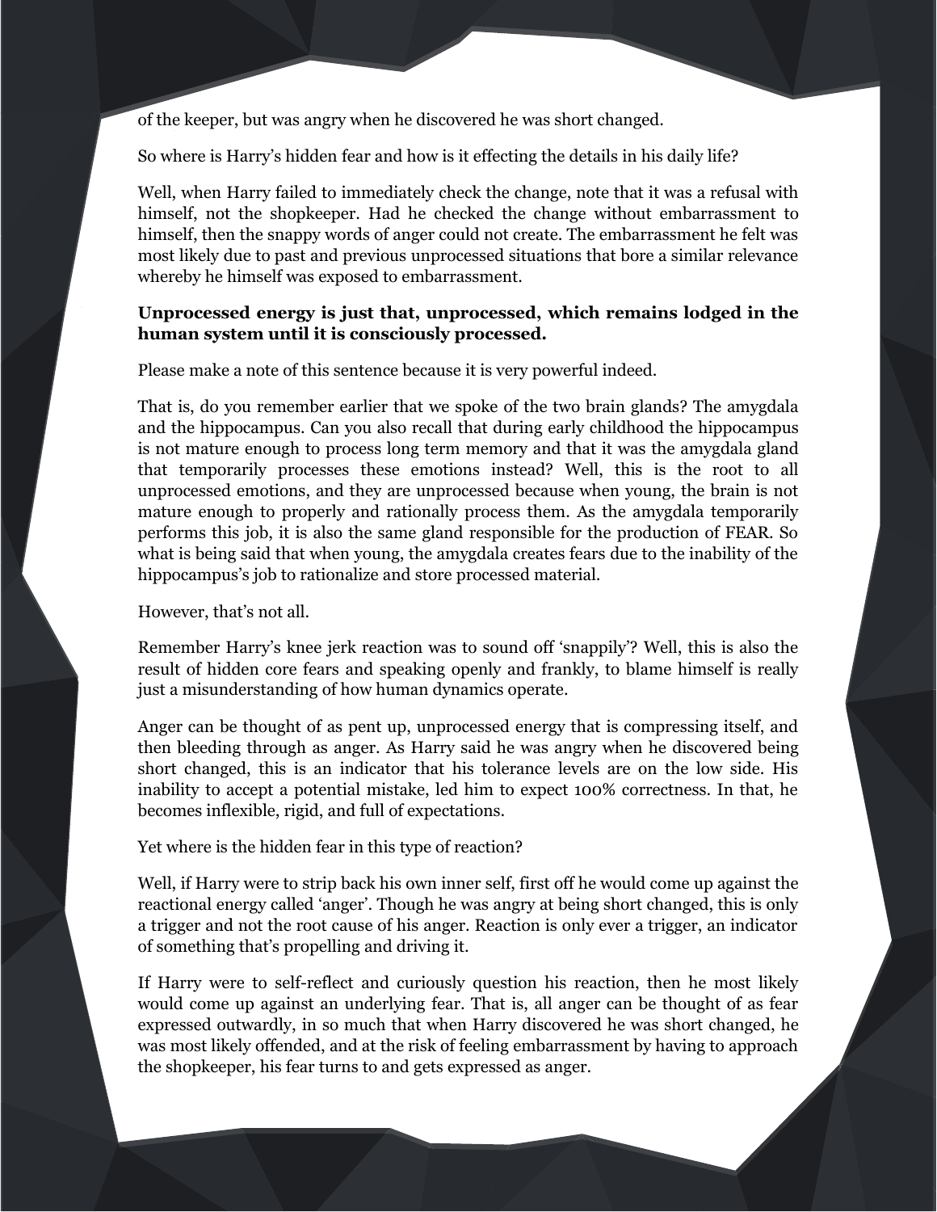of the keeper, but was angry when he discovered he was short changed.

So where is Harry's hidden fear and how is it effecting the details in his daily life?

Well, when Harry failed to immediately check the change, note that it was a refusal with himself, not the shopkeeper. Had he checked the change without embarrassment to himself, then the snappy words of anger could not create. The embarrassment he felt was most likely due to past and previous unprocessed situations that bore a similar relevance whereby he himself was exposed to embarrassment.

**Unprocessed energy is just that, unprocessed, which remains lodged in the human system until it is consciously processed.**

Please make a note of this sentence because it is very powerful indeed.

That is, do you remember earlier that we spoke of the two brain glands? The amygdala and the hippocampus. Can you also recall that during early childhood the hippocampus is not mature enough to process long term memory and that it was the amygdala gland that temporarily processes these emotions instead? Well, this is the root to all unprocessed emotions, and they are unprocessed because when young, the brain is not mature enough to properly and rationally process them. As the amygdala temporarily performs this job, it is also the same gland responsible for the production of FEAR. So what is being said that when young, the amygdala creates fears due to the inability of the hippocampus's job to rationalize and store processed material.

However, that's not all.

Remember Harry's knee jerk reaction was to sound off 'snappily'? Well, this is also the result of hidden core fears and speaking openly and frankly, to blame himself is really just a misunderstanding of how human dynamics operate.

Anger can be thought of as pent up, unprocessed energy that is compressing itself, and then bleeding through as anger. As Harry said he was angry when he discovered being short changed, this is an indicator that his tolerance levels are on the low side. His inability to accept a potential mistake, led him to expect 100% correctness. In that, he becomes inflexible, rigid, and full of expectations.

Yet where is the hidden fear in this type of reaction?

Well, if Harry were to strip back his own inner self, first off he would come up against the reactional energy called 'anger'. Though he was angry at being short changed, this is only a trigger and not the root cause of his anger. Reaction is only ever a trigger, an indicator of something that's propelling and driving it.

If Harry were to self-reflect and curiously question his reaction, then he most likely would come up against an underlying fear. That is, all anger can be thought of as fear expressed outwardly, in so much that when Harry discovered he was short changed, he was most likely offended, and at the risk of feeling embarrassment by having to approach the shopkeeper, his fear turns to and gets expressed as anger.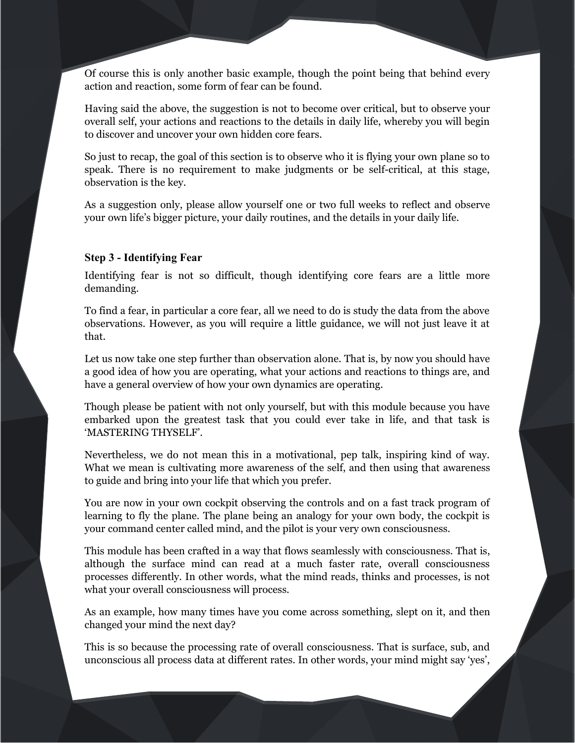Of course this is only another basic example, though the point being that behind every action and reaction, some form of fear can be found.

Having said the above, the suggestion is not to become over critical, but to observe your overall self, your actions and reactions to the details in daily life, whereby you will begin to discover and uncover your own hidden core fears.

So just to recap, the goal of this section is to observe who it is flying your own plane so to speak. There is no requirement to make judgments or be self-critical, at this stage, observation is the key.

As a suggestion only, please allow yourself one or two full weeks to reflect and observe your own life's bigger picture, your daily routines, and the details in your daily life.

**Step 3 - Identifying Fear**

Identifying fear is not so difficult, though identifying core fears are a little more demanding.

To find a fear, in particular a core fear, all we need to do is study the data from the above observations. However, as you will require a little guidance, we will not just leave it at that.

Let us now take one step further than observation alone. That is, by now you should have a good idea of how you are operating, what your actions and reactions to things are, and have a general overview of how your own dynamics are operating.

Though please be patient with not only yourself, but with this module because you have embarked upon the greatest task that you could ever take in life, and that task is 'MASTERING THYSELF'.

Nevertheless, we do not mean this in a motivational, pep talk, inspiring kind of way. What we mean is cultivating more awareness of the self, and then using that awareness to guide and bring into your life that which you prefer.

You are now in your own cockpit observing the controls and on a fast track program of learning to fly the plane. The plane being an analogy for your own body, the cockpit is your command center called mind, and the pilot is your very own consciousness.

This module has been crafted in a way that flows seamlessly with consciousness. That is, although the surface mind can read at a much faster rate, overall consciousness processes differently. In other words, what the mind reads, thinks and processes, is not what your overall consciousness will process.

As an example, how many times have you come across something, slept on it, and then changed your mind the next day?

This is so because the processing rate of overall consciousness. That is surface, sub, and unconscious all process data at different rates. In other words, your mind might say 'yes',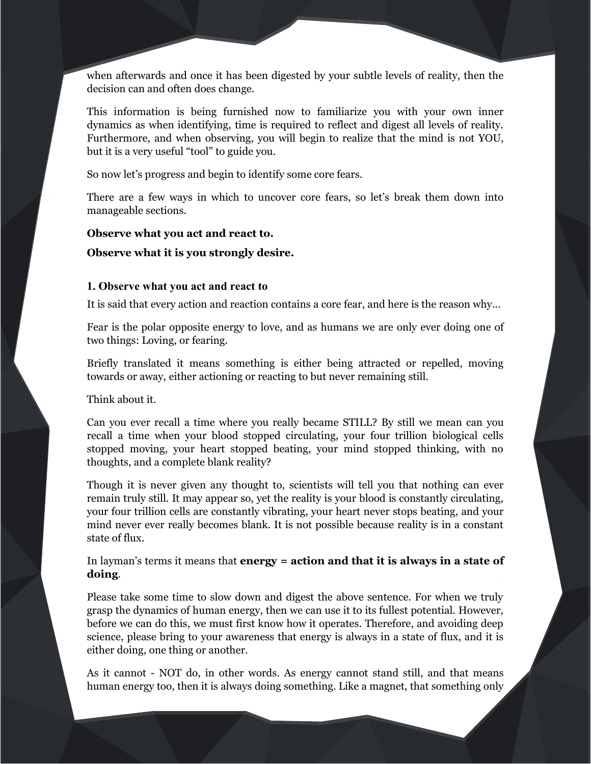when afterwards and once it has been digested by your subtle levels of reality, then the decision can and often does change.

This information is being furnished now to familiarize you with your own inner dynamics as when identifying, time is required to reflect and digest all levels of reality. Furthermore, and when observing, you will begin to realize that the mind is not YOU, but it is a very useful "tool" to guide you.

So now let's progress and begin to identify some core fears.

There are a few ways in which to uncover core fears, so let's break them down into manageable sections.

**Observe what you act and react to.**

**Observe what it is you strongly desire.**

### 1. Observe what you act and react to

It is said that every action and reaction contains a core fear, and here is the reason why…

Fear is the polar opposite energy to love, and as humans we are only ever doing one of two things: Loving, or fearing.

Briefly translated it means something is either being attracted or repelled, moving towards or away, either actioning or reacting to but never remaining still.

Think about it.

Can you ever recall a time where you really became STILL? By still we mean can you recall a time when your blood stopped circulating, your four trillion biological cells stopped moving, your heart stopped beating, your mind stopped thinking, with no thoughts, and a complete blank reality?

Though it is never given any thought to, scientists will tell you that nothing can ever remain truly still. It may appear so, yet the reality is your blood is constantly circulating, your four trillion cells are constantly vibrating, your heart never stops beating, and your mind never ever really becomes blank. It is not possible because reality is in a constant state of flux.

In layman's terms it means that **energy = action and that it is always in a state of doing**.

Please take some time to slow down and digest the above sentence. For when we truly grasp the dynamics of human energy, then we can use it to its fullest potential. However, before we can do this, we must first know how it operates. Therefore, and avoiding deep science, please bring to your awareness that energy is always in a state of flux, and it is either doing, one thing or another.

As it cannot - NOT do, in other words. As energy cannot stand still, and that means human energy too, then it is always doing something. Like a magnet, that something only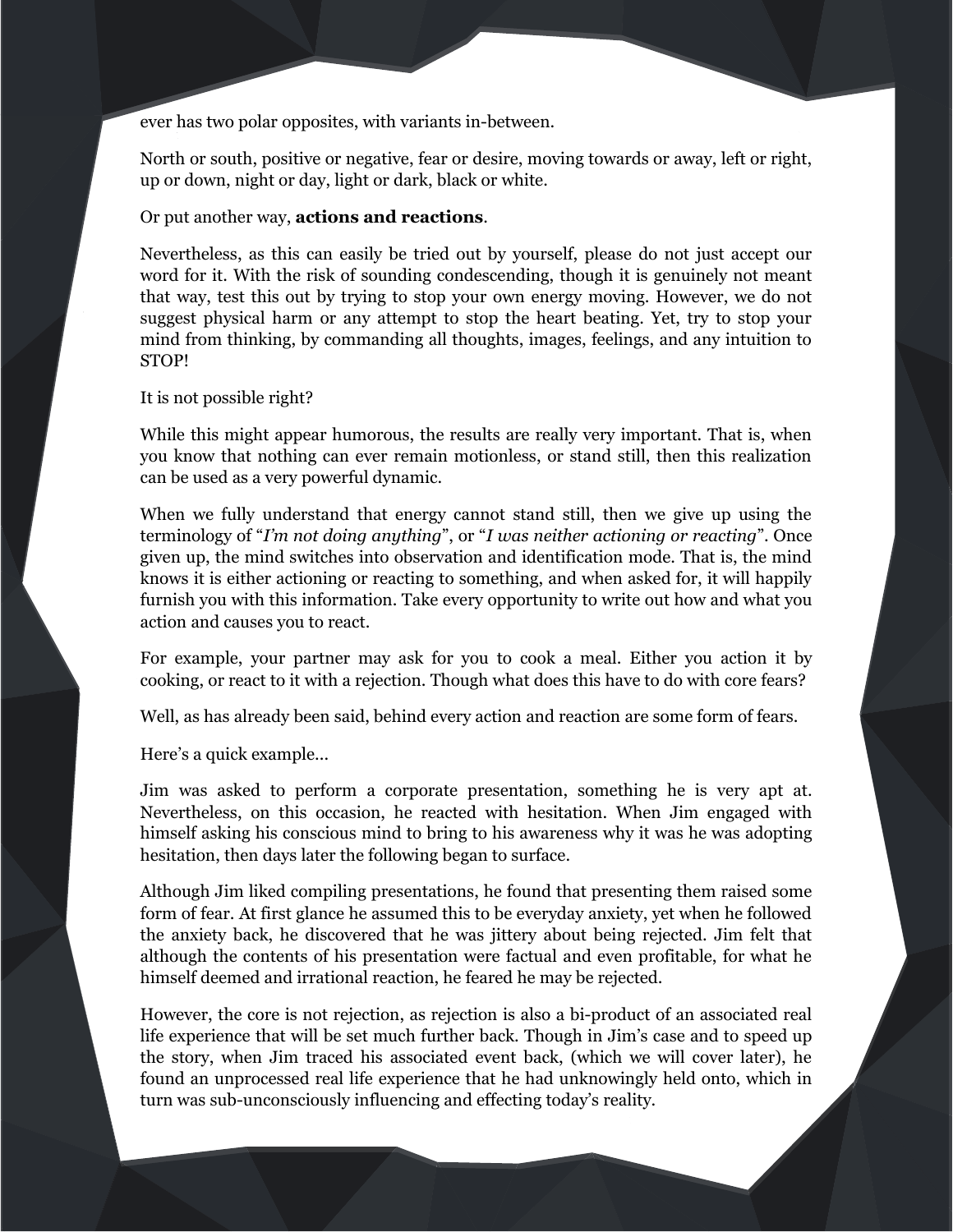ever has two polar opposites, with variants in-between.

North or south, positive or negative, fear or desire, moving towards or away, left or right, up or down, night or day, light or dark, black or white.

Or put another way, **actions and reactions**.

Nevertheless, as this can easily be tried out by yourself, please do not just accept our word for it. With the risk of sounding condescending, though it is genuinely not meant that way, test this out by trying to stop your own energy moving. However, we do not suggest physical harm or any attempt to stop the heart beating. Yet, try to stop your mind from thinking, by commanding all thoughts, images, feelings, and any intuition to STOP!

It is not possible right?

While this might appear humorous, the results are really very important. That is, when you know that nothing can ever remain motionless, or stand still, then this realization can be used as a very powerful dynamic.

When we fully understand that energy cannot stand still, then we give up using the terminology of "*I'm not doing anything*", or "*I was neither actioning or reacting*". Once given up, the mind switches into observation and identification mode. That is, the mind knows it is either actioning or reacting to something, and when asked for, it will happily furnish you with this information. Take every opportunity to write out how and what you action and causes you to react.

For example, your partner may ask for you to cook a meal. Either you action it by cooking, or react to it with a rejection. Though what does this have to do with core fears?

Well, as has already been said, behind every action and reaction are some form of fears.

Here's a quick example…

Jim was asked to perform a corporate presentation, something he is very apt at. Nevertheless, on this occasion, he reacted with hesitation. When Jim engaged with himself asking his conscious mind to bring to his awareness why it was he was adopting hesitation, then days later the following began to surface.

Although Jim liked compiling presentations, he found that presenting them raised some form of fear. At first glance he assumed this to be everyday anxiety, yet when he followed the anxiety back, he discovered that he was jittery about being rejected. Jim felt that although the contents of his presentation were factual and even profitable, for what he himself deemed and irrational reaction, he feared he may be rejected.

However, the core is not rejection, as rejection is also a bi-product of an associated real life experience that will be set much further back. Though in Jim's case and to speed up the story, when Jim traced his associated event back, (which we will cover later), he found an unprocessed real life experience that he had unknowingly held onto, which in turn was sub-unconsciously influencing and effecting today's reality.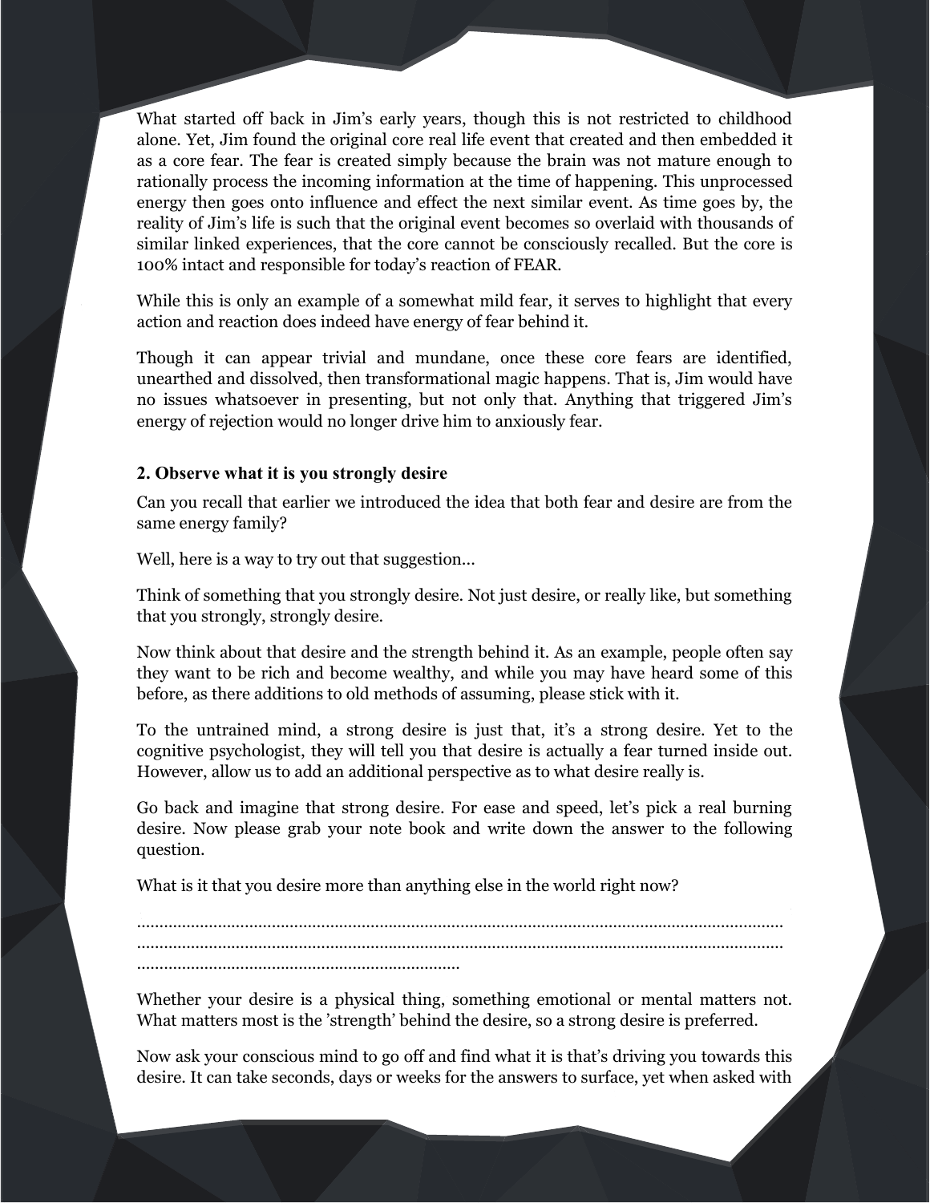What started off back in Jim's early years, though this is not restricted to childhood alone. Yet, Jim found the original core real life event that created and then embedded it as a core fear. The fear is created simply because the brain was not mature enough to rationally process the incoming information at the time of happening. This unprocessed energy then goes onto influence and effect the next similar event. As time goes by, the reality of Jim's life is such that the original event becomes so overlaid with thousands of similar linked experiences, that the core cannot be consciously recalled. But the core is 100% intact and responsible for today's reaction of FEAR.

While this is only an example of a somewhat mild fear, it serves to highlight that every action and reaction does indeed have energy of fear behind it.

Though it can appear trivial and mundane, once these core fears are identified, unearthed and dissolved, then transformational magic happens. That is, Jim would have no issues whatsoever in presenting, but not only that. Anything that triggered Jim's energy of rejection would no longer drive him to anxiously fear.

**2. Observe what it is you strongly desire**

Can you recall that earlier we introduced the idea that both fear and desire are from the same energy family?

Well, here is a way to try out that suggestion…

Think of something that you strongly desire. Not just desire, or really like, but something that you strongly, strongly desire.

Now think about that desire and the strength behind it. As an example, people often say they want to be rich and become wealthy, and while you may have heard some of this before, as there additions to old methods of assuming, please stick with it.

To the untrained mind, a strong desire is just that, it's a strong desire. Yet to the cognitive psychologist, they will tell you that desire is actually a fear turned inside out. However, allow us to add an additional perspective as to what desire really is.

Go back and imagine that strong desire. For ease and speed, let's pick a real burning desire. Now please grab your note book and write down the answer to the following question.

What is it that you desire more than anything else in the world right now?

……………………………………………………………………………………………………………………
……………………………………………………………………………………………………………………
………………………………………………………………

Whether your desire is a physical thing, something emotional or mental matters not. What matters most is the 'strength' behind the desire, so a strong desire is preferred.

Now ask your conscious mind to go off and find what it is that's driving you towards this desire. It can take seconds, days or weeks for the answers to surface, yet when asked with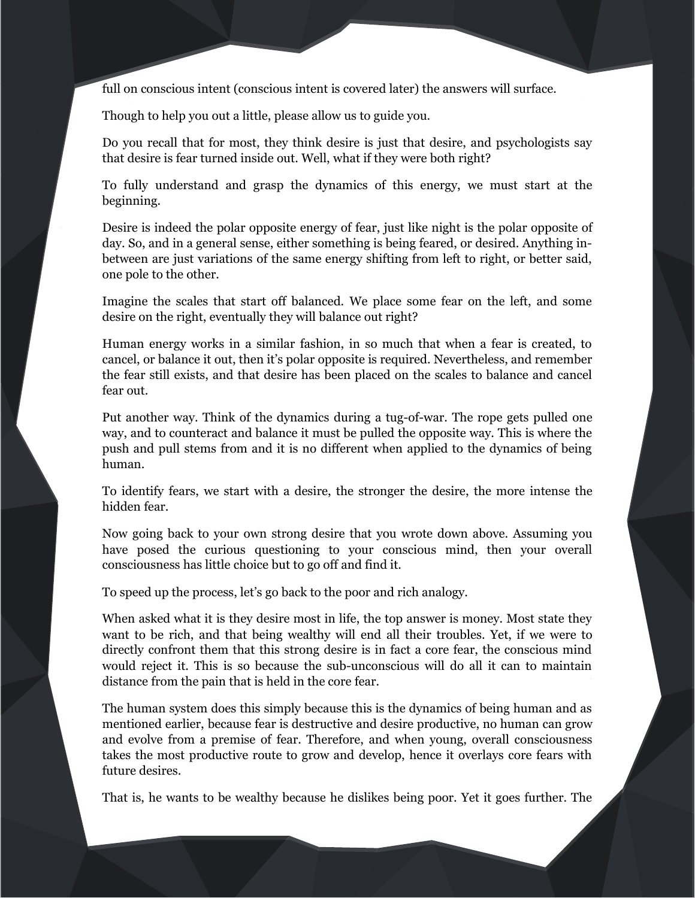full on conscious intent (conscious intent is covered later) the answers will surface.

Though to help you out a little, please allow us to guide you.

Do you recall that for most, they think desire is just that desire, and psychologists say that desire is fear turned inside out. Well, what if they were both right?

To fully understand and grasp the dynamics of this energy, we must start at the beginning.

Desire is indeed the polar opposite energy of fear, just like night is the polar opposite of day. So, and in a general sense, either something is being feared, or desired. Anything in-between are just variations of the same energy shifting from left to right, or better said, one pole to the other.

Imagine the scales that start off balanced. We place some fear on the left, and some desire on the right, eventually they will balance out right?

Human energy works in a similar fashion, in so much that when a fear is created, to cancel, or balance it out, then it's polar opposite is required. Nevertheless, and remember the fear still exists, and that desire has been placed on the scales to balance and cancel fear out.

Put another way. Think of the dynamics during a tug-of-war. The rope gets pulled one way, and to counteract and balance it must be pulled the opposite way. This is where the push and pull stems from and it is no different when applied to the dynamics of being human.

To identify fears, we start with a desire, the stronger the desire, the more intense the hidden fear.

Now going back to your own strong desire that you wrote down above. Assuming you have posed the curious questioning to your conscious mind, then your overall consciousness has little choice but to go off and find it.

To speed up the process, let's go back to the poor and rich analogy.

When asked what it is they desire most in life, the top answer is money. Most state they want to be rich, and that being wealthy will end all their troubles. Yet, if we were to directly confront them that this strong desire is in fact a core fear, the conscious mind would reject it. This is so because the sub-unconscious will do all it can to maintain distance from the pain that is held in the core fear.

The human system does this simply because this is the dynamics of being human and as mentioned earlier, because fear is destructive and desire productive, no human can grow and evolve from a premise of fear. Therefore, and when young, overall consciousness takes the most productive route to grow and develop, hence it overlays core fears with future desires.

That is, he wants to be wealthy because he dislikes being poor. Yet it goes further. The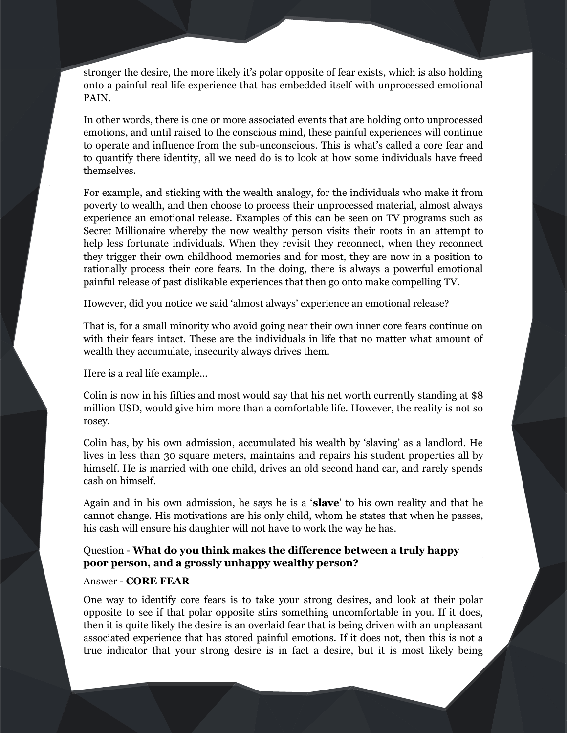stronger the desire, the more likely it's polar opposite of fear exists, which is also holding onto a painful real life experience that has embedded itself with unprocessed emotional PAIN.

In other words, there is one or more associated events that are holding onto unprocessed emotions, and until raised to the conscious mind, these painful experiences will continue to operate and influence from the sub-unconscious. This is what's called a core fear and to quantify there identity, all we need do is to look at how some individuals have freed themselves.

For example, and sticking with the wealth analogy, for the individuals who make it from poverty to wealth, and then choose to process their unprocessed material, almost always experience an emotional release. Examples of this can be seen on TV programs such as Secret Millionaire whereby the now wealthy person visits their roots in an attempt to help less fortunate individuals. When they revisit they reconnect, when they reconnect they trigger their own childhood memories and for most, they are now in a position to rationally process their core fears. In the doing, there is always a powerful emotional painful release of past dislikable experiences that then go onto make compelling TV.

However, did you notice we said 'almost always' experience an emotional release?

That is, for a small minority who avoid going near their own inner core fears continue on with their fears intact. These are the individuals in life that no matter what amount of wealth they accumulate, insecurity always drives them.

Here is a real life example…

Colin is now in his fifties and most would say that his net worth currently standing at $8 million USD, would give him more than a comfortable life. However, the reality is not so rosey.

Colin has, by his own admission, accumulated his wealth by 'slaving' as a landlord. He lives in less than 30 square meters, maintains and repairs his student properties all by himself. He is married with one child, drives an old second hand car, and rarely spends cash on himself.

Again and in his own admission, he says he is a '**slave**' to his own reality and that he cannot change. His motivations are his only child, whom he states that when he passes, his cash will ensure his daughter will not have to work the way he has.

Question - **What do you think makes the difference between a truly happy poor person, and a grossly unhappy wealthy person?**

Answer - **CORE FEAR**

One way to identify core fears is to take your strong desires, and look at their polar opposite to see if that polar opposite stirs something uncomfortable in you. If it does, then it is quite likely the desire is an overlaid fear that is being driven with an unpleasant associated experience that has stored painful emotions. If it does not, then this is not a true indicator that your strong desire is in fact a desire, but it is most likely being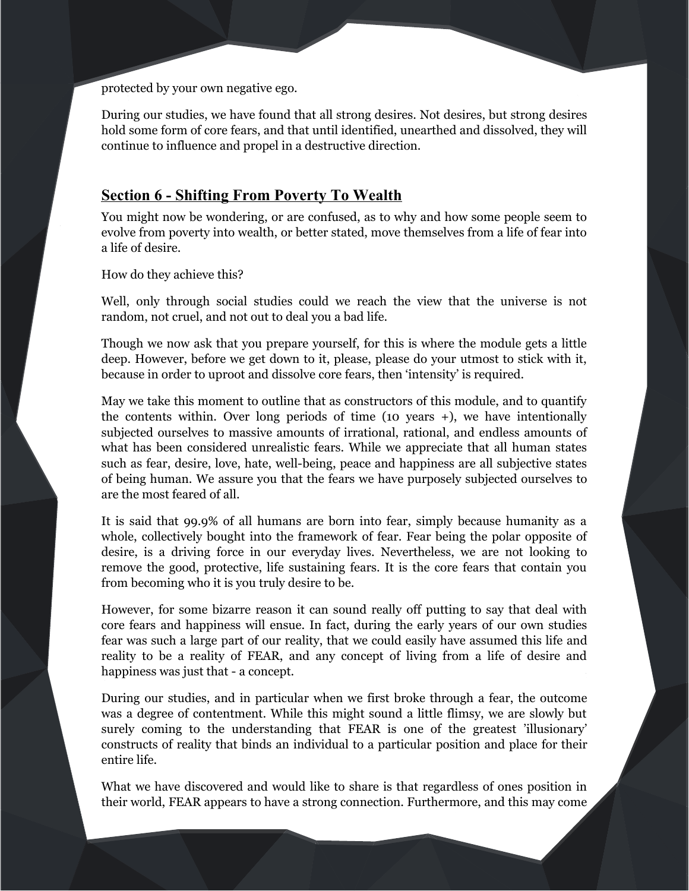protected by your own negative ego.

During our studies, we have found that all strong desires. Not desires, but strong desires hold some form of core fears, and that until identified, unearthed and dissolved, they will continue to influence and propel in a destructive direction.

## Section 6 - Shifting From Poverty To Wealth

You might now be wondering, or are confused, as to why and how some people seem to evolve from poverty into wealth, or better stated, move themselves from a life of fear into a life of desire.

How do they achieve this?

Well, only through social studies could we reach the view that the universe is not random, not cruel, and not out to deal you a bad life.

Though we now ask that you prepare yourself, for this is where the module gets a little deep. However, before we get down to it, please, please do your utmost to stick with it, because in order to uproot and dissolve core fears, then 'intensity' is required.

May we take this moment to outline that as constructors of this module, and to quantify the contents within. Over long periods of time (10 years +), we have intentionally subjected ourselves to massive amounts of irrational, rational, and endless amounts of what has been considered unrealistic fears. While we appreciate that all human states such as fear, desire, love, hate, well-being, peace and happiness are all subjective states of being human. We assure you that the fears we have purposely subjected ourselves to are the most feared of all.

It is said that 99.9% of all humans are born into fear, simply because humanity as a whole, collectively bought into the framework of fear. Fear being the polar opposite of desire, is a driving force in our everyday lives. Nevertheless, we are not looking to remove the good, protective, life sustaining fears. It is the core fears that contain you from becoming who it is you truly desire to be.

However, for some bizarre reason it can sound really off putting to say that deal with core fears and happiness will ensue. In fact, during the early years of our own studies fear was such a large part of our reality, that we could easily have assumed this life and reality to be a reality of FEAR, and any concept of living from a life of desire and happiness was just that - a concept.

During our studies, and in particular when we first broke through a fear, the outcome was a degree of contentment. While this might sound a little flimsy, we are slowly but surely coming to the understanding that FEAR is one of the greatest 'illusionary' constructs of reality that binds an individual to a particular position and place for their entire life.

What we have discovered and would like to share is that regardless of ones position in their world, FEAR appears to have a strong connection. Furthermore, and this may come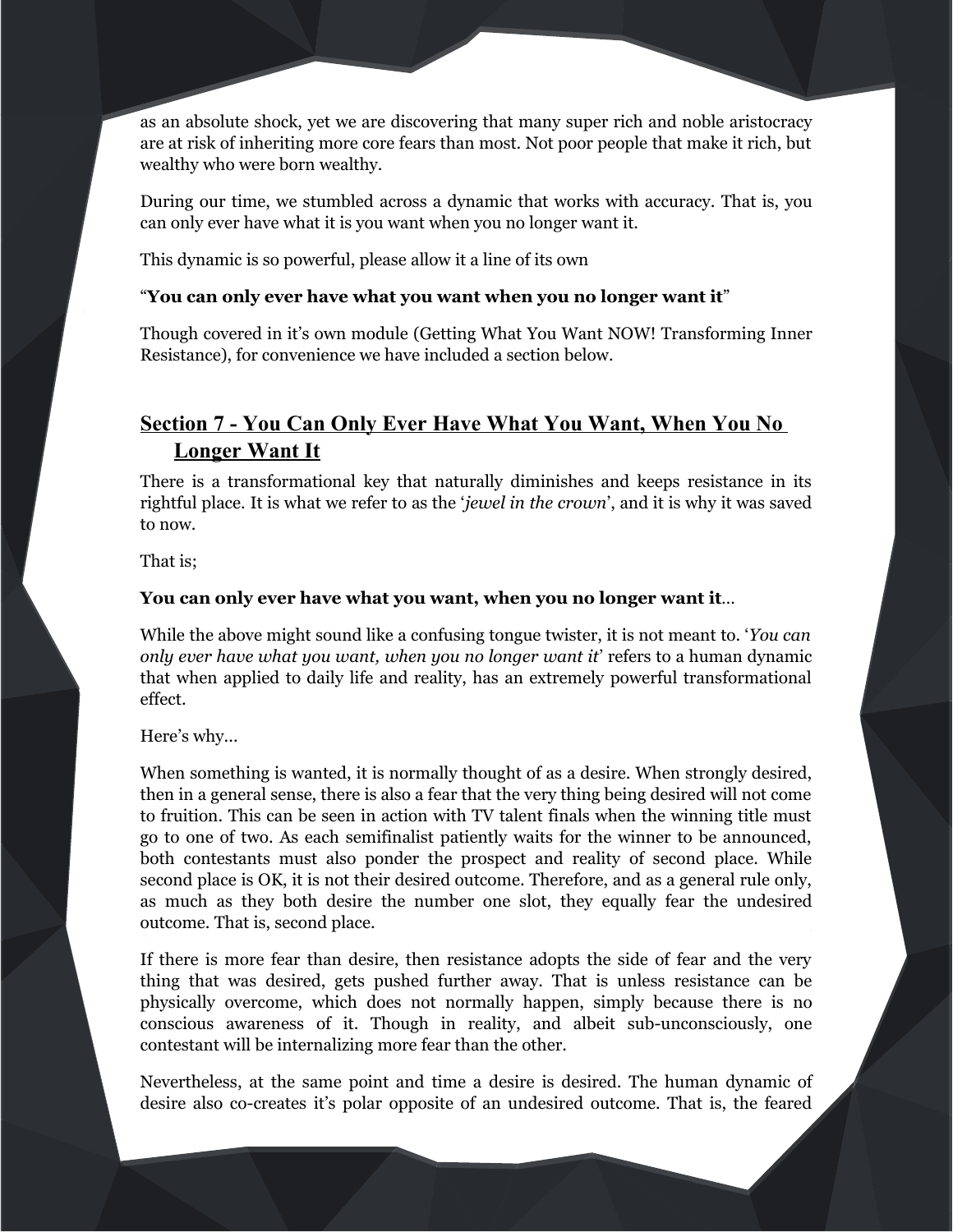as an absolute shock, yet we are discovering that many super rich and noble aristocracy are at risk of inheriting more core fears than most. Not poor people that make it rich, but wealthy who were born wealthy.

During our time, we stumbled across a dynamic that works with accuracy. That is, you can only ever have what it is you want when you no longer want it.

This dynamic is so powerful, please allow it a line of its own

"**You can only ever have what you want when you no longer want it**"

Though covered in it's own module (Getting What You Want NOW! Transforming Inner Resistance), for convenience we have included a section below.

## Section 7 - You Can Only Ever Have What You Want, When You No Longer Want It

There is a transformational key that naturally diminishes and keeps resistance in its rightful place. It is what we refer to as the '*jewel in the crown*', and it is why it was saved to now.

That is;

**You can only ever have what you want, when you no longer want it**...

While the above might sound like a confusing tongue twister, it is not meant to. '*You can only ever have what you want, when you no longer want it*' refers to a human dynamic that when applied to daily life and reality, has an extremely powerful transformational effect.

Here's why...

When something is wanted, it is normally thought of as a desire. When strongly desired, then in a general sense, there is also a fear that the very thing being desired will not come to fruition. This can be seen in action with TV talent finals when the winning title must go to one of two. As each semifinalist patiently waits for the winner to be announced, both contestants must also ponder the prospect and reality of second place. While second place is OK, it is not their desired outcome. Therefore, and as a general rule only, as much as they both desire the number one slot, they equally fear the undesired outcome. That is, second place.

If there is more fear than desire, then resistance adopts the side of fear and the very thing that was desired, gets pushed further away. That is unless resistance can be physically overcome, which does not normally happen, simply because there is no conscious awareness of it. Though in reality, and albeit sub-unconsciously, one contestant will be internalizing more fear than the other.

Nevertheless, at the same point and time a desire is desired. The human dynamic of desire also co-creates it's polar opposite of an undesired outcome. That is, the feared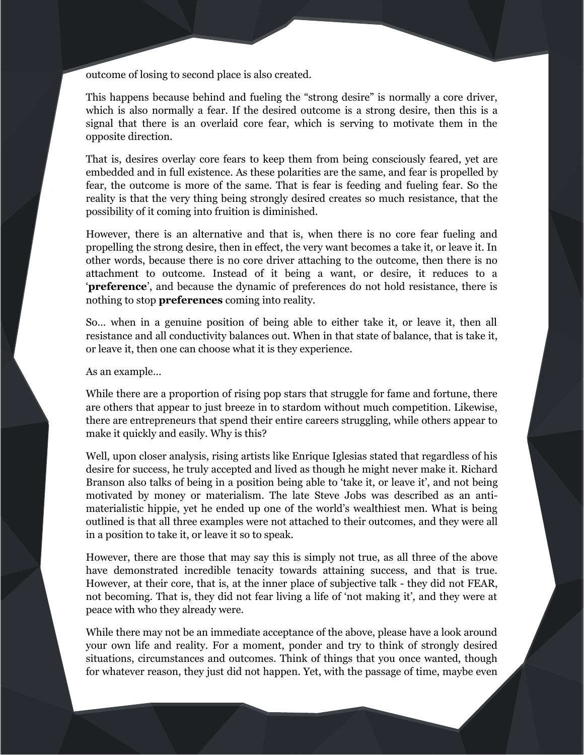outcome of losing to second place is also created.

This happens because behind and fueling the "strong desire" is normally a core driver, which is also normally a fear. If the desired outcome is a strong desire, then this is a signal that there is an overlaid core fear, which is serving to motivate them in the opposite direction.

That is, desires overlay core fears to keep them from being consciously feared, yet are embedded and in full existence. As these polarities are the same, and fear is propelled by fear, the outcome is more of the same. That is fear is feeding and fueling fear. So the reality is that the very thing being strongly desired creates so much resistance, that the possibility of it coming into fruition is diminished.

However, there is an alternative and that is, when there is no core fear fueling and propelling the strong desire, then in effect, the very want becomes a take it, or leave it. In other words, because there is no core driver attaching to the outcome, then there is no attachment to outcome. Instead of it being a want, or desire, it reduces to a '**preference**', and because the dynamic of preferences do not hold resistance, there is nothing to stop **preferences** coming into reality.

So... when in a genuine position of being able to either take it, or leave it, then all resistance and all conductivity balances out. When in that state of balance, that is take it, or leave it, then one can choose what it is they experience.

As an example...

While there are a proportion of rising pop stars that struggle for fame and fortune, there are others that appear to just breeze in to stardom without much competition. Likewise, there are entrepreneurs that spend their entire careers struggling, while others appear to make it quickly and easily. Why is this?

Well, upon closer analysis, rising artists like Enrique Iglesias stated that regardless of his desire for success, he truly accepted and lived as though he might never make it. Richard Branson also talks of being in a position being able to 'take it, or leave it', and not being motivated by money or materialism. The late Steve Jobs was described as an anti-materialistic hippie, yet he ended up one of the world's wealthiest men. What is being outlined is that all three examples were not attached to their outcomes, and they were all in a position to take it, or leave it so to speak.

However, there are those that may say this is simply not true, as all three of the above have demonstrated incredible tenacity towards attaining success, and that is true. However, at their core, that is, at the inner place of subjective talk - they did not FEAR, not becoming. That is, they did not fear living a life of 'not making it', and they were at peace with who they already were.

While there may not be an immediate acceptance of the above, please have a look around your own life and reality. For a moment, ponder and try to think of strongly desired situations, circumstances and outcomes. Think of things that you once wanted, though for whatever reason, they just did not happen. Yet, with the passage of time, maybe even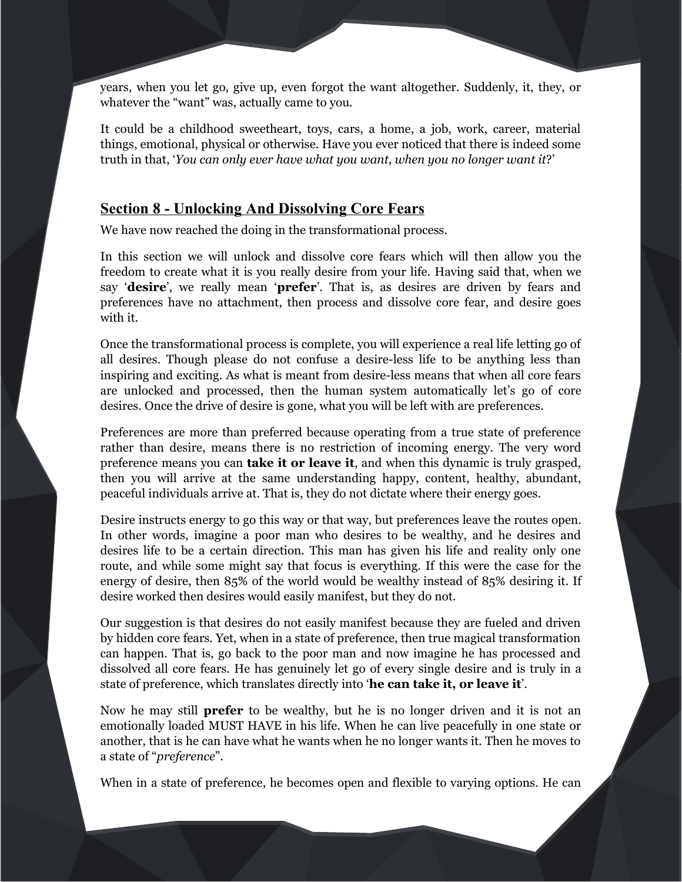years, when you let go, give up, even forgot the want altogether. Suddenly, it, they, or whatever the "want" was, actually came to you.

It could be a childhood sweetheart, toys, cars, a home, a job, work, career, material things, emotional, physical or otherwise. Have you ever noticed that there is indeed some truth in that, '*You can only ever have what you want, when you no longer want it*?'

## Section 8 - Unlocking And Dissolving Core Fears

We have now reached the doing in the transformational process.

In this section we will unlock and dissolve core fears which will then allow you the freedom to create what it is you really desire from your life. Having said that, when we say '**desire**', we really mean '**prefer**'. That is, as desires are driven by fears and preferences have no attachment, then process and dissolve core fear, and desire goes with it.

Once the transformational process is complete, you will experience a real life letting go of all desires. Though please do not confuse a desire-less life to be anything less than inspiring and exciting. As what is meant from desire-less means that when all core fears are unlocked and processed, then the human system automatically let's go of core desires. Once the drive of desire is gone, what you will be left with are preferences.

Preferences are more than preferred because operating from a true state of preference rather than desire, means there is no restriction of incoming energy. The very word preference means you can **take it or leave it**, and when this dynamic is truly grasped, then you will arrive at the same understanding happy, content, healthy, abundant, peaceful individuals arrive at. That is, they do not dictate where their energy goes.

Desire instructs energy to go this way or that way, but preferences leave the routes open. In other words, imagine a poor man who desires to be wealthy, and he desires and desires life to be a certain direction. This man has given his life and reality only one route, and while some might say that focus is everything. If this were the case for the energy of desire, then 85% of the world would be wealthy instead of 85% desiring it. If desire worked then desires would easily manifest, but they do not.

Our suggestion is that desires do not easily manifest because they are fueled and driven by hidden core fears. Yet, when in a state of preference, then true magical transformation can happen. That is, go back to the poor man and now imagine he has processed and dissolved all core fears. He has genuinely let go of every single desire and is truly in a state of preference, which translates directly into '**he can take it, or leave it**'.

Now he may still **prefer** to be wealthy, but he is no longer driven and it is not an emotionally loaded MUST HAVE in his life. When he can live peacefully in one state or another, that is he can have what he wants when he no longer wants it. Then he moves to a state of "*preference*".

When in a state of preference, he becomes open and flexible to varying options. He can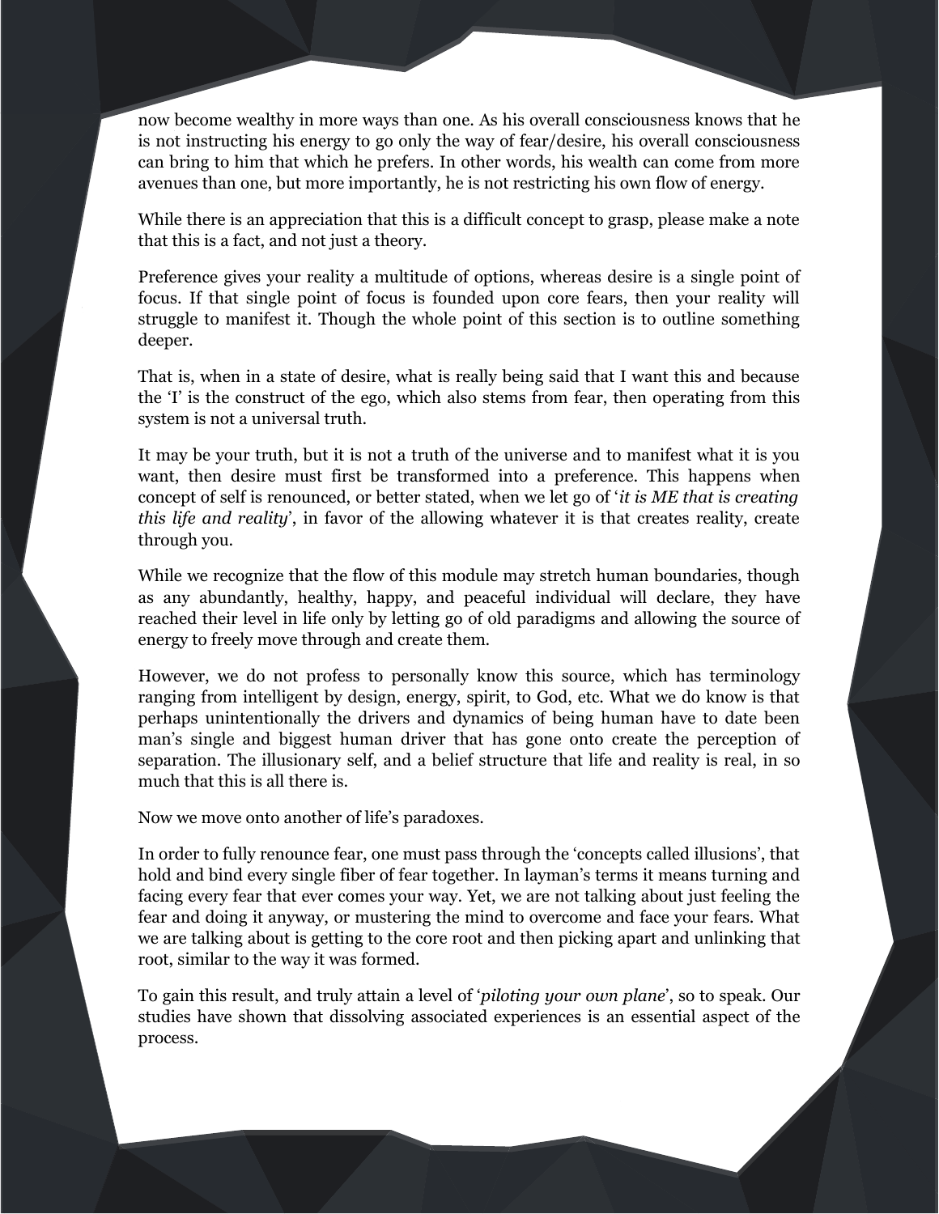now become wealthy in more ways than one. As his overall consciousness knows that he is not instructing his energy to go only the way of fear/desire, his overall consciousness can bring to him that which he prefers. In other words, his wealth can come from more avenues than one, but more importantly, he is not restricting his own flow of energy.

While there is an appreciation that this is a difficult concept to grasp, please make a note that this is a fact, and not just a theory.

Preference gives your reality a multitude of options, whereas desire is a single point of focus. If that single point of focus is founded upon core fears, then your reality will struggle to manifest it. Though the whole point of this section is to outline something deeper.

That is, when in a state of desire, what is really being said that I want this and because the 'I' is the construct of the ego, which also stems from fear, then operating from this system is not a universal truth.

It may be your truth, but it is not a truth of the universe and to manifest what it is you want, then desire must first be transformed into a preference. This happens when concept of self is renounced, or better stated, when we let go of '*it is ME that is creating this life and reality*', in favor of the allowing whatever it is that creates reality, create through you.

While we recognize that the flow of this module may stretch human boundaries, though as any abundantly, healthy, happy, and peaceful individual will declare, they have reached their level in life only by letting go of old paradigms and allowing the source of energy to freely move through and create them.

However, we do not profess to personally know this source, which has terminology ranging from intelligent by design, energy, spirit, to God, etc. What we do know is that perhaps unintentionally the drivers and dynamics of being human have to date been man's single and biggest human driver that has gone onto create the perception of separation. The illusionary self, and a belief structure that life and reality is real, in so much that this is all there is.

Now we move onto another of life's paradoxes.

In order to fully renounce fear, one must pass through the 'concepts called illusions', that hold and bind every single fiber of fear together. In layman's terms it means turning and facing every fear that ever comes your way. Yet, we are not talking about just feeling the fear and doing it anyway, or mustering the mind to overcome and face your fears. What we are talking about is getting to the core root and then picking apart and unlinking that root, similar to the way it was formed.

To gain this result, and truly attain a level of '*piloting your own plane*', so to speak. Our studies have shown that dissolving associated experiences is an essential aspect of the process.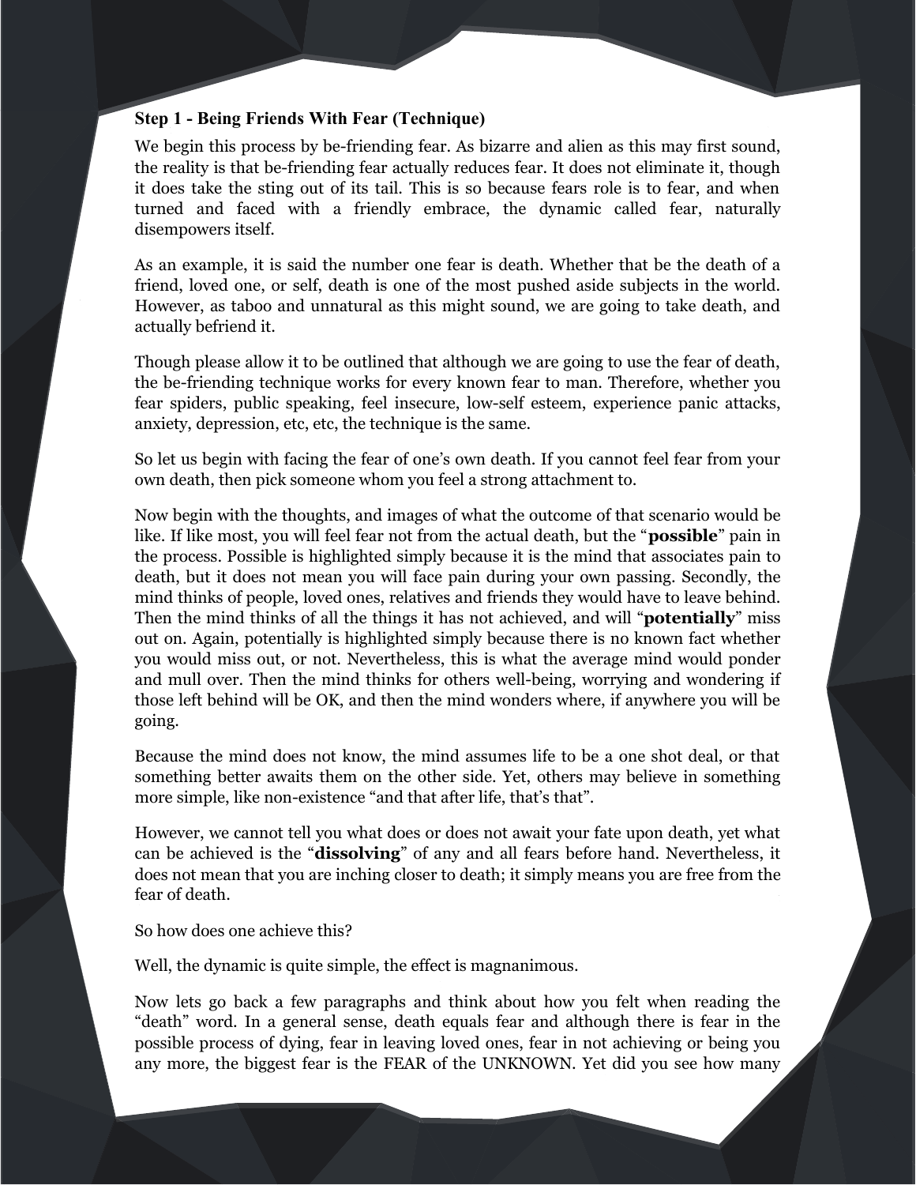**Step 1 - Being Friends With Fear (Technique)**

We begin this process by be-friending fear. As bizarre and alien as this may first sound, the reality is that be-friending fear actually reduces fear. It does not eliminate it, though it does take the sting out of its tail. This is so because fears role is to fear, and when turned and faced with a friendly embrace, the dynamic called fear, naturally disempowers itself.

As an example, it is said the number one fear is death. Whether that be the death of a friend, loved one, or self, death is one of the most pushed aside subjects in the world. However, as taboo and unnatural as this might sound, we are going to take death, and actually befriend it.

Though please allow it to be outlined that although we are going to use the fear of death, the be-friending technique works for every known fear to man. Therefore, whether you fear spiders, public speaking, feel insecure, low-self esteem, experience panic attacks, anxiety, depression, etc, etc, the technique is the same.

So let us begin with facing the fear of one's own death. If you cannot feel fear from your own death, then pick someone whom you feel a strong attachment to.

Now begin with the thoughts, and images of what the outcome of that scenario would be like. If like most, you will feel fear not from the actual death, but the "**possible**" pain in the process. Possible is highlighted simply because it is the mind that associates pain to death, but it does not mean you will face pain during your own passing. Secondly, the mind thinks of people, loved ones, relatives and friends they would have to leave behind. Then the mind thinks of all the things it has not achieved, and will "**potentially**" miss out on. Again, potentially is highlighted simply because there is no known fact whether you would miss out, or not. Nevertheless, this is what the average mind would ponder and mull over. Then the mind thinks for others well-being, worrying and wondering if those left behind will be OK, and then the mind wonders where, if anywhere you will be going.

Because the mind does not know, the mind assumes life to be a one shot deal, or that something better awaits them on the other side. Yet, others may believe in something more simple, like non-existence "and that after life, that's that".

However, we cannot tell you what does or does not await your fate upon death, yet what can be achieved is the "**dissolving**" of any and all fears before hand. Nevertheless, it does not mean that you are inching closer to death; it simply means you are free from the fear of death.

So how does one achieve this?

Well, the dynamic is quite simple, the effect is magnanimous.

Now lets go back a few paragraphs and think about how you felt when reading the "death" word. In a general sense, death equals fear and although there is fear in the possible process of dying, fear in leaving loved ones, fear in not achieving or being you any more, the biggest fear is the FEAR of the UNKNOWN. Yet did you see how many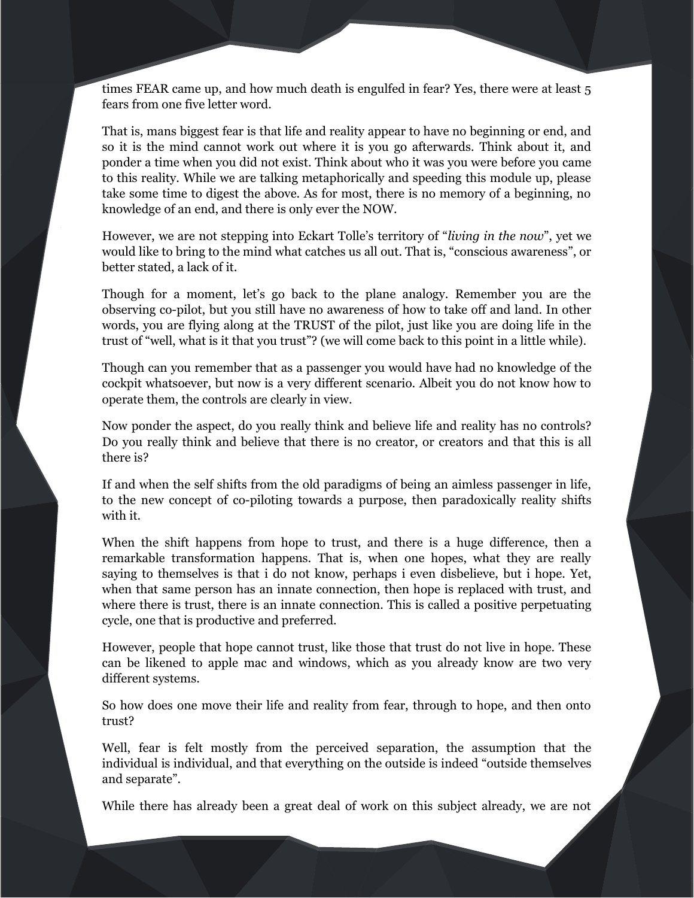times FEAR came up, and how much death is engulfed in fear? Yes, there were at least 5 fears from one five letter word.

That is, mans biggest fear is that life and reality appear to have no beginning or end, and so it is the mind cannot work out where it is you go afterwards. Think about it, and ponder a time when you did not exist. Think about who it was you were before you came to this reality. While we are talking metaphorically and speeding this module up, please take some time to digest the above. As for most, there is no memory of a beginning, no knowledge of an end, and there is only ever the NOW.

However, we are not stepping into Eckart Tolle's territory of "*living in the now*", yet we would like to bring to the mind what catches us all out. That is, "conscious awareness", or better stated, a lack of it.

Though for a moment, let's go back to the plane analogy. Remember you are the observing co-pilot, but you still have no awareness of how to take off and land. In other words, you are flying along at the TRUST of the pilot, just like you are doing life in the trust of "well, what is it that you trust"? (we will come back to this point in a little while).

Though can you remember that as a passenger you would have had no knowledge of the cockpit whatsoever, but now is a very different scenario. Albeit you do not know how to operate them, the controls are clearly in view.

Now ponder the aspect, do you really think and believe life and reality has no controls? Do you really think and believe that there is no creator, or creators and that this is all there is?

If and when the self shifts from the old paradigms of being an aimless passenger in life, to the new concept of co-piloting towards a purpose, then paradoxically reality shifts with it.

When the shift happens from hope to trust, and there is a huge difference, then a remarkable transformation happens. That is, when one hopes, what they are really saying to themselves is that i do not know, perhaps i even disbelieve, but i hope. Yet, when that same person has an innate connection, then hope is replaced with trust, and where there is trust, there is an innate connection. This is called a positive perpetuating cycle, one that is productive and preferred.

However, people that hope cannot trust, like those that trust do not live in hope. These can be likened to apple mac and windows, which as you already know are two very different systems.

So how does one move their life and reality from fear, through to hope, and then onto trust?

Well, fear is felt mostly from the perceived separation, the assumption that the individual is individual, and that everything on the outside is indeed "outside themselves and separate".

While there has already been a great deal of work on this subject already, we are not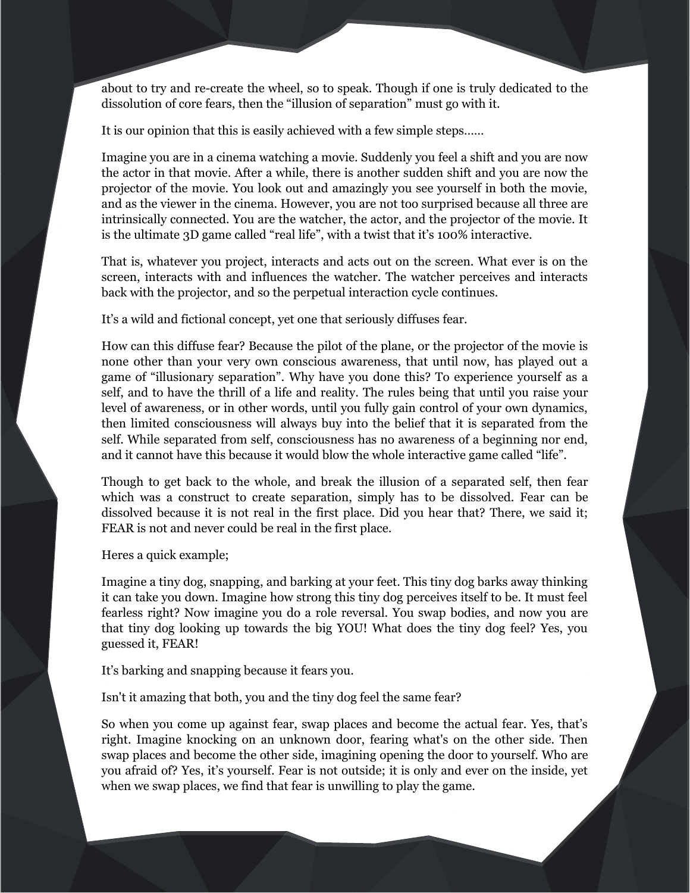about to try and re-create the wheel, so to speak. Though if one is truly dedicated to the dissolution of core fears, then the "illusion of separation" must go with it.

It is our opinion that this is easily achieved with a few simple steps……

Imagine you are in a cinema watching a movie. Suddenly you feel a shift and you are now the actor in that movie. After a while, there is another sudden shift and you are now the projector of the movie. You look out and amazingly you see yourself in both the movie, and as the viewer in the cinema. However, you are not too surprised because all three are intrinsically connected. You are the watcher, the actor, and the projector of the movie. It is the ultimate 3D game called "real life", with a twist that it's 100% interactive.

That is, whatever you project, interacts and acts out on the screen. What ever is on the screen, interacts with and influences the watcher. The watcher perceives and interacts back with the projector, and so the perpetual interaction cycle continues.

It's a wild and fictional concept, yet one that seriously diffuses fear.

How can this diffuse fear? Because the pilot of the plane, or the projector of the movie is none other than your very own conscious awareness, that until now, has played out a game of "illusionary separation". Why have you done this? To experience yourself as a self, and to have the thrill of a life and reality. The rules being that until you raise your level of awareness, or in other words, until you fully gain control of your own dynamics, then limited consciousness will always buy into the belief that it is separated from the self. While separated from self, consciousness has no awareness of a beginning nor end, and it cannot have this because it would blow the whole interactive game called "life".

Though to get back to the whole, and break the illusion of a separated self, then fear which was a construct to create separation, simply has to be dissolved. Fear can be dissolved because it is not real in the first place. Did you hear that? There, we said it; FEAR is not and never could be real in the first place.

Heres a quick example;

Imagine a tiny dog, snapping, and barking at your feet. This tiny dog barks away thinking it can take you down. Imagine how strong this tiny dog perceives itself to be. It must feel fearless right? Now imagine you do a role reversal. You swap bodies, and now you are that tiny dog looking up towards the big YOU! What does the tiny dog feel? Yes, you guessed it, FEAR!

It's barking and snapping because it fears you.

Isn't it amazing that both, you and the tiny dog feel the same fear?

So when you come up against fear, swap places and become the actual fear. Yes, that's right. Imagine knocking on an unknown door, fearing what's on the other side. Then swap places and become the other side, imagining opening the door to yourself. Who are you afraid of? Yes, it's yourself. Fear is not outside; it is only and ever on the inside, yet when we swap places, we find that fear is unwilling to play the game.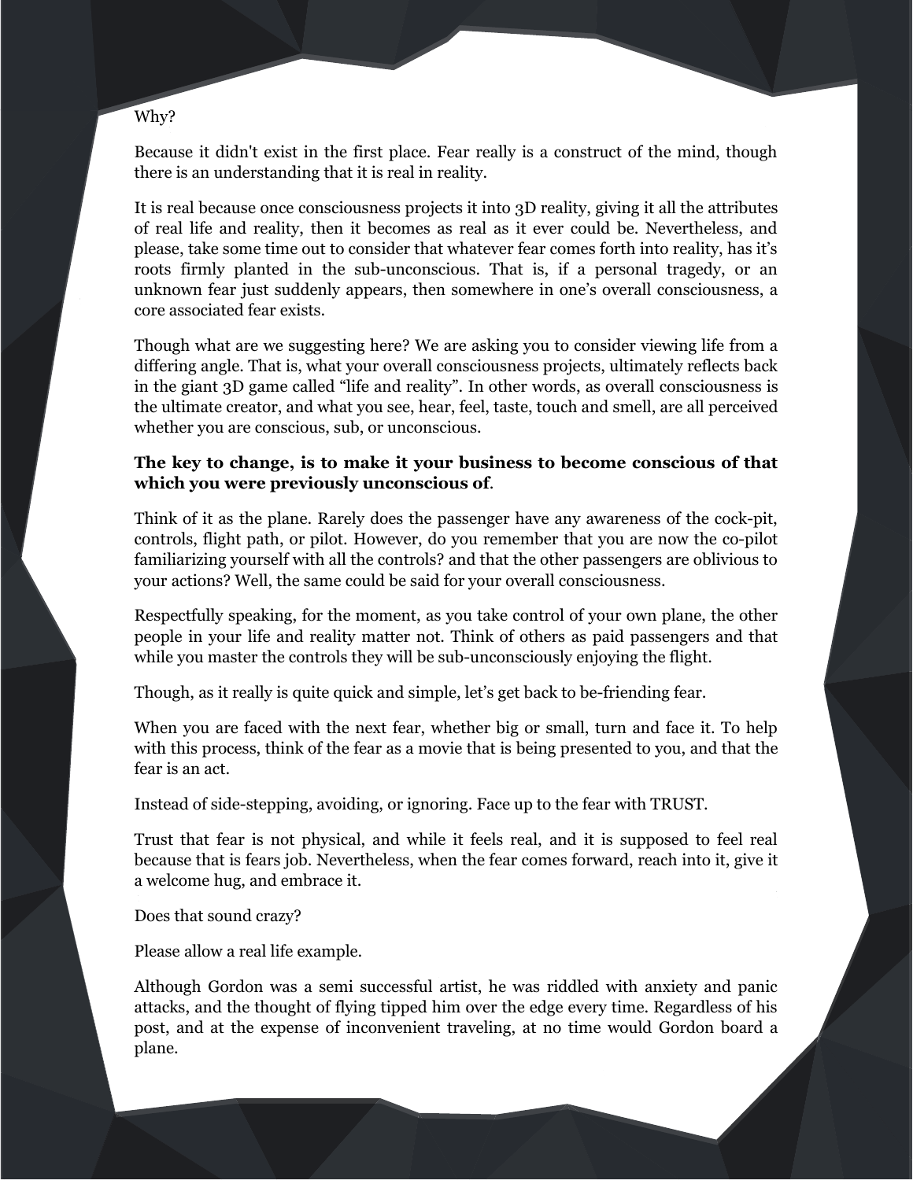Why?

Because it didn't exist in the first place. Fear really is a construct of the mind, though there is an understanding that it is real in reality.

It is real because once consciousness projects it into 3D reality, giving it all the attributes of real life and reality, then it becomes as real as it ever could be. Nevertheless, and please, take some time out to consider that whatever fear comes forth into reality, has it's roots firmly planted in the sub-unconscious. That is, if a personal tragedy, or an unknown fear just suddenly appears, then somewhere in one's overall consciousness, a core associated fear exists.

Though what are we suggesting here? We are asking you to consider viewing life from a differing angle. That is, what your overall consciousness projects, ultimately reflects back in the giant 3D game called "life and reality". In other words, as overall consciousness is the ultimate creator, and what you see, hear, feel, taste, touch and smell, are all perceived whether you are conscious, sub, or unconscious.

**The key to change, is to make it your business to become conscious of that which you were previously unconscious of**.

Think of it as the plane. Rarely does the passenger have any awareness of the cock-pit, controls, flight path, or pilot. However, do you remember that you are now the co-pilot familiarizing yourself with all the controls? and that the other passengers are oblivious to your actions? Well, the same could be said for your overall consciousness.

Respectfully speaking, for the moment, as you take control of your own plane, the other people in your life and reality matter not. Think of others as paid passengers and that while you master the controls they will be sub-unconsciously enjoying the flight.

Though, as it really is quite quick and simple, let's get back to be-friending fear.

When you are faced with the next fear, whether big or small, turn and face it. To help with this process, think of the fear as a movie that is being presented to you, and that the fear is an act.

Instead of side-stepping, avoiding, or ignoring. Face up to the fear with TRUST.

Trust that fear is not physical, and while it feels real, and it is supposed to feel real because that is fears job. Nevertheless, when the fear comes forward, reach into it, give it a welcome hug, and embrace it.

Does that sound crazy?

Please allow a real life example.

Although Gordon was a semi successful artist, he was riddled with anxiety and panic attacks, and the thought of flying tipped him over the edge every time. Regardless of his post, and at the expense of inconvenient traveling, at no time would Gordon board a plane.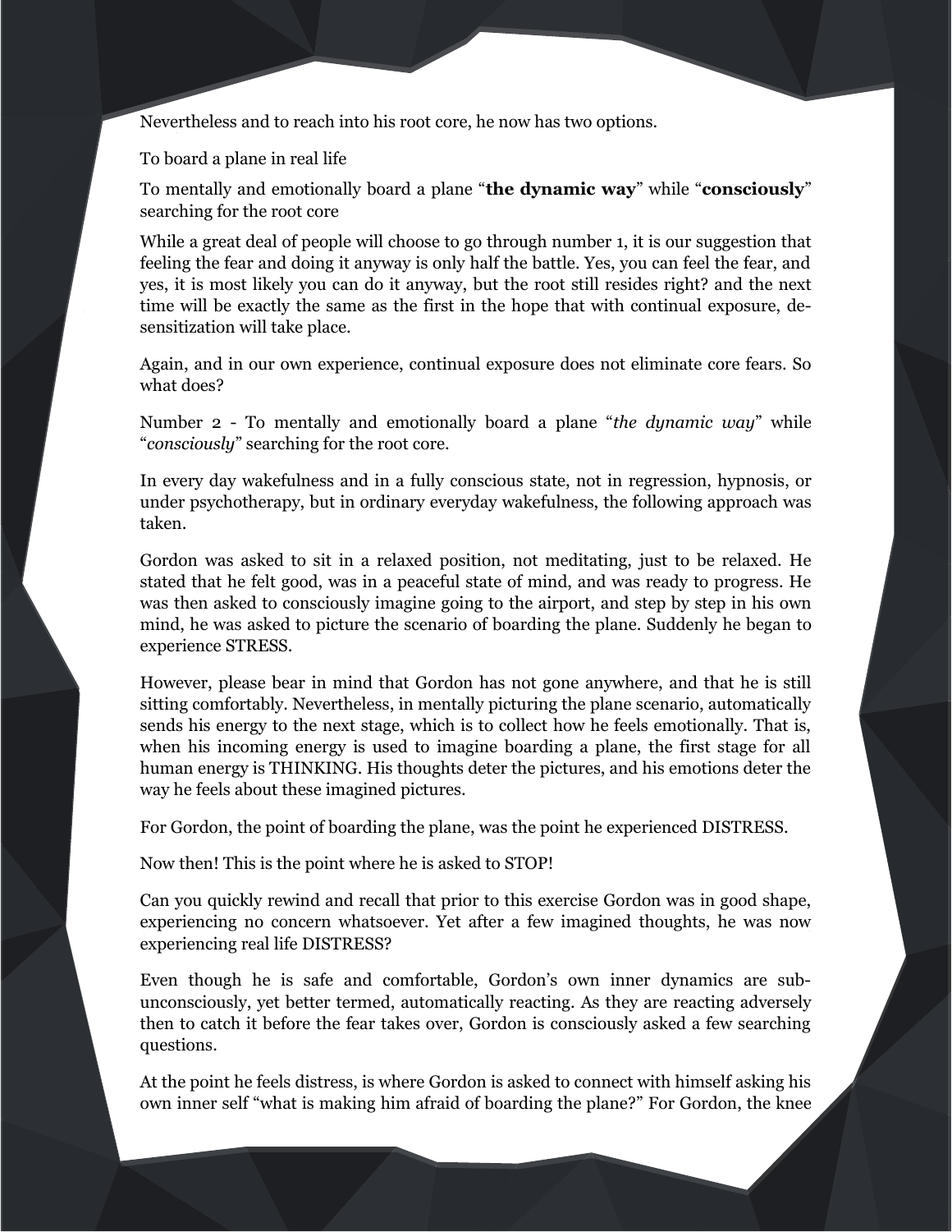Nevertheless and to reach into his root core, he now has two options.

To board a plane in real life

To mentally and emotionally board a plane "**the dynamic way**" while "**consciously**" searching for the root core

While a great deal of people will choose to go through number 1, it is our suggestion that feeling the fear and doing it anyway is only half the battle. Yes, you can feel the fear, and yes, it is most likely you can do it anyway, but the root still resides right? and the next time will be exactly the same as the first in the hope that with continual exposure, de-sensitization will take place.

Again, and in our own experience, continual exposure does not eliminate core fears. So what does?

Number 2 - To mentally and emotionally board a plane "*the dynamic way*" while "*consciously*" searching for the root core.

In every day wakefulness and in a fully conscious state, not in regression, hypnosis, or under psychotherapy, but in ordinary everyday wakefulness, the following approach was taken.

Gordon was asked to sit in a relaxed position, not meditating, just to be relaxed. He stated that he felt good, was in a peaceful state of mind, and was ready to progress. He was then asked to consciously imagine going to the airport, and step by step in his own mind, he was asked to picture the scenario of boarding the plane. Suddenly he began to experience STRESS.

However, please bear in mind that Gordon has not gone anywhere, and that he is still sitting comfortably. Nevertheless, in mentally picturing the plane scenario, automatically sends his energy to the next stage, which is to collect how he feels emotionally. That is, when his incoming energy is used to imagine boarding a plane, the first stage for all human energy is THINKING. His thoughts deter the pictures, and his emotions deter the way he feels about these imagined pictures.

For Gordon, the point of boarding the plane, was the point he experienced DISTRESS.

Now then! This is the point where he is asked to STOP!

Can you quickly rewind and recall that prior to this exercise Gordon was in good shape, experiencing no concern whatsoever. Yet after a few imagined thoughts, he was now experiencing real life DISTRESS?

Even though he is safe and comfortable, Gordon's own inner dynamics are sub-unconsciously, yet better termed, automatically reacting. As they are reacting adversely then to catch it before the fear takes over, Gordon is consciously asked a few searching questions.

At the point he feels distress, is where Gordon is asked to connect with himself asking his own inner self "what is making him afraid of boarding the plane?" For Gordon, the knee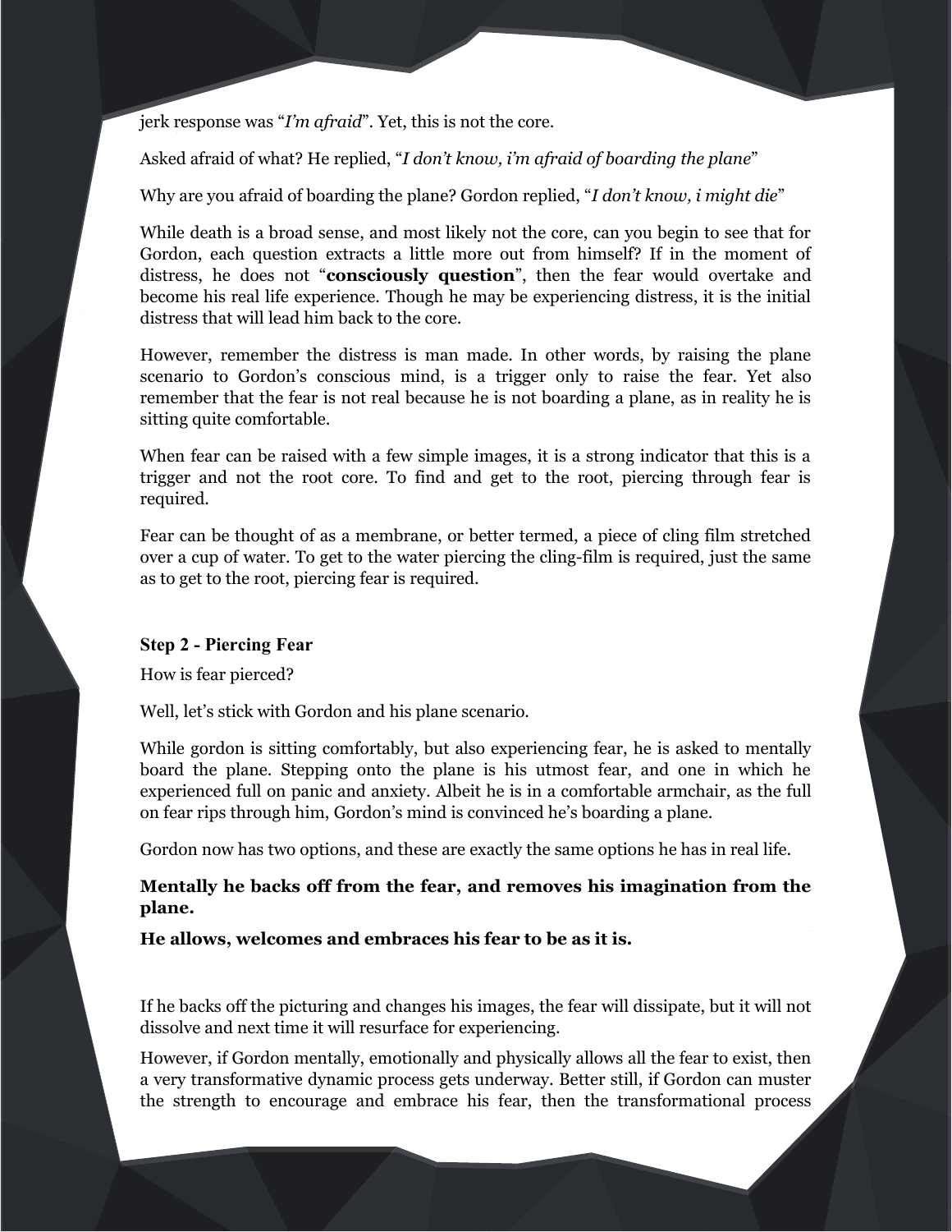jerk response was “*I’m afraid*”. Yet, this is not the core.

Asked afraid of what? He replied, “*I don’t know, i’m afraid of boarding the plane*”

Why are you afraid of boarding the plane? Gordon replied, “*I don’t know, i might die*”

While death is a broad sense, and most likely not the core, can you begin to see that for Gordon, each question extracts a little more out from himself? If in the moment of distress, he does not “**consciously question**”, then the fear would overtake and become his real life experience. Though he may be experiencing distress, it is the initial distress that will lead him back to the core.

However, remember the distress is man made. In other words, by raising the plane scenario to Gordon’s conscious mind, is a trigger only to raise the fear. Yet also remember that the fear is not real because he is not boarding a plane, as in reality he is sitting quite comfortable.

When fear can be raised with a few simple images, it is a strong indicator that this is a trigger and not the root core. To find and get to the root, piercing through fear is required.

Fear can be thought of as a membrane, or better termed, a piece of cling film stretched over a cup of water. To get to the water piercing the cling-film is required, just the same as to get to the root, piercing fear is required.

### Step 2 - Piercing Fear

How is fear pierced?

Well, let’s stick with Gordon and his plane scenario.

While gordon is sitting comfortably, but also experiencing fear, he is asked to mentally board the plane. Stepping onto the plane is his utmost fear, and one in which he experienced full on panic and anxiety. Albeit he is in a comfortable armchair, as the full on fear rips through him, Gordon’s mind is convinced he’s boarding a plane.

Gordon now has two options, and these are exactly the same options he has in real life.

**Mentally he backs off from the fear, and removes his imagination from the plane.**

**He allows, welcomes and embraces his fear to be as it is.**

If he backs off the picturing and changes his images, the fear will dissipate, but it will not dissolve and next time it will resurface for experiencing.

However, if Gordon mentally, emotionally and physically allows all the fear to exist, then a very transformative dynamic process gets underway. Better still, if Gordon can muster the strength to encourage and embrace his fear, then the transformational process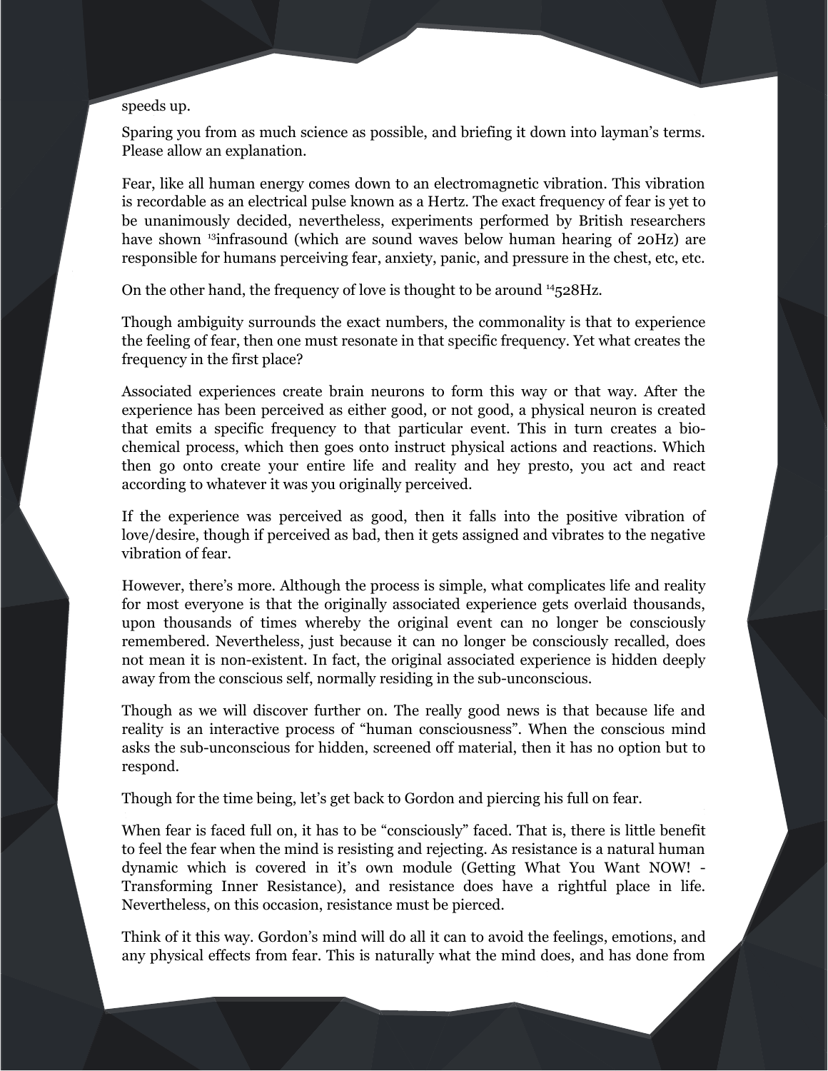speeds up.

Sparing you from as much science as possible, and briefing it down into layman's terms. Please allow an explanation.

Fear, like all human energy comes down to an electromagnetic vibration. This vibration is recordable as an electrical pulse known as a Hertz. The exact frequency of fear is yet to be unanimously decided, nevertheless, experiments performed by British researchers have shown [13]infrasound (which are sound waves below human hearing of 20Hz) are responsible for humans perceiving fear, anxiety, panic, and pressure in the chest, etc, etc.

On the other hand, the frequency of love is thought to be around [14]528Hz.

Though ambiguity surrounds the exact numbers, the commonality is that to experience the feeling of fear, then one must resonate in that specific frequency. Yet what creates the frequency in the first place?

Associated experiences create brain neurons to form this way or that way. After the experience has been perceived as either good, or not good, a physical neuron is created that emits a specific frequency to that particular event. This in turn creates a bio-chemical process, which then goes onto instruct physical actions and reactions. Which then go onto create your entire life and reality and hey presto, you act and react according to whatever it was you originally perceived.

If the experience was perceived as good, then it falls into the positive vibration of love/desire, though if perceived as bad, then it gets assigned and vibrates to the negative vibration of fear.

However, there's more. Although the process is simple, what complicates life and reality for most everyone is that the originally associated experience gets overlaid thousands, upon thousands of times whereby the original event can no longer be consciously remembered. Nevertheless, just because it can no longer be consciously recalled, does not mean it is non-existent. In fact, the original associated experience is hidden deeply away from the conscious self, normally residing in the sub-unconscious.

Though as we will discover further on. The really good news is that because life and reality is an interactive process of "human consciousness". When the conscious mind asks the sub-unconscious for hidden, screened off material, then it has no option but to respond.

Though for the time being, let's get back to Gordon and piercing his full on fear.

When fear is faced full on, it has to be "consciously" faced. That is, there is little benefit to feel the fear when the mind is resisting and rejecting. As resistance is a natural human dynamic which is covered in it's own module (Getting What You Want NOW! - Transforming Inner Resistance), and resistance does have a rightful place in life. Nevertheless, on this occasion, resistance must be pierced.

Think of it this way. Gordon's mind will do all it can to avoid the feelings, emotions, and any physical effects from fear. This is naturally what the mind does, and has done from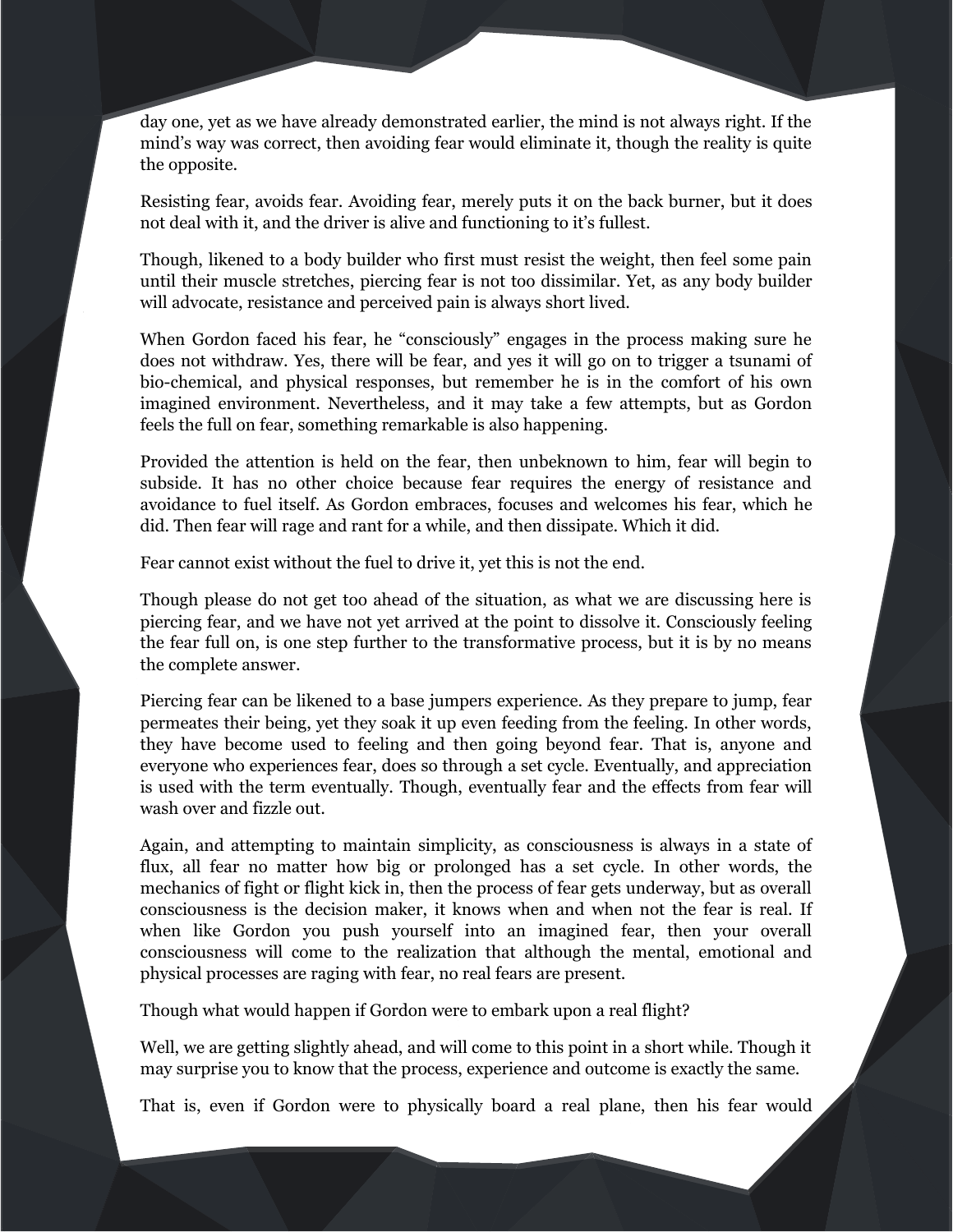day one, yet as we have already demonstrated earlier, the mind is not always right. If the mind's way was correct, then avoiding fear would eliminate it, though the reality is quite the opposite.

Resisting fear, avoids fear. Avoiding fear, merely puts it on the back burner, but it does not deal with it, and the driver is alive and functioning to it's fullest.

Though, likened to a body builder who first must resist the weight, then feel some pain until their muscle stretches, piercing fear is not too dissimilar. Yet, as any body builder will advocate, resistance and perceived pain is always short lived.

When Gordon faced his fear, he "consciously" engages in the process making sure he does not withdraw. Yes, there will be fear, and yes it will go on to trigger a tsunami of bio-chemical, and physical responses, but remember he is in the comfort of his own imagined environment. Nevertheless, and it may take a few attempts, but as Gordon feels the full on fear, something remarkable is also happening.

Provided the attention is held on the fear, then unbeknown to him, fear will begin to subside. It has no other choice because fear requires the energy of resistance and avoidance to fuel itself. As Gordon embraces, focuses and welcomes his fear, which he did. Then fear will rage and rant for a while, and then dissipate. Which it did.

Fear cannot exist without the fuel to drive it, yet this is not the end.

Though please do not get too ahead of the situation, as what we are discussing here is piercing fear, and we have not yet arrived at the point to dissolve it. Consciously feeling the fear full on, is one step further to the transformative process, but it is by no means the complete answer.

Piercing fear can be likened to a base jumpers experience. As they prepare to jump, fear permeates their being, yet they soak it up even feeding from the feeling. In other words, they have become used to feeling and then going beyond fear. That is, anyone and everyone who experiences fear, does so through a set cycle. Eventually, and appreciation is used with the term eventually. Though, eventually fear and the effects from fear will wash over and fizzle out.

Again, and attempting to maintain simplicity, as consciousness is always in a state of flux, all fear no matter how big or prolonged has a set cycle. In other words, the mechanics of fight or flight kick in, then the process of fear gets underway, but as overall consciousness is the decision maker, it knows when and when not the fear is real. If when like Gordon you push yourself into an imagined fear, then your overall consciousness will come to the realization that although the mental, emotional and physical processes are raging with fear, no real fears are present.

Though what would happen if Gordon were to embark upon a real flight?

Well, we are getting slightly ahead, and will come to this point in a short while. Though it may surprise you to know that the process, experience and outcome is exactly the same.

That is, even if Gordon were to physically board a real plane, then his fear would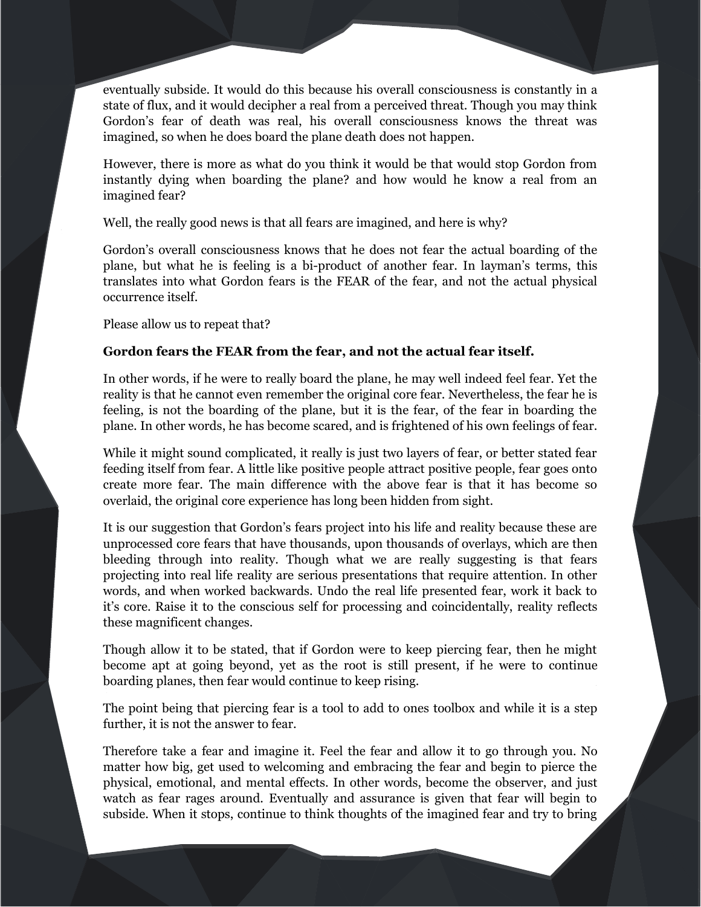eventually subside. It would do this because his overall consciousness is constantly in a state of flux, and it would decipher a real from a perceived threat. Though you may think Gordon's fear of death was real, his overall consciousness knows the threat was imagined, so when he does board the plane death does not happen.

However, there is more as what do you think it would be that would stop Gordon from instantly dying when boarding the plane? and how would he know a real from an imagined fear?

Well, the really good news is that all fears are imagined, and here is why?

Gordon's overall consciousness knows that he does not fear the actual boarding of the plane, but what he is feeling is a bi-product of another fear. In layman's terms, this translates into what Gordon fears is the FEAR of the fear, and not the actual physical occurrence itself.

Please allow us to repeat that?

**Gordon fears the FEAR from the fear, and not the actual fear itself.**

In other words, if he were to really board the plane, he may well indeed feel fear. Yet the reality is that he cannot even remember the original core fear. Nevertheless, the fear he is feeling, is not the boarding of the plane, but it is the fear, of the fear in boarding the plane. In other words, he has become scared, and is frightened of his own feelings of fear.

While it might sound complicated, it really is just two layers of fear, or better stated fear feeding itself from fear. A little like positive people attract positive people, fear goes onto create more fear. The main difference with the above fear is that it has become so overlaid, the original core experience has long been hidden from sight.

It is our suggestion that Gordon's fears project into his life and reality because these are unprocessed core fears that have thousands, upon thousands of overlays, which are then bleeding through into reality. Though what we are really suggesting is that fears projecting into real life reality are serious presentations that require attention. In other words, and when worked backwards. Undo the real life presented fear, work it back to it's core. Raise it to the conscious self for processing and coincidentally, reality reflects these magnificent changes.

Though allow it to be stated, that if Gordon were to keep piercing fear, then he might become apt at going beyond, yet as the root is still present, if he were to continue boarding planes, then fear would continue to keep rising.

The point being that piercing fear is a tool to add to ones toolbox and while it is a step further, it is not the answer to fear.

Therefore take a fear and imagine it. Feel the fear and allow it to go through you. No matter how big, get used to welcoming and embracing the fear and begin to pierce the physical, emotional, and mental effects. In other words, become the observer, and just watch as fear rages around. Eventually and assurance is given that fear will begin to subside. When it stops, continue to think thoughts of the imagined fear and try to bring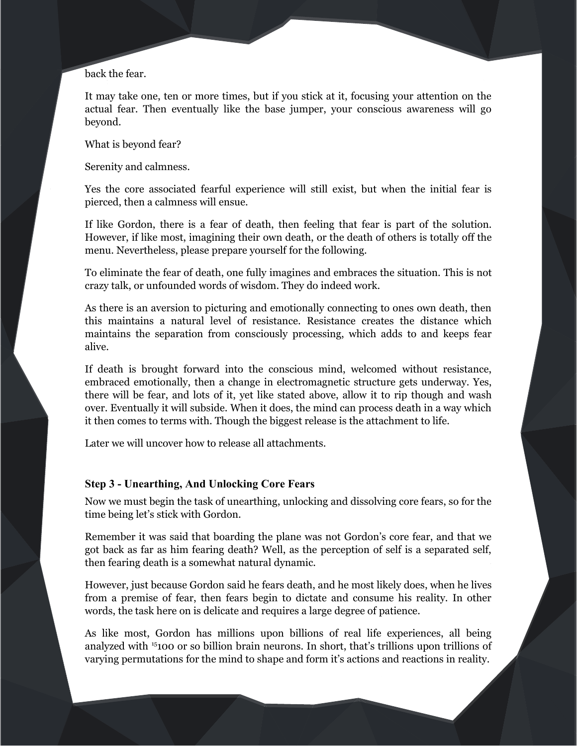back the fear.

It may take one, ten or more times, but if you stick at it, focusing your attention on the actual fear. Then eventually like the base jumper, your conscious awareness will go beyond.

What is beyond fear?

Serenity and calmness.

Yes the core associated fearful experience will still exist, but when the initial fear is pierced, then a calmness will ensue.

If like Gordon, there is a fear of death, then feeling that fear is part of the solution. However, if like most, imagining their own death, or the death of others is totally off the menu. Nevertheless, please prepare yourself for the following.

To eliminate the fear of death, one fully imagines and embraces the situation. This is not crazy talk, or unfounded words of wisdom. They do indeed work.

As there is an aversion to picturing and emotionally connecting to ones own death, then this maintains a natural level of resistance. Resistance creates the distance which maintains the separation from consciously processing, which adds to and keeps fear alive.

If death is brought forward into the conscious mind, welcomed without resistance, embraced emotionally, then a change in electromagnetic structure gets underway. Yes, there will be fear, and lots of it, yet like stated above, allow it to rip though and wash over. Eventually it will subside. When it does, the mind can process death in a way which it then comes to terms with. Though the biggest release is the attachment to life.

Later we will uncover how to release all attachments.

### Step 3 - Unearthing, And Unlocking Core Fears

Now we must begin the task of unearthing, unlocking and dissolving core fears, so for the time being let's stick with Gordon.

Remember it was said that boarding the plane was not Gordon's core fear, and that we got back as far as him fearing death? Well, as the perception of self is a separated self, then fearing death is a somewhat natural dynamic.

However, just because Gordon said he fears death, and he most likely does, when he lives from a premise of fear, then fears begin to dictate and consume his reality. In other words, the task here on is delicate and requires a large degree of patience.

As like most, Gordon has millions upon billions of real life experiences, all being analyzed with [15]100 or so billion brain neurons. In short, that's trillions upon trillions of varying permutations for the mind to shape and form it's actions and reactions in reality.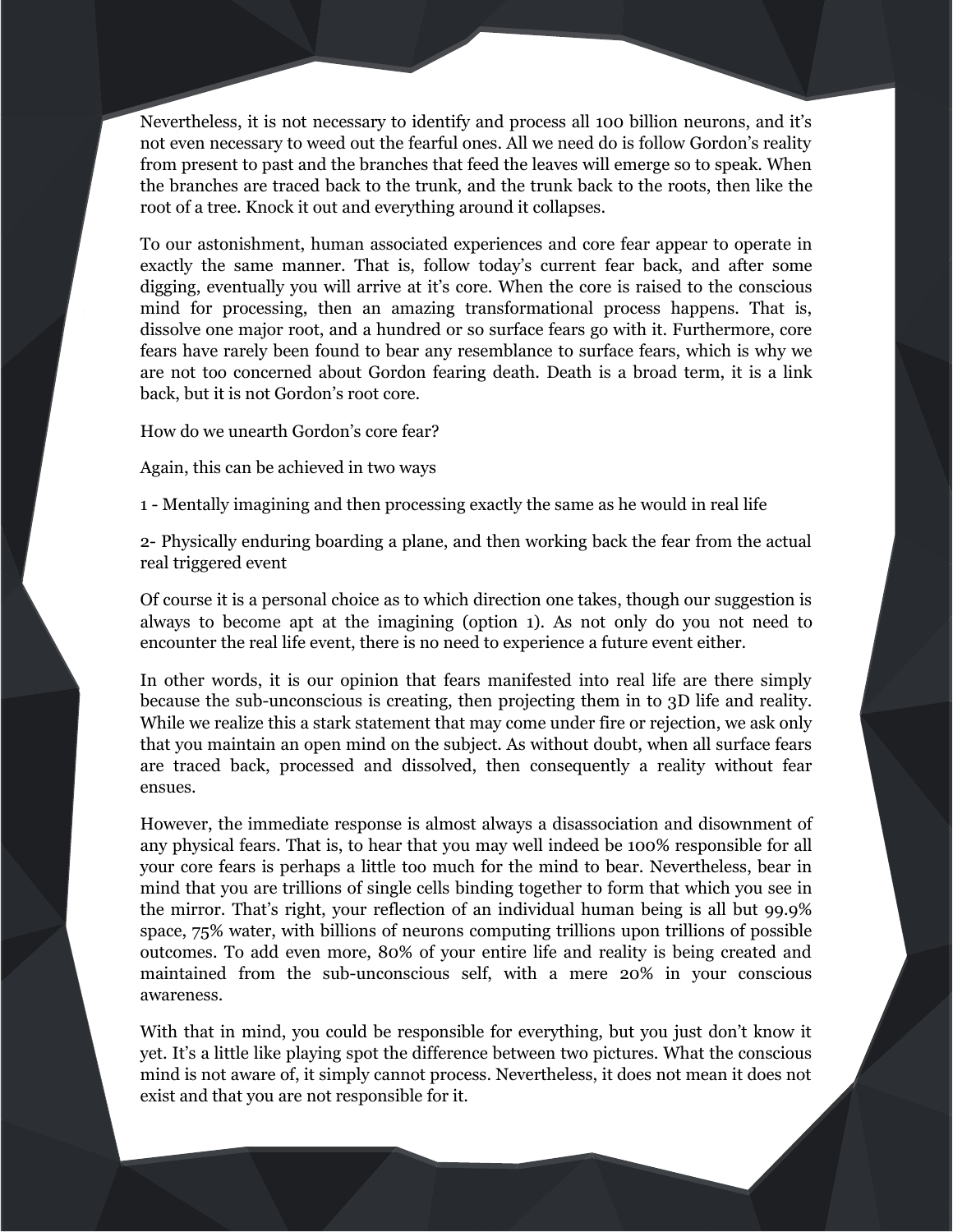Nevertheless, it is not necessary to identify and process all 100 billion neurons, and it's not even necessary to weed out the fearful ones. All we need do is follow Gordon's reality from present to past and the branches that feed the leaves will emerge so to speak. When the branches are traced back to the trunk, and the trunk back to the roots, then like the root of a tree. Knock it out and everything around it collapses.

To our astonishment, human associated experiences and core fear appear to operate in exactly the same manner. That is, follow today's current fear back, and after some digging, eventually you will arrive at it's core. When the core is raised to the conscious mind for processing, then an amazing transformational process happens. That is, dissolve one major root, and a hundred or so surface fears go with it. Furthermore, core fears have rarely been found to bear any resemblance to surface fears, which is why we are not too concerned about Gordon fearing death. Death is a broad term, it is a link back, but it is not Gordon's root core.

How do we unearth Gordon's core fear?

Again, this can be achieved in two ways

1 - Mentally imagining and then processing exactly the same as he would in real life

2- Physically enduring boarding a plane, and then working back the fear from the actual real triggered event

Of course it is a personal choice as to which direction one takes, though our suggestion is always to become apt at the imagining (option 1). As not only do you not need to encounter the real life event, there is no need to experience a future event either.

In other words, it is our opinion that fears manifested into real life are there simply because the sub-unconscious is creating, then projecting them in to 3D life and reality. While we realize this a stark statement that may come under fire or rejection, we ask only that you maintain an open mind on the subject. As without doubt, when all surface fears are traced back, processed and dissolved, then consequently a reality without fear ensues.

However, the immediate response is almost always a disassociation and disownment of any physical fears. That is, to hear that you may well indeed be 100% responsible for all your core fears is perhaps a little too much for the mind to bear. Nevertheless, bear in mind that you are trillions of single cells binding together to form that which you see in the mirror. That's right, your reflection of an individual human being is all but 99.9% space, 75% water, with billions of neurons computing trillions upon trillions of possible outcomes. To add even more, 80% of your entire life and reality is being created and maintained from the sub-unconscious self, with a mere 20% in your conscious awareness.

With that in mind, you could be responsible for everything, but you just don't know it yet. It's a little like playing spot the difference between two pictures. What the conscious mind is not aware of, it simply cannot process. Nevertheless, it does not mean it does not exist and that you are not responsible for it.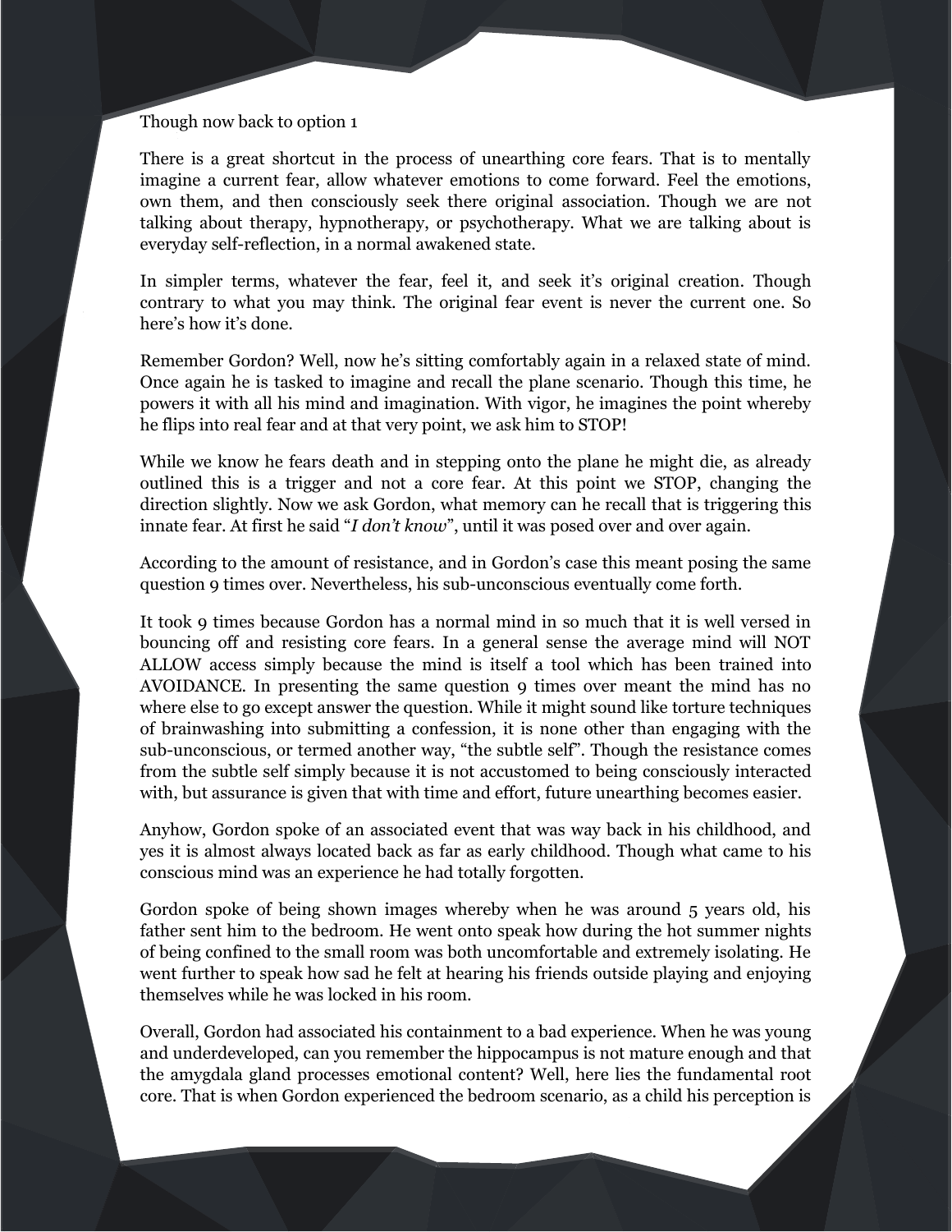Though now back to option 1

There is a great shortcut in the process of unearthing core fears. That is to mentally imagine a current fear, allow whatever emotions to come forward. Feel the emotions, own them, and then consciously seek there original association. Though we are not talking about therapy, hypnotherapy, or psychotherapy. What we are talking about is everyday self-reflection, in a normal awakened state.

In simpler terms, whatever the fear, feel it, and seek it's original creation. Though contrary to what you may think. The original fear event is never the current one. So here's how it's done.

Remember Gordon? Well, now he's sitting comfortably again in a relaxed state of mind. Once again he is tasked to imagine and recall the plane scenario. Though this time, he powers it with all his mind and imagination. With vigor, he imagines the point whereby he flips into real fear and at that very point, we ask him to STOP!

While we know he fears death and in stepping onto the plane he might die, as already outlined this is a trigger and not a core fear. At this point we STOP, changing the direction slightly. Now we ask Gordon, what memory can he recall that is triggering this innate fear. At first he said "*I don't know*", until it was posed over and over again.

According to the amount of resistance, and in Gordon's case this meant posing the same question 9 times over. Nevertheless, his sub-unconscious eventually come forth.

It took 9 times because Gordon has a normal mind in so much that it is well versed in bouncing off and resisting core fears. In a general sense the average mind will NOT ALLOW access simply because the mind is itself a tool which has been trained into AVOIDANCE. In presenting the same question 9 times over meant the mind has no where else to go except answer the question. While it might sound like torture techniques of brainwashing into submitting a confession, it is none other than engaging with the sub-unconscious, or termed another way, "the subtle self". Though the resistance comes from the subtle self simply because it is not accustomed to being consciously interacted with, but assurance is given that with time and effort, future unearthing becomes easier.

Anyhow, Gordon spoke of an associated event that was way back in his childhood, and yes it is almost always located back as far as early childhood. Though what came to his conscious mind was an experience he had totally forgotten.

Gordon spoke of being shown images whereby when he was around 5 years old, his father sent him to the bedroom. He went onto speak how during the hot summer nights of being confined to the small room was both uncomfortable and extremely isolating. He went further to speak how sad he felt at hearing his friends outside playing and enjoying themselves while he was locked in his room.

Overall, Gordon had associated his containment to a bad experience. When he was young and underdeveloped, can you remember the hippocampus is not mature enough and that the amygdala gland processes emotional content? Well, here lies the fundamental root core. That is when Gordon experienced the bedroom scenario, as a child his perception is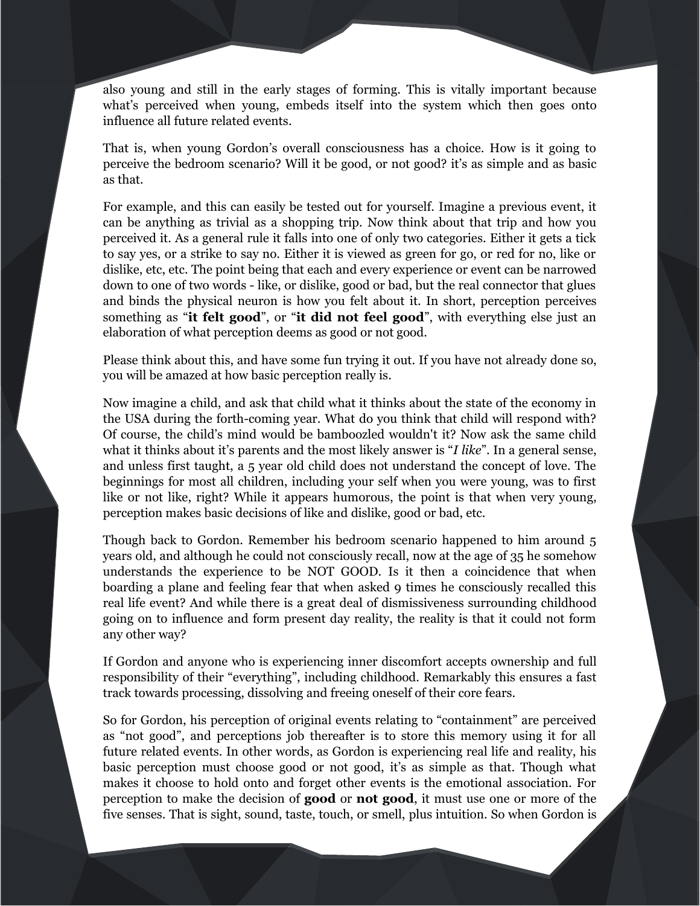also young and still in the early stages of forming. This is vitally important because what's perceived when young, embeds itself into the system which then goes onto influence all future related events.

That is, when young Gordon's overall consciousness has a choice. How is it going to perceive the bedroom scenario? Will it be good, or not good? it's as simple and as basic as that.

For example, and this can easily be tested out for yourself. Imagine a previous event, it can be anything as trivial as a shopping trip. Now think about that trip and how you perceived it. As a general rule it falls into one of only two categories. Either it gets a tick to say yes, or a strike to say no. Either it is viewed as green for go, or red for no, like or dislike, etc, etc. The point being that each and every experience or event can be narrowed down to one of two words - like, or dislike, good or bad, but the real connector that glues and binds the physical neuron is how you felt about it. In short, perception perceives something as "**it felt good**", or "**it did not feel good**", with everything else just an elaboration of what perception deems as good or not good.

Please think about this, and have some fun trying it out. If you have not already done so, you will be amazed at how basic perception really is.

Now imagine a child, and ask that child what it thinks about the state of the economy in the USA during the forth-coming year. What do you think that child will respond with? Of course, the child's mind would be bamboozled wouldn't it? Now ask the same child what it thinks about it's parents and the most likely answer is "*I like*". In a general sense, and unless first taught, a 5 year old child does not understand the concept of love. The beginnings for most all children, including your self when you were young, was to first like or not like, right? While it appears humorous, the point is that when very young, perception makes basic decisions of like and dislike, good or bad, etc.

Though back to Gordon. Remember his bedroom scenario happened to him around 5 years old, and although he could not consciously recall, now at the age of 35 he somehow understands the experience to be NOT GOOD. Is it then a coincidence that when boarding a plane and feeling fear that when asked 9 times he consciously recalled this real life event? And while there is a great deal of dismissiveness surrounding childhood going on to influence and form present day reality, the reality is that it could not form any other way?

If Gordon and anyone who is experiencing inner discomfort accepts ownership and full responsibility of their "everything", including childhood. Remarkably this ensures a fast track towards processing, dissolving and freeing oneself of their core fears.

So for Gordon, his perception of original events relating to "containment" are perceived as "not good", and perceptions job thereafter is to store this memory using it for all future related events. In other words, as Gordon is experiencing real life and reality, his basic perception must choose good or not good, it's as simple as that. Though what makes it choose to hold onto and forget other events is the emotional association. For perception to make the decision of **good** or **not good**, it must use one or more of the five senses. That is sight, sound, taste, touch, or smell, plus intuition. So when Gordon is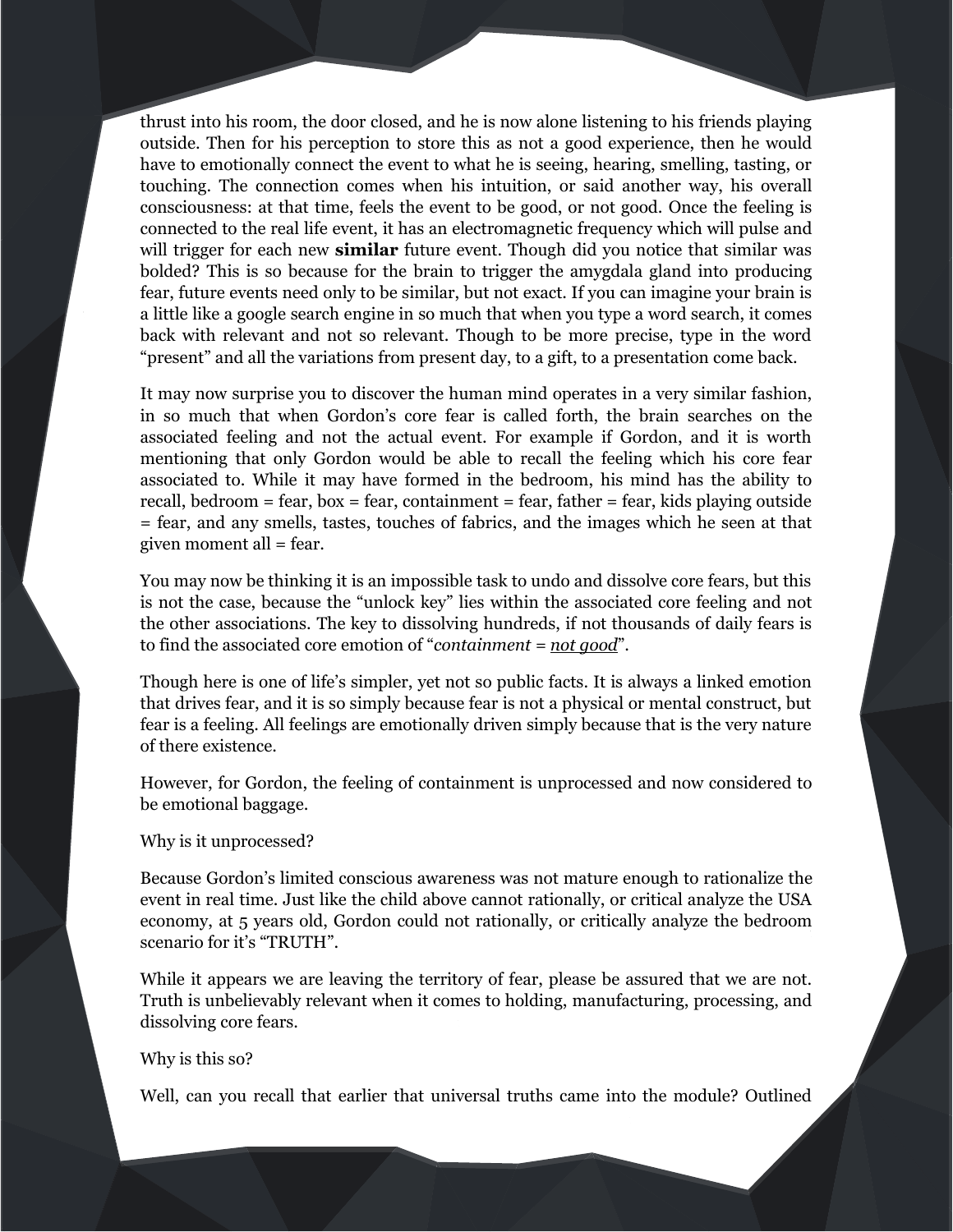thrust into his room, the door closed, and he is now alone listening to his friends playing outside. Then for his perception to store this as not a good experience, then he would have to emotionally connect the event to what he is seeing, hearing, smelling, tasting, or touching. The connection comes when his intuition, or said another way, his overall consciousness: at that time, feels the event to be good, or not good. Once the feeling is connected to the real life event, it has an electromagnetic frequency which will pulse and will trigger for each new **similar** future event. Though did you notice that similar was bolded? This is so because for the brain to trigger the amygdala gland into producing fear, future events need only to be similar, but not exact. If you can imagine your brain is a little like a google search engine in so much that when you type a word search, it comes back with relevant and not so relevant. Though to be more precise, type in the word "present" and all the variations from present day, to a gift, to a presentation come back.

It may now surprise you to discover the human mind operates in a very similar fashion, in so much that when Gordon's core fear is called forth, the brain searches on the associated feeling and not the actual event. For example if Gordon, and it is worth mentioning that only Gordon would be able to recall the feeling which his core fear associated to. While it may have formed in the bedroom, his mind has the ability to recall, bedroom = fear, box = fear, containment = fear, father = fear, kids playing outside = fear, and any smells, tastes, touches of fabrics, and the images which he seen at that given moment all = fear.

You may now be thinking it is an impossible task to undo and dissolve core fears, but this is not the case, because the "unlock key" lies within the associated core feeling and not the other associations. The key to dissolving hundreds, if not thousands of daily fears is to find the associated core emotion of "*containment* = *<u>not good</u>*".

Though here is one of life's simpler, yet not so public facts. It is always a linked emotion that drives fear, and it is so simply because fear is not a physical or mental construct, but fear is a feeling. All feelings are emotionally driven simply because that is the very nature of there existence.

However, for Gordon, the feeling of containment is unprocessed and now considered to be emotional baggage.

Why is it unprocessed?

Because Gordon's limited conscious awareness was not mature enough to rationalize the event in real time. Just like the child above cannot rationally, or critical analyze the USA economy, at 5 years old, Gordon could not rationally, or critically analyze the bedroom scenario for it's "TRUTH".

While it appears we are leaving the territory of fear, please be assured that we are not. Truth is unbelievably relevant when it comes to holding, manufacturing, processing, and dissolving core fears.

Why is this so?

Well, can you recall that earlier that universal truths came into the module? Outlined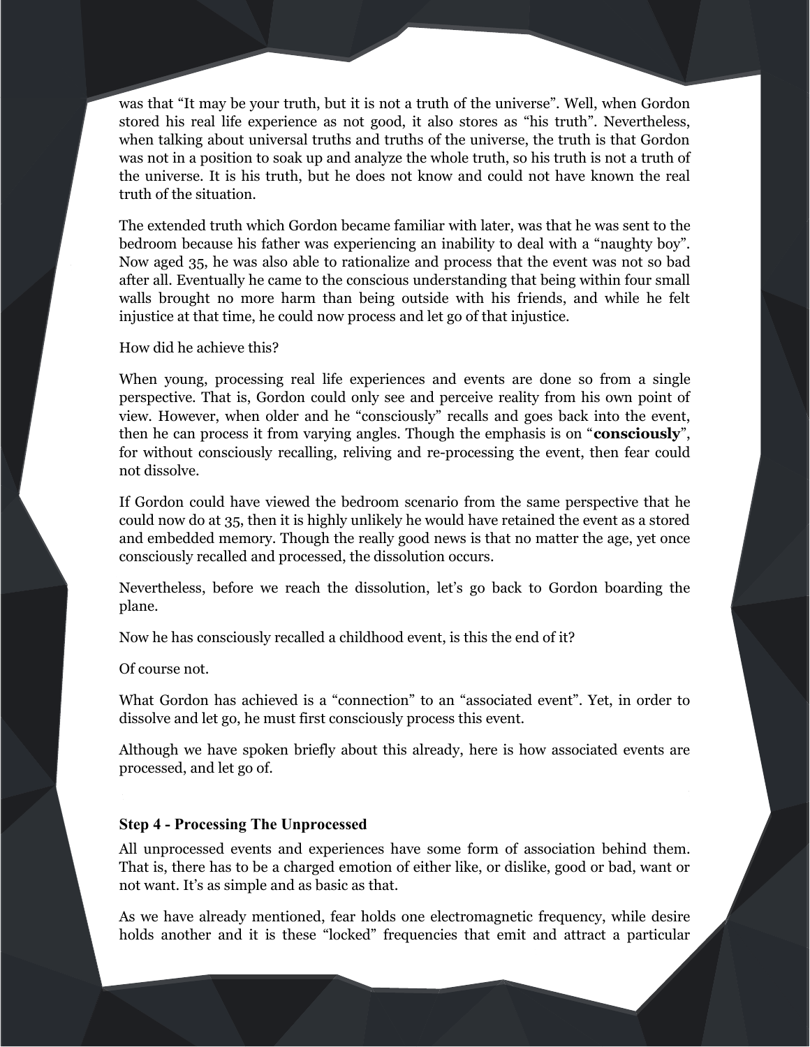was that "It may be your truth, but it is not a truth of the universe". Well, when Gordon stored his real life experience as not good, it also stores as "his truth". Nevertheless, when talking about universal truths and truths of the universe, the truth is that Gordon was not in a position to soak up and analyze the whole truth, so his truth is not a truth of the universe. It is his truth, but he does not know and could not have known the real truth of the situation.

The extended truth which Gordon became familiar with later, was that he was sent to the bedroom because his father was experiencing an inability to deal with a "naughty boy". Now aged 35, he was also able to rationalize and process that the event was not so bad after all. Eventually he came to the conscious understanding that being within four small walls brought no more harm than being outside with his friends, and while he felt injustice at that time, he could now process and let go of that injustice.

How did he achieve this?

When young, processing real life experiences and events are done so from a single perspective. That is, Gordon could only see and perceive reality from his own point of view. However, when older and he "consciously" recalls and goes back into the event, then he can process it from varying angles. Though the emphasis is on "**consciously**", for without consciously recalling, reliving and re-processing the event, then fear could not dissolve.

If Gordon could have viewed the bedroom scenario from the same perspective that he could now do at 35, then it is highly unlikely he would have retained the event as a stored and embedded memory. Though the really good news is that no matter the age, yet once consciously recalled and processed, the dissolution occurs.

Nevertheless, before we reach the dissolution, let's go back to Gordon boarding the plane.

Now he has consciously recalled a childhood event, is this the end of it?

Of course not.

What Gordon has achieved is a "connection" to an "associated event". Yet, in order to dissolve and let go, he must first consciously process this event.

Although we have spoken briefly about this already, here is how associated events are processed, and let go of.

### Step 4 - Processing The Unprocessed

All unprocessed events and experiences have some form of association behind them. That is, there has to be a charged emotion of either like, or dislike, good or bad, want or not want. It's as simple and as basic as that.

As we have already mentioned, fear holds one electromagnetic frequency, while desire holds another and it is these "locked" frequencies that emit and attract a particular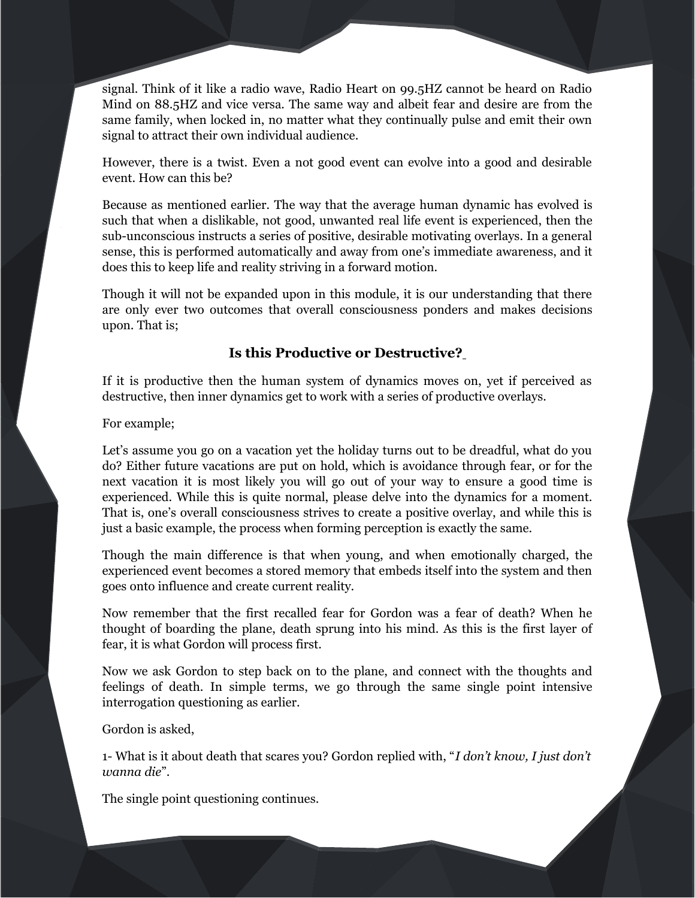signal. Think of it like a radio wave, Radio Heart on 99.5HZ cannot be heard on Radio Mind on 88.5HZ and vice versa. The same way and albeit fear and desire are from the same family, when locked in, no matter what they continually pulse and emit their own signal to attract their own individual audience.

However, there is a twist. Even a not good event can evolve into a good and desirable event. How can this be?

Because as mentioned earlier. The way that the average human dynamic has evolved is such that when a dislikable, not good, unwanted real life event is experienced, then the sub-unconscious instructs a series of positive, desirable motivating overlays. In a general sense, this is performed automatically and away from one's immediate awareness, and it does this to keep life and reality striving in a forward motion.

Though it will not be expanded upon in this module, it is our understanding that there are only ever two outcomes that overall consciousness ponders and makes decisions upon. That is;

### Is this Productive or Destructive?

If it is productive then the human system of dynamics moves on, yet if perceived as destructive, then inner dynamics get to work with a series of productive overlays.

For example;

Let's assume you go on a vacation yet the holiday turns out to be dreadful, what do you do? Either future vacations are put on hold, which is avoidance through fear, or for the next vacation it is most likely you will go out of your way to ensure a good time is experienced. While this is quite normal, please delve into the dynamics for a moment. That is, one's overall consciousness strives to create a positive overlay, and while this is just a basic example, the process when forming perception is exactly the same.

Though the main difference is that when young, and when emotionally charged, the experienced event becomes a stored memory that embeds itself into the system and then goes onto influence and create current reality.

Now remember that the first recalled fear for Gordon was a fear of death? When he thought of boarding the plane, death sprung into his mind. As this is the first layer of fear, it is what Gordon will process first.

Now we ask Gordon to step back on to the plane, and connect with the thoughts and feelings of death. In simple terms, we go through the same single point intensive interrogation questioning as earlier.

Gordon is asked,

1- What is it about death that scares you? Gordon replied with, "*I don't know, I just don't wanna die*".

The single point questioning continues.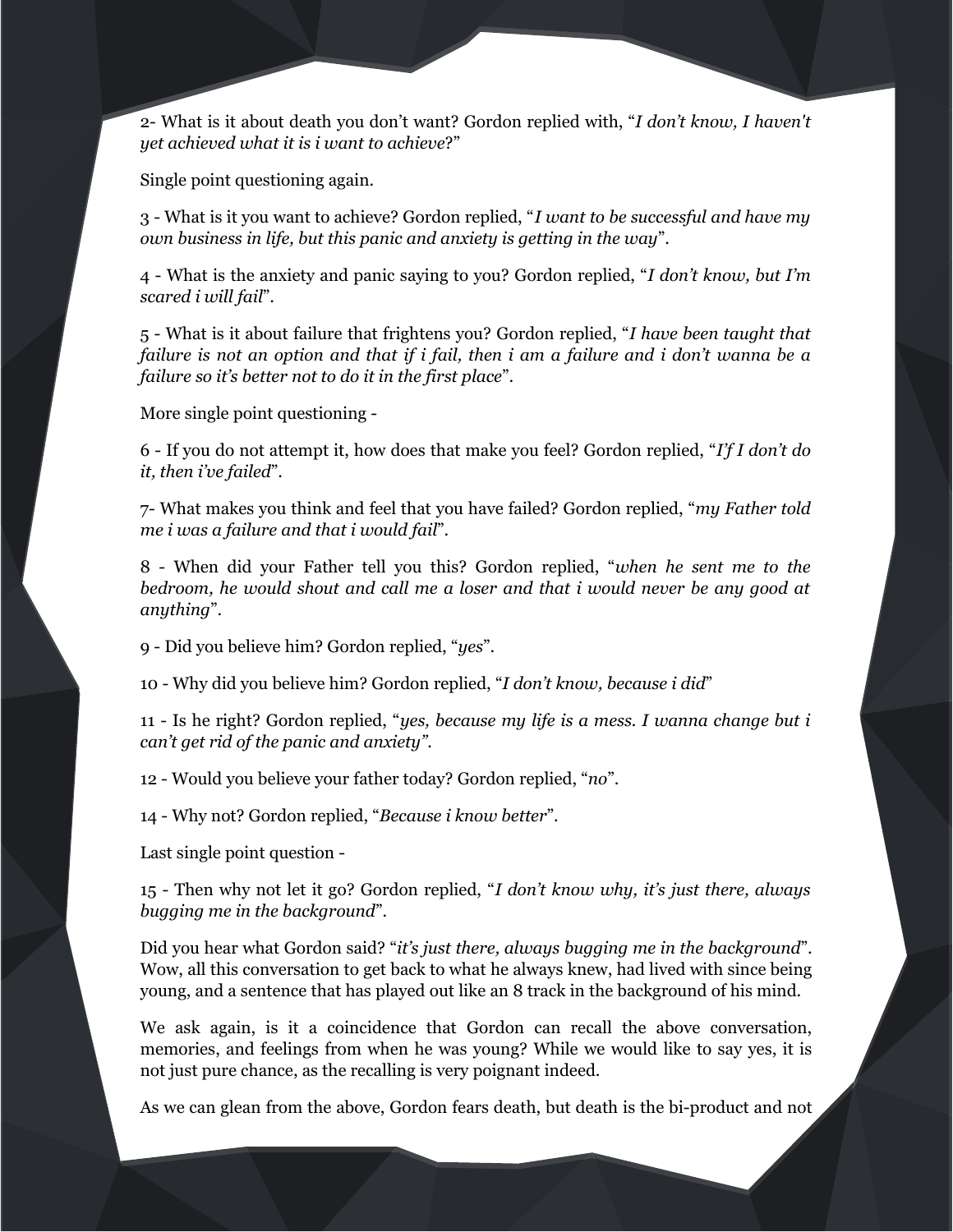2- What is it about death you don't want? Gordon replied with, "*I don't know, I haven't yet achieved what it is i want to achieve*?"

Single point questioning again.

3 - What is it you want to achieve? Gordon replied, "*I want to be successful and have my own business in life, but this panic and anxiety is getting in the way*".

4 - What is the anxiety and panic saying to you? Gordon replied, "*I don't know, but I'm scared i will fail*".

5 - What is it about failure that frightens you? Gordon replied, "*I have been taught that failure is not an option and that if i fail, then i am a failure and i don't wanna be a failure so it's better not to do it in the first place*".

More single point questioning -

6 - If you do not attempt it, how does that make you feel? Gordon replied, "*I'f I don't do it, then i've failed*".

7- What makes you think and feel that you have failed? Gordon replied, "*my Father told me i was a failure and that i would fail*".

8 - When did your Father tell you this? Gordon replied, "*when he sent me to the bedroom, he would shout and call me a loser and that i would never be any good at anything*".

9 - Did you believe him? Gordon replied, "*yes*".

10 - Why did you believe him? Gordon replied, "*I don't know, because i did*"

11 - Is he right? Gordon replied, "*yes, because my life is a mess. I wanna change but i can't get rid of the panic and anxiety".*

12 - Would you believe your father today? Gordon replied, "*no*".

14 - Why not? Gordon replied, "*Because i know better*".

Last single point question -

15 - Then why not let it go? Gordon replied, "*I don't know why, it's just there, always bugging me in the background*".

Did you hear what Gordon said? "*it's just there, always bugging me in the background*". Wow, all this conversation to get back to what he always knew, had lived with since being young, and a sentence that has played out like an 8 track in the background of his mind.

We ask again, is it a coincidence that Gordon can recall the above conversation, memories, and feelings from when he was young? While we would like to say yes, it is not just pure chance, as the recalling is very poignant indeed.

As we can glean from the above, Gordon fears death, but death is the bi-product and not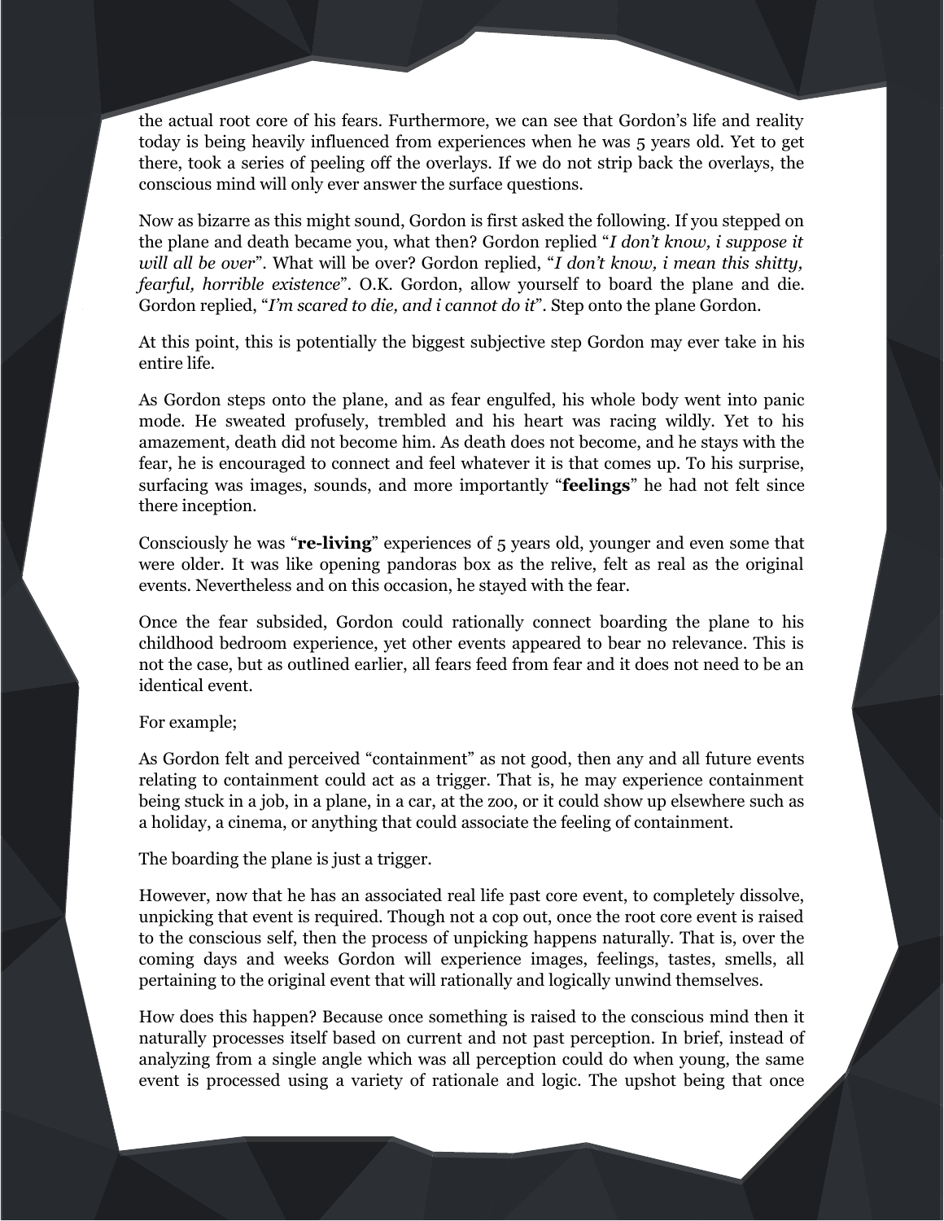the actual root core of his fears. Furthermore, we can see that Gordon's life and reality today is being heavily influenced from experiences when he was 5 years old. Yet to get there, took a series of peeling off the overlays. If we do not strip back the overlays, the conscious mind will only ever answer the surface questions.

Now as bizarre as this might sound, Gordon is first asked the following. If you stepped on the plane and death became you, what then? Gordon replied "*I don't know, i suppose it will all be over*". What will be over? Gordon replied, "*I don't know, i mean this shitty, fearful, horrible existence*". O.K. Gordon, allow yourself to board the plane and die. Gordon replied, "*I'm scared to die, and i cannot do it*". Step onto the plane Gordon.

At this point, this is potentially the biggest subjective step Gordon may ever take in his entire life.

As Gordon steps onto the plane, and as fear engulfed, his whole body went into panic mode. He sweated profusely, trembled and his heart was racing wildly. Yet to his amazement, death did not become him. As death does not become, and he stays with the fear, he is encouraged to connect and feel whatever it is that comes up. To his surprise, surfacing was images, sounds, and more importantly "**feelings**" he had not felt since there inception.

Consciously he was "**re-living**" experiences of 5 years old, younger and even some that were older. It was like opening pandoras box as the relive, felt as real as the original events. Nevertheless and on this occasion, he stayed with the fear.

Once the fear subsided, Gordon could rationally connect boarding the plane to his childhood bedroom experience, yet other events appeared to bear no relevance. This is not the case, but as outlined earlier, all fears feed from fear and it does not need to be an identical event.

For example;

As Gordon felt and perceived "containment" as not good, then any and all future events relating to containment could act as a trigger. That is, he may experience containment being stuck in a job, in a plane, in a car, at the zoo, or it could show up elsewhere such as a holiday, a cinema, or anything that could associate the feeling of containment.

The boarding the plane is just a trigger.

However, now that he has an associated real life past core event, to completely dissolve, unpicking that event is required. Though not a cop out, once the root core event is raised to the conscious self, then the process of unpicking happens naturally. That is, over the coming days and weeks Gordon will experience images, feelings, tastes, smells, all pertaining to the original event that will rationally and logically unwind themselves.

How does this happen? Because once something is raised to the conscious mind then it naturally processes itself based on current and not past perception. In brief, instead of analyzing from a single angle which was all perception could do when young, the same event is processed using a variety of rationale and logic. The upshot being that once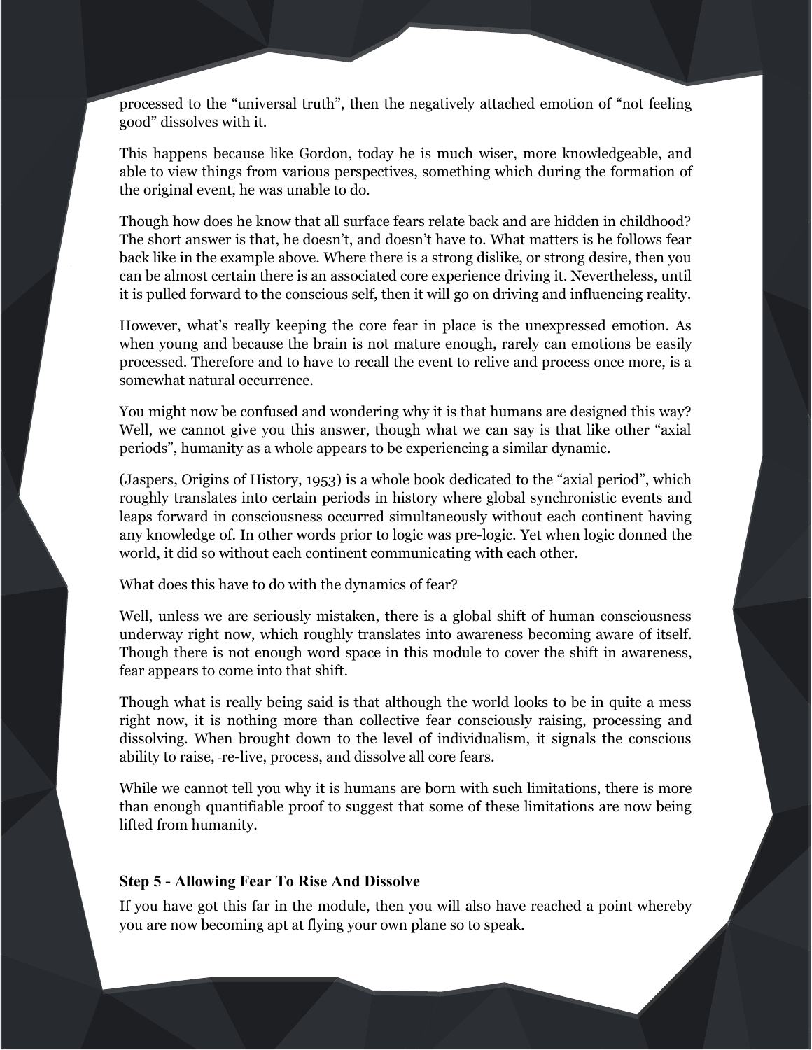processed to the "universal truth", then the negatively attached emotion of "not feeling good" dissolves with it.

This happens because like Gordon, today he is much wiser, more knowledgeable, and able to view things from various perspectives, something which during the formation of the original event, he was unable to do.

Though how does he know that all surface fears relate back and are hidden in childhood? The short answer is that, he doesn't, and doesn't have to. What matters is he follows fear back like in the example above. Where there is a strong dislike, or strong desire, then you can be almost certain there is an associated core experience driving it. Nevertheless, until it is pulled forward to the conscious self, then it will go on driving and influencing reality.

However, what's really keeping the core fear in place is the unexpressed emotion. As when young and because the brain is not mature enough, rarely can emotions be easily processed. Therefore and to have to recall the event to relive and process once more, is a somewhat natural occurrence.

You might now be confused and wondering why it is that humans are designed this way? Well, we cannot give you this answer, though what we can say is that like other "axial periods", humanity as a whole appears to be experiencing a similar dynamic.

(Jaspers, Origins of History, 1953) is a whole book dedicated to the "axial period", which roughly translates into certain periods in history where global synchronistic events and leaps forward in consciousness occurred simultaneously without each continent having any knowledge of. In other words prior to logic was pre-logic. Yet when logic donned the world, it did so without each continent communicating with each other.

What does this have to do with the dynamics of fear?

Well, unless we are seriously mistaken, there is a global shift of human consciousness underway right now, which roughly translates into awareness becoming aware of itself. Though there is not enough word space in this module to cover the shift in awareness, fear appears to come into that shift.

Though what is really being said is that although the world looks to be in quite a mess right now, it is nothing more than collective fear consciously raising, processing and dissolving. When brought down to the level of individualism, it signals the conscious ability to raise, re-live, process, and dissolve all core fears.

While we cannot tell you why it is humans are born with such limitations, there is more than enough quantifiable proof to suggest that some of these limitations are now being lifted from humanity.

### Step 5 - Allowing Fear To Rise And Dissolve

If you have got this far in the module, then you will also have reached a point whereby you are now becoming apt at flying your own plane so to speak.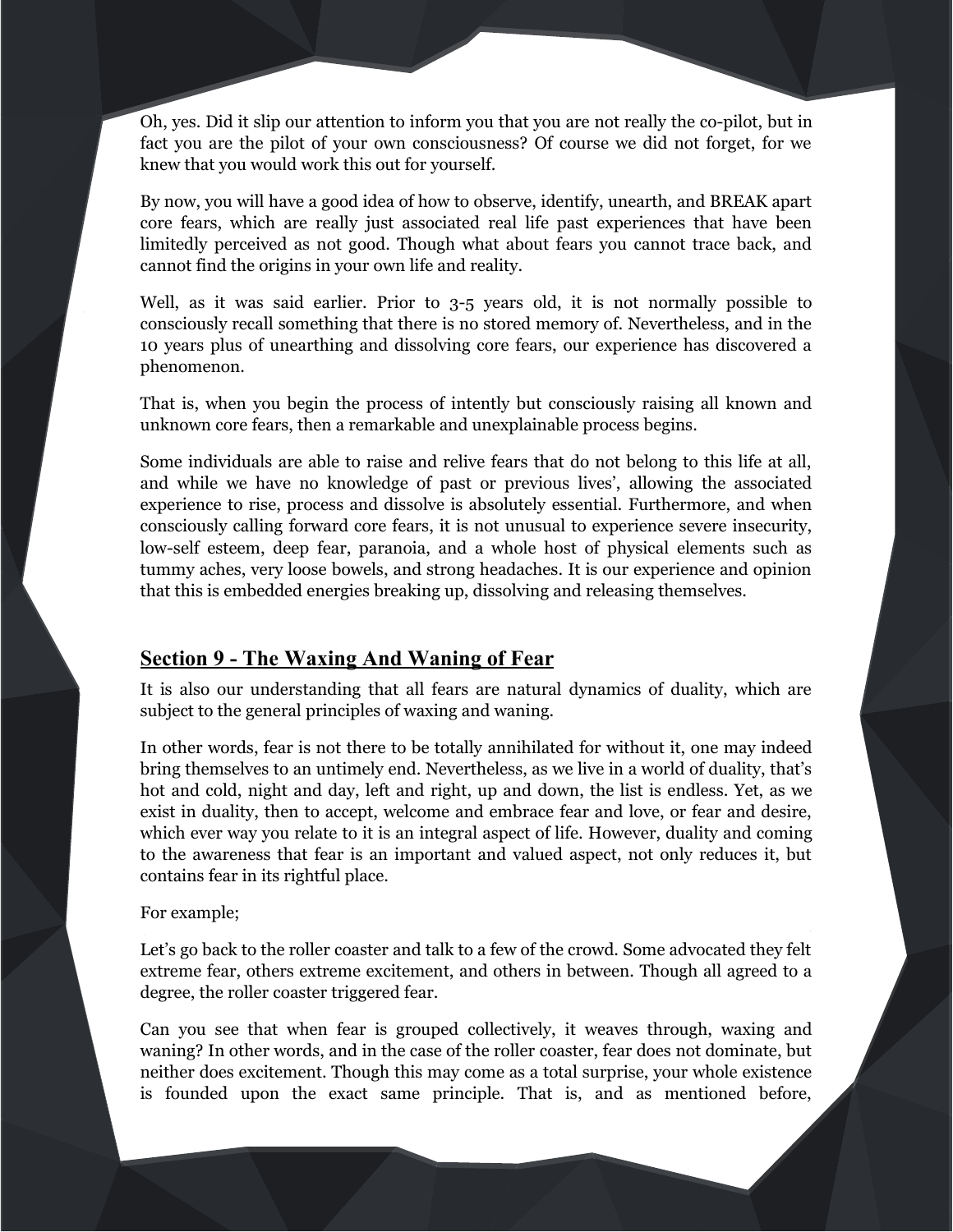Oh, yes. Did it slip our attention to inform you that you are not really the co-pilot, but in fact you are the pilot of your own consciousness? Of course we did not forget, for we knew that you would work this out for yourself.

By now, you will have a good idea of how to observe, identify, unearth, and BREAK apart core fears, which are really just associated real life past experiences that have been limitedly perceived as not good. Though what about fears you cannot trace back, and cannot find the origins in your own life and reality.

Well, as it was said earlier. Prior to 3-5 years old, it is not normally possible to consciously recall something that there is no stored memory of. Nevertheless, and in the 10 years plus of unearthing and dissolving core fears, our experience has discovered a phenomenon.

That is, when you begin the process of intently but consciously raising all known and unknown core fears, then a remarkable and unexplainable process begins.

Some individuals are able to raise and relive fears that do not belong to this life at all, and while we have no knowledge of past or previous lives', allowing the associated experience to rise, process and dissolve is absolutely essential. Furthermore, and when consciously calling forward core fears, it is not unusual to experience severe insecurity, low-self esteem, deep fear, paranoia, and a whole host of physical elements such as tummy aches, very loose bowels, and strong headaches. It is our experience and opinion that this is embedded energies breaking up, dissolving and releasing themselves.

## Section 9 - The Waxing And Waning of Fear

It is also our understanding that all fears are natural dynamics of duality, which are subject to the general principles of waxing and waning.

In other words, fear is not there to be totally annihilated for without it, one may indeed bring themselves to an untimely end. Nevertheless, as we live in a world of duality, that's hot and cold, night and day, left and right, up and down, the list is endless. Yet, as we exist in duality, then to accept, welcome and embrace fear and love, or fear and desire, which ever way you relate to it is an integral aspect of life. However, duality and coming to the awareness that fear is an important and valued aspect, not only reduces it, but contains fear in its rightful place.

For example;

Let's go back to the roller coaster and talk to a few of the crowd. Some advocated they felt extreme fear, others extreme excitement, and others in between. Though all agreed to a degree, the roller coaster triggered fear.

Can you see that when fear is grouped collectively, it weaves through, waxing and waning? In other words, and in the case of the roller coaster, fear does not dominate, but neither does excitement. Though this may come as a total surprise, your whole existence is founded upon the exact same principle. That is, and as mentioned before,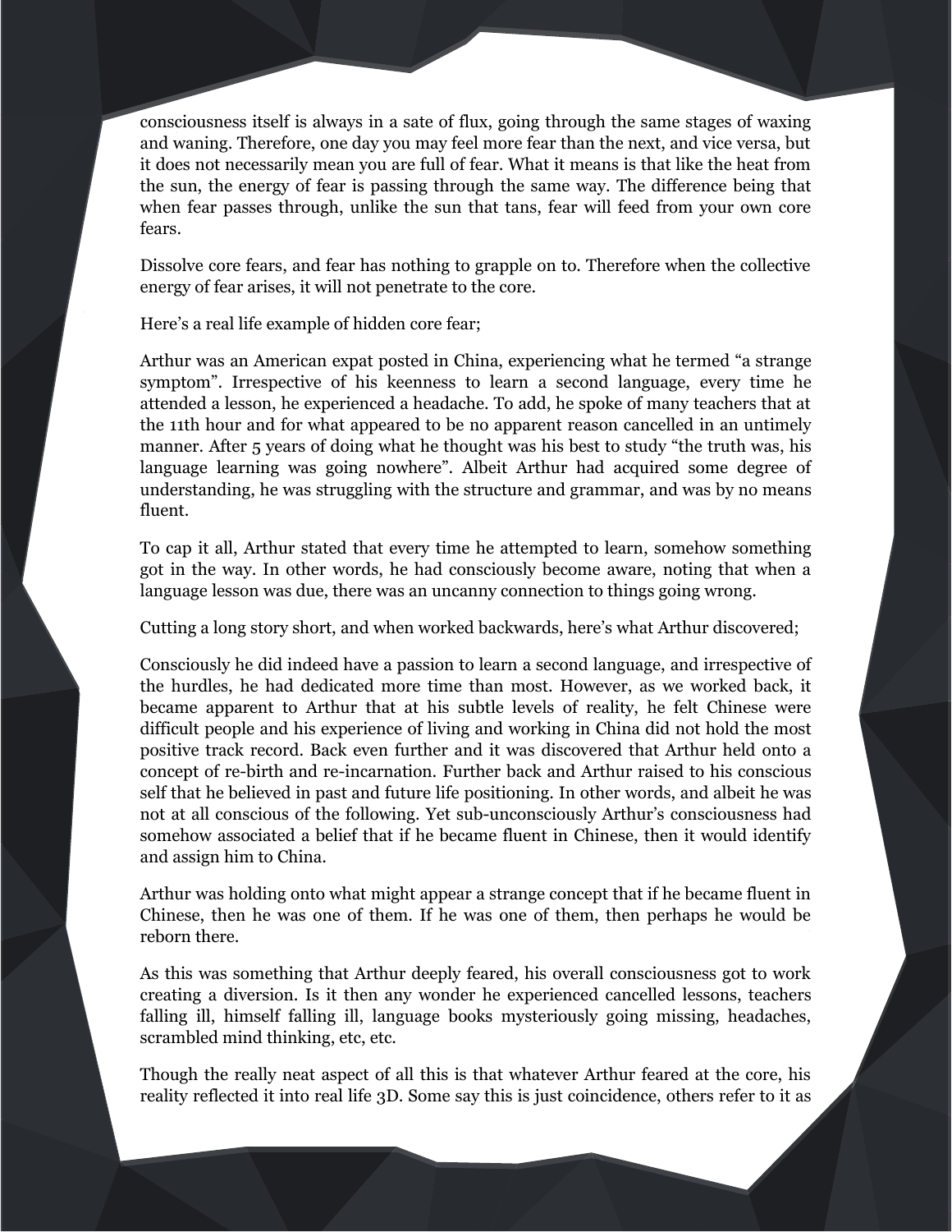consciousness itself is always in a sate of flux, going through the same stages of waxing and waning. Therefore, one day you may feel more fear than the next, and vice versa, but it does not necessarily mean you are full of fear. What it means is that like the heat from the sun, the energy of fear is passing through the same way. The difference being that when fear passes through, unlike the sun that tans, fear will feed from your own core fears.

Dissolve core fears, and fear has nothing to grapple on to. Therefore when the collective energy of fear arises, it will not penetrate to the core.

Here's a real life example of hidden core fear;

Arthur was an American expat posted in China, experiencing what he termed "a strange symptom". Irrespective of his keenness to learn a second language, every time he attended a lesson, he experienced a headache. To add, he spoke of many teachers that at the 11th hour and for what appeared to be no apparent reason cancelled in an untimely manner. After 5 years of doing what he thought was his best to study "the truth was, his language learning was going nowhere". Albeit Arthur had acquired some degree of understanding, he was struggling with the structure and grammar, and was by no means fluent.

To cap it all, Arthur stated that every time he attempted to learn, somehow something got in the way. In other words, he had consciously become aware, noting that when a language lesson was due, there was an uncanny connection to things going wrong.

Cutting a long story short, and when worked backwards, here's what Arthur discovered;

Consciously he did indeed have a passion to learn a second language, and irrespective of the hurdles, he had dedicated more time than most. However, as we worked back, it became apparent to Arthur that at his subtle levels of reality, he felt Chinese were difficult people and his experience of living and working in China did not hold the most positive track record. Back even further and it was discovered that Arthur held onto a concept of re-birth and re-incarnation. Further back and Arthur raised to his conscious self that he believed in past and future life positioning. In other words, and albeit he was not at all conscious of the following. Yet sub-unconsciously Arthur's consciousness had somehow associated a belief that if he became fluent in Chinese, then it would identify and assign him to China.

Arthur was holding onto what might appear a strange concept that if he became fluent in Chinese, then he was one of them. If he was one of them, then perhaps he would be reborn there.

As this was something that Arthur deeply feared, his overall consciousness got to work creating a diversion. Is it then any wonder he experienced cancelled lessons, teachers falling ill, himself falling ill, language books mysteriously going missing, headaches, scrambled mind thinking, etc, etc.

Though the really neat aspect of all this is that whatever Arthur feared at the core, his reality reflected it into real life 3D. Some say this is just coincidence, others refer to it as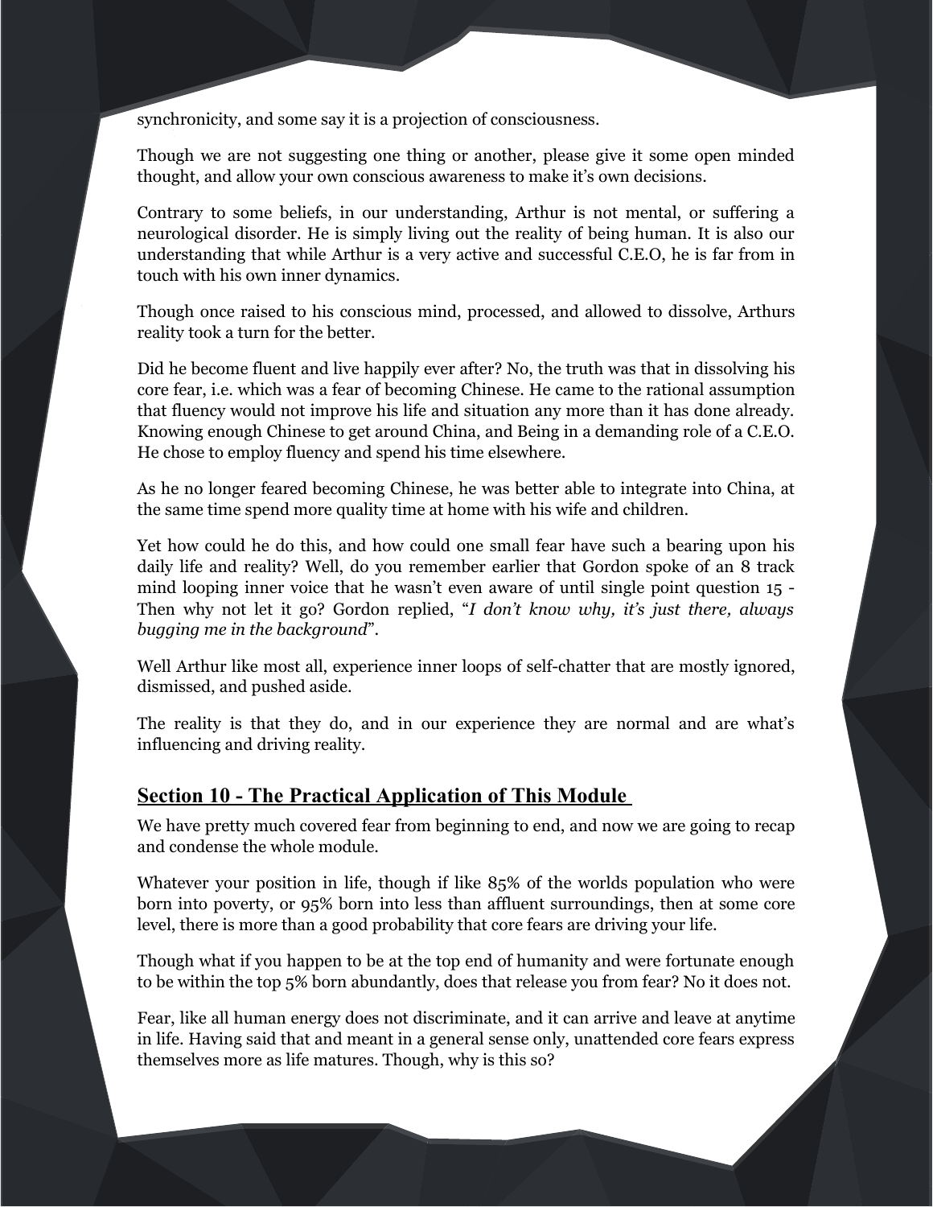synchronicity, and some say it is a projection of consciousness.

Though we are not suggesting one thing or another, please give it some open minded thought, and allow your own conscious awareness to make it's own decisions.

Contrary to some beliefs, in our understanding, Arthur is not mental, or suffering a neurological disorder. He is simply living out the reality of being human. It is also our understanding that while Arthur is a very active and successful C.E.O, he is far from in touch with his own inner dynamics.

Though once raised to his conscious mind, processed, and allowed to dissolve, Arthurs reality took a turn for the better.

Did he become fluent and live happily ever after? No, the truth was that in dissolving his core fear, i.e. which was a fear of becoming Chinese. He came to the rational assumption that fluency would not improve his life and situation any more than it has done already. Knowing enough Chinese to get around China, and Being in a demanding role of a C.E.O. He chose to employ fluency and spend his time elsewhere.

As he no longer feared becoming Chinese, he was better able to integrate into China, at the same time spend more quality time at home with his wife and children.

Yet how could he do this, and how could one small fear have such a bearing upon his daily life and reality? Well, do you remember earlier that Gordon spoke of an 8 track mind looping inner voice that he wasn't even aware of until single point question 15 - Then why not let it go? Gordon replied, "*I don't know why, it's just there, always bugging me in the background*".

Well Arthur like most all, experience inner loops of self-chatter that are mostly ignored, dismissed, and pushed aside.

The reality is that they do, and in our experience they are normal and are what's influencing and driving reality.

## **Section 10 - The Practical Application of This Module**

We have pretty much covered fear from beginning to end, and now we are going to recap and condense the whole module.

Whatever your position in life, though if like 85% of the worlds population who were born into poverty, or 95% born into less than affluent surroundings, then at some core level, there is more than a good probability that core fears are driving your life.

Though what if you happen to be at the top end of humanity and were fortunate enough to be within the top 5% born abundantly, does that release you from fear? No it does not.

Fear, like all human energy does not discriminate, and it can arrive and leave at anytime in life. Having said that and meant in a general sense only, unattended core fears express themselves more as life matures. Though, why is this so?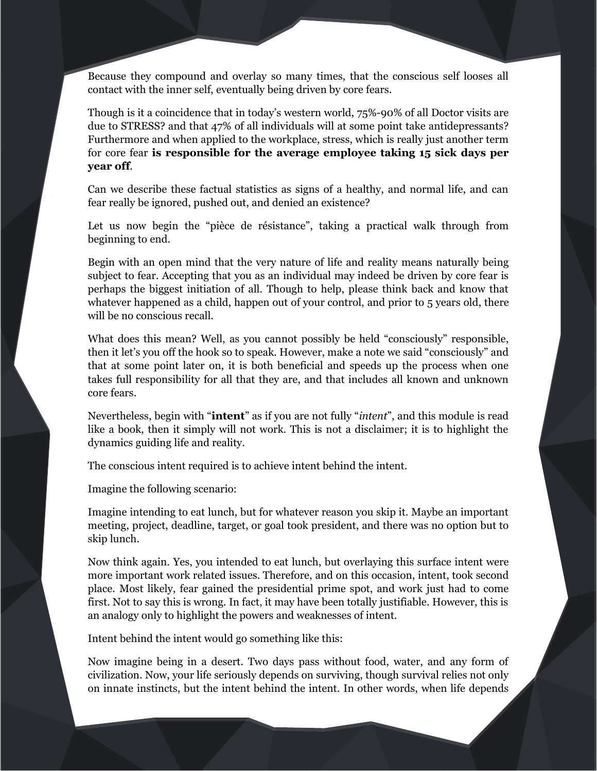Because they compound and overlay so many times, that the conscious self looses all contact with the inner self, eventually being driven by core fears.

Though is it a coincidence that in today's western world, 75%-90% of all Doctor visits are due to STRESS? and that 47% of all individuals will at some point take antidepressants? Furthermore and when applied to the workplace, stress, which is really just another term for core fear **is responsible for the average employee taking 15 sick days per year off**.

Can we describe these factual statistics as signs of a healthy, and normal life, and can fear really be ignored, pushed out, and denied an existence?

Let us now begin the "pièce de résistance", taking a practical walk through from beginning to end.

Begin with an open mind that the very nature of life and reality means naturally being subject to fear. Accepting that you as an individual may indeed be driven by core fear is perhaps the biggest initiation of all. Though to help, please think back and know that whatever happened as a child, happen out of your control, and prior to 5 years old, there will be no conscious recall.

What does this mean? Well, as you cannot possibly be held "consciously" responsible, then it let's you off the hook so to speak. However, make a note we said "consciously" and that at some point later on, it is both beneficial and speeds up the process when one takes full responsibility for all that they are, and that includes all known and unknown core fears.

Nevertheless, begin with "**intent**" as if you are not fully "*intent*", and this module is read like a book, then it simply will not work. This is not a disclaimer; it is to highlight the dynamics guiding life and reality.

The conscious intent required is to achieve intent behind the intent.

Imagine the following scenario:

Imagine intending to eat lunch, but for whatever reason you skip it. Maybe an important meeting, project, deadline, target, or goal took president, and there was no option but to skip lunch.

Now think again. Yes, you intended to eat lunch, but overlaying this surface intent were more important work related issues. Therefore, and on this occasion, intent, took second place. Most likely, fear gained the presidential prime spot, and work just had to come first. Not to say this is wrong. In fact, it may have been totally justifiable. However, this is an analogy only to highlight the powers and weaknesses of intent.

Intent behind the intent would go something like this:

Now imagine being in a desert. Two days pass without food, water, and any form of civilization. Now, your life seriously depends on surviving, though survival relies not only on innate instincts, but the intent behind the intent. In other words, when life depends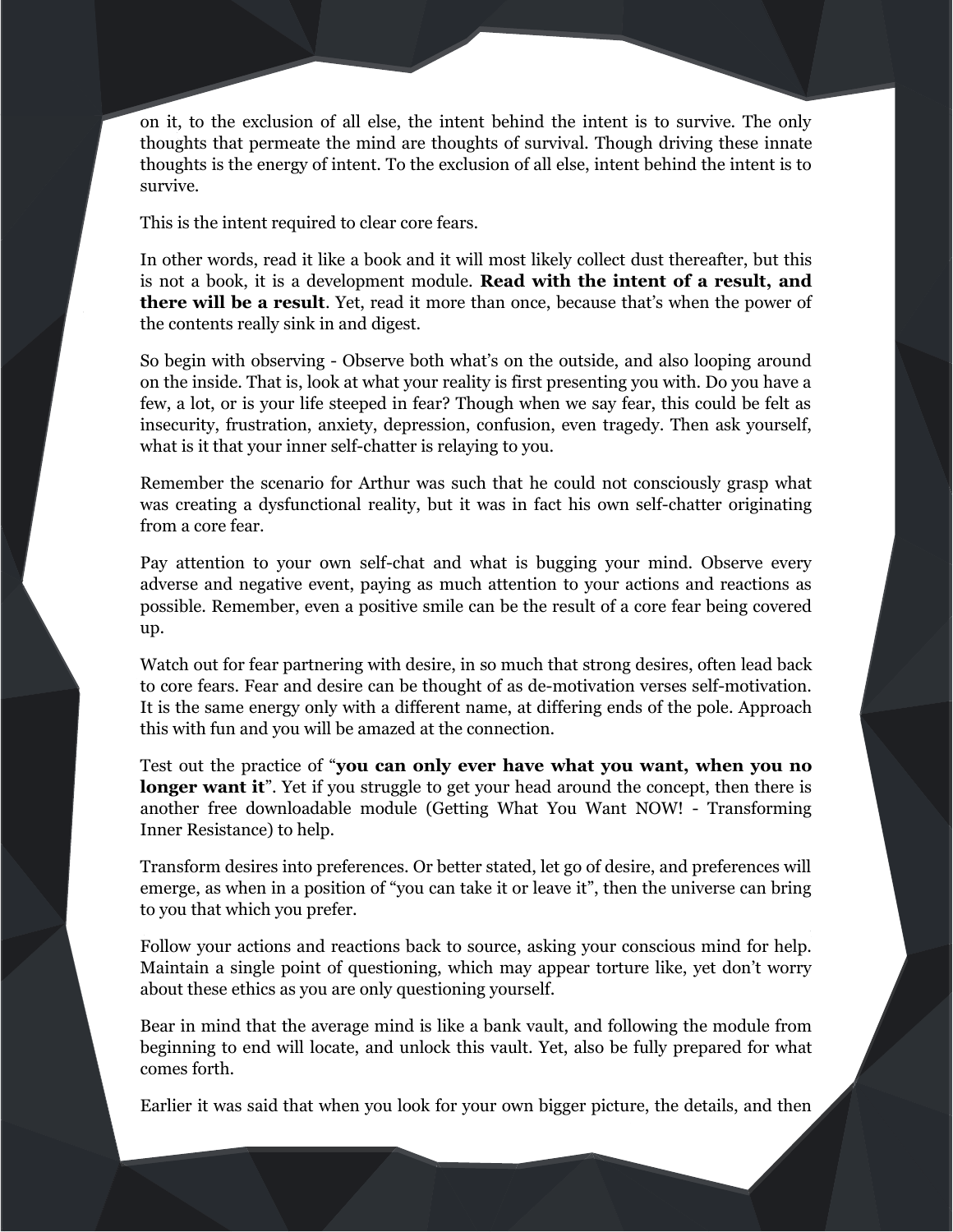on it, to the exclusion of all else, the intent behind the intent is to survive. The only thoughts that permeate the mind are thoughts of survival. Though driving these innate thoughts is the energy of intent. To the exclusion of all else, intent behind the intent is to survive.

This is the intent required to clear core fears.

In other words, read it like a book and it will most likely collect dust thereafter, but this is not a book, it is a development module. **Read with the intent of a result, and there will be a result**. Yet, read it more than once, because that's when the power of the contents really sink in and digest.

So begin with observing - Observe both what's on the outside, and also looping around on the inside. That is, look at what your reality is first presenting you with. Do you have a few, a lot, or is your life steeped in fear? Though when we say fear, this could be felt as insecurity, frustration, anxiety, depression, confusion, even tragedy. Then ask yourself, what is it that your inner self-chatter is relaying to you.

Remember the scenario for Arthur was such that he could not consciously grasp what was creating a dysfunctional reality, but it was in fact his own self-chatter originating from a core fear.

Pay attention to your own self-chat and what is bugging your mind. Observe every adverse and negative event, paying as much attention to your actions and reactions as possible. Remember, even a positive smile can be the result of a core fear being covered up.

Watch out for fear partnering with desire, in so much that strong desires, often lead back to core fears. Fear and desire can be thought of as de-motivation verses self-motivation. It is the same energy only with a different name, at differing ends of the pole. Approach this with fun and you will be amazed at the connection.

Test out the practice of "**you can only ever have what you want, when you no longer want it**". Yet if you struggle to get your head around the concept, then there is another free downloadable module (Getting What You Want NOW! - Transforming Inner Resistance) to help.

Transform desires into preferences. Or better stated, let go of desire, and preferences will emerge, as when in a position of "you can take it or leave it", then the universe can bring to you that which you prefer.

Follow your actions and reactions back to source, asking your conscious mind for help. Maintain a single point of questioning, which may appear torture like, yet don't worry about these ethics as you are only questioning yourself.

Bear in mind that the average mind is like a bank vault, and following the module from beginning to end will locate, and unlock this vault. Yet, also be fully prepared for what comes forth.

Earlier it was said that when you look for your own bigger picture, the details, and then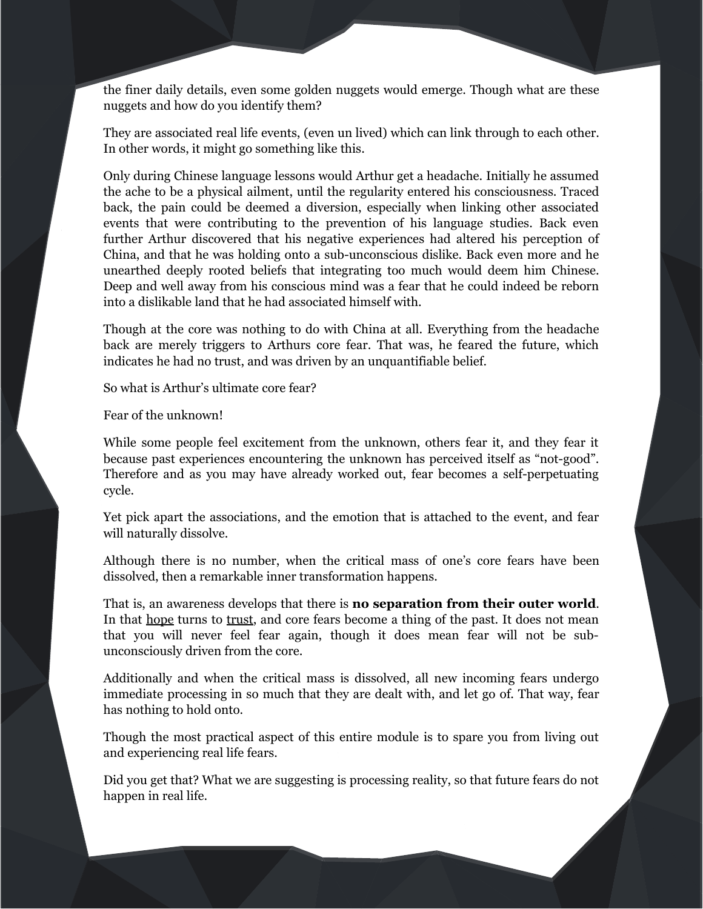the finer daily details, even some golden nuggets would emerge. Though what are these nuggets and how do you identify them?

They are associated real life events, (even un lived) which can link through to each other. In other words, it might go something like this.

Only during Chinese language lessons would Arthur get a headache. Initially he assumed the ache to be a physical ailment, until the regularity entered his consciousness. Traced back, the pain could be deemed a diversion, especially when linking other associated events that were contributing to the prevention of his language studies. Back even further Arthur discovered that his negative experiences had altered his perception of China, and that he was holding onto a sub-unconscious dislike. Back even more and he unearthed deeply rooted beliefs that integrating too much would deem him Chinese. Deep and well away from his conscious mind was a fear that he could indeed be reborn into a dislikable land that he had associated himself with.

Though at the core was nothing to do with China at all. Everything from the headache back are merely triggers to Arthurs core fear. That was, he feared the future, which indicates he had no trust, and was driven by an unquantifiable belief.

So what is Arthur's ultimate core fear?

Fear of the unknown!

While some people feel excitement from the unknown, others fear it, and they fear it because past experiences encountering the unknown has perceived itself as "not-good". Therefore and as you may have already worked out, fear becomes a self-perpetuating cycle.

Yet pick apart the associations, and the emotion that is attached to the event, and fear will naturally dissolve.

Although there is no number, when the critical mass of one's core fears have been dissolved, then a remarkable inner transformation happens.

That is, an awareness develops that there is **no separation from their outer world**. In that <u>hope</u> turns to <u>trust</u>, and core fears become a thing of the past. It does not mean that you will never feel fear again, though it does mean fear will not be sub-unconsciously driven from the core.

Additionally and when the critical mass is dissolved, all new incoming fears undergo immediate processing in so much that they are dealt with, and let go of. That way, fear has nothing to hold onto.

Though the most practical aspect of this entire module is to spare you from living out and experiencing real life fears.

Did you get that? What we are suggesting is processing reality, so that future fears do not happen in real life.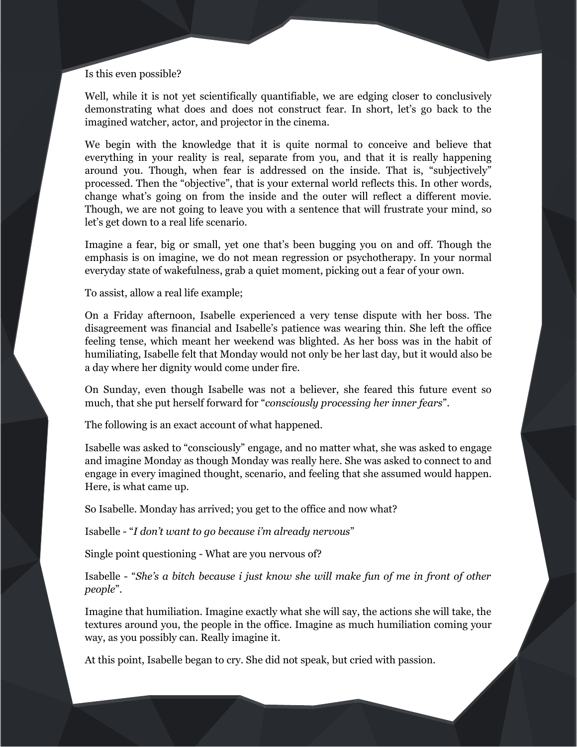Is this even possible?

Well, while it is not yet scientifically quantifiable, we are edging closer to conclusively demonstrating what does and does not construct fear. In short, let's go back to the imagined watcher, actor, and projector in the cinema.

We begin with the knowledge that it is quite normal to conceive and believe that everything in your reality is real, separate from you, and that it is really happening around you. Though, when fear is addressed on the inside. That is, "subjectively" processed. Then the "objective", that is your external world reflects this. In other words, change what's going on from the inside and the outer will reflect a different movie. Though, we are not going to leave you with a sentence that will frustrate your mind, so let's get down to a real life scenario.

Imagine a fear, big or small, yet one that's been bugging you on and off. Though the emphasis is on imagine, we do not mean regression or psychotherapy. In your normal everyday state of wakefulness, grab a quiet moment, picking out a fear of your own.

To assist, allow a real life example;

On a Friday afternoon, Isabelle experienced a very tense dispute with her boss. The disagreement was financial and Isabelle's patience was wearing thin. She left the office feeling tense, which meant her weekend was blighted. As her boss was in the habit of humiliating, Isabelle felt that Monday would not only be her last day, but it would also be a day where her dignity would come under fire.

On Sunday, even though Isabelle was not a believer, she feared this future event so much, that she put herself forward for "*consciously processing her inner fears*".

The following is an exact account of what happened.

Isabelle was asked to "consciously" engage, and no matter what, she was asked to engage and imagine Monday as though Monday was really here. She was asked to connect to and engage in every imagined thought, scenario, and feeling that she assumed would happen. Here, is what came up.

So Isabelle. Monday has arrived; you get to the office and now what?

Isabelle - "*I don't want to go because i'm already nervous*"

Single point questioning - What are you nervous of?

Isabelle - "*She's a bitch because i just know she will make fun of me in front of other people*".

Imagine that humiliation. Imagine exactly what she will say, the actions she will take, the textures around you, the people in the office. Imagine as much humiliation coming your way, as you possibly can. Really imagine it.

At this point, Isabelle began to cry. She did not speak, but cried with passion.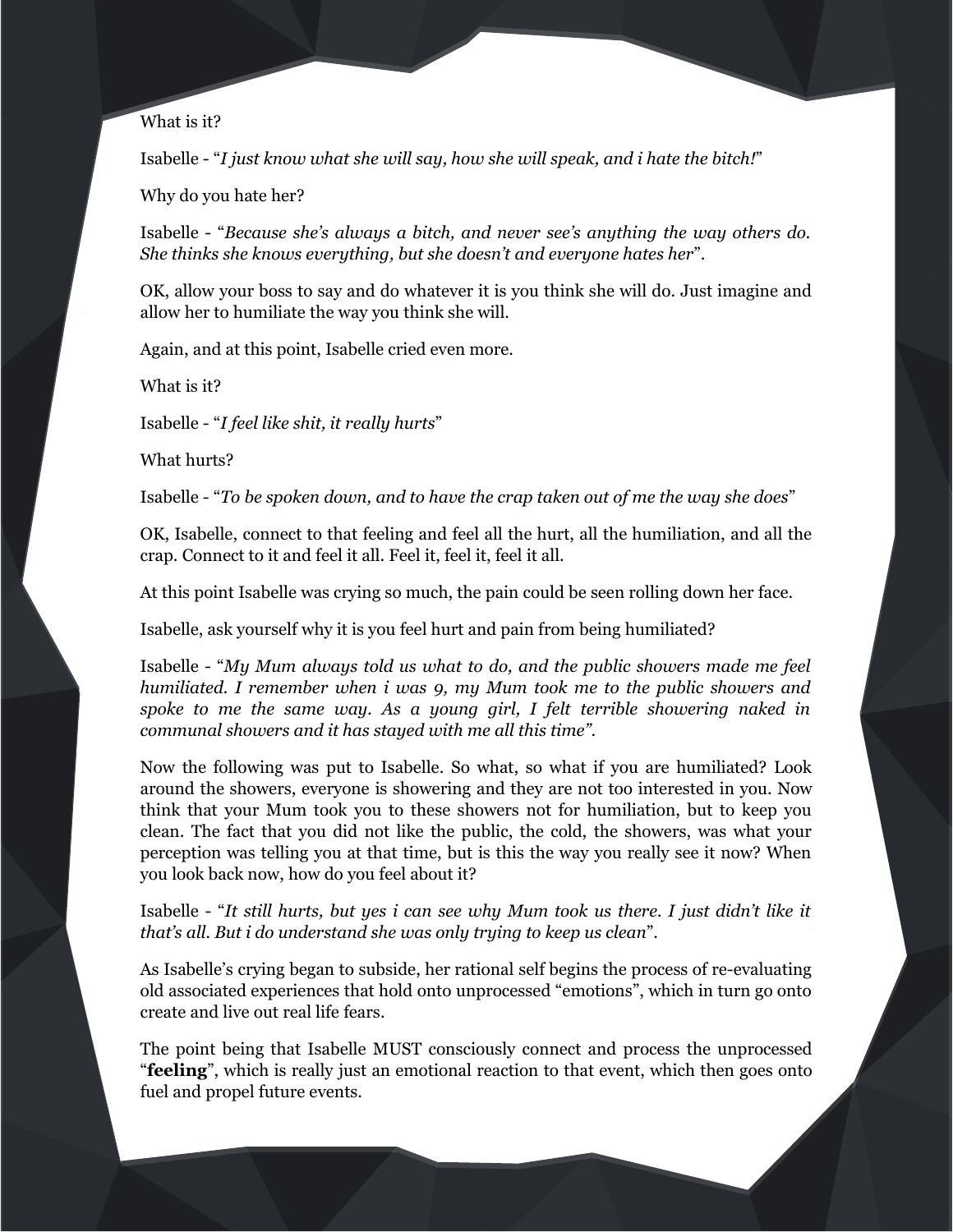What is it?

Isabelle - "*I just know what she will say, how she will speak, and i hate the bitch!*"

Why do you hate her?

Isabelle - "*Because she's always a bitch, and never see's anything the way others do. She thinks she knows everything, but she doesn't and everyone hates her*".

OK, allow your boss to say and do whatever it is you think she will do. Just imagine and allow her to humiliate the way you think she will.

Again, and at this point, Isabelle cried even more.

What is it?

Isabelle - "*I feel like shit, it really hurts*"

What hurts?

Isabelle - "*To be spoken down, and to have the crap taken out of me the way she does*"

OK, Isabelle, connect to that feeling and feel all the hurt, all the humiliation, and all the crap. Connect to it and feel it all. Feel it, feel it, feel it all.

At this point Isabelle was crying so much, the pain could be seen rolling down her face.

Isabelle, ask yourself why it is you feel hurt and pain from being humiliated?

Isabelle - "*My Mum always told us what to do, and the public showers made me feel humiliated. I remember when i was 9, my Mum took me to the public showers and spoke to me the same way. As a young girl, I felt terrible showering naked in communal showers and it has stayed with me all this time*".

Now the following was put to Isabelle. So what, so what if you are humiliated? Look around the showers, everyone is showering and they are not too interested in you. Now think that your Mum took you to these showers not for humiliation, but to keep you clean. The fact that you did not like the public, the cold, the showers, was what your perception was telling you at that time, but is this the way you really see it now? When you look back now, how do you feel about it?

Isabelle - "*It still hurts, but yes i can see why Mum took us there. I just didn't like it that's all. But i do understand she was only trying to keep us clean*".

As Isabelle's crying began to subside, her rational self begins the process of re-evaluating old associated experiences that hold onto unprocessed "emotions", which in turn go onto create and live out real life fears.

The point being that Isabelle MUST consciously connect and process the unprocessed "**feeling**", which is really just an emotional reaction to that event, which then goes onto fuel and propel future events.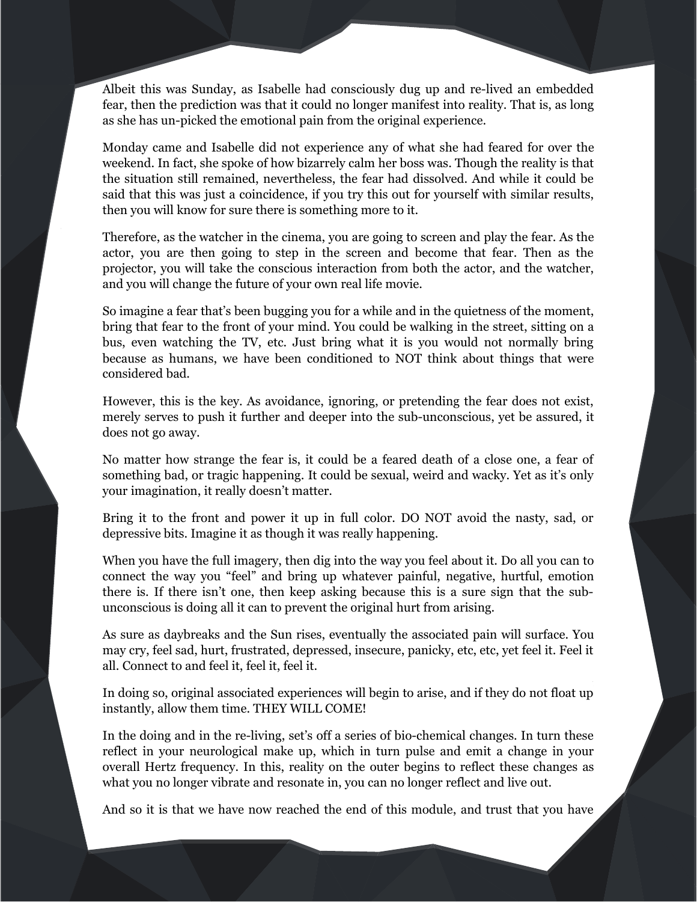Albeit this was Sunday, as Isabelle had consciously dug up and re-lived an embedded fear, then the prediction was that it could no longer manifest into reality. That is, as long as she has un-picked the emotional pain from the original experience.

Monday came and Isabelle did not experience any of what she had feared for over the weekend. In fact, she spoke of how bizarrely calm her boss was. Though the reality is that the situation still remained, nevertheless, the fear had dissolved. And while it could be said that this was just a coincidence, if you try this out for yourself with similar results, then you will know for sure there is something more to it.

Therefore, as the watcher in the cinema, you are going to screen and play the fear. As the actor, you are then going to step in the screen and become that fear. Then as the projector, you will take the conscious interaction from both the actor, and the watcher, and you will change the future of your own real life movie.

So imagine a fear that's been bugging you for a while and in the quietness of the moment, bring that fear to the front of your mind. You could be walking in the street, sitting on a bus, even watching the TV, etc. Just bring what it is you would not normally bring because as humans, we have been conditioned to NOT think about things that were considered bad.

However, this is the key. As avoidance, ignoring, or pretending the fear does not exist, merely serves to push it further and deeper into the sub-unconscious, yet be assured, it does not go away.

No matter how strange the fear is, it could be a feared death of a close one, a fear of something bad, or tragic happening. It could be sexual, weird and wacky. Yet as it's only your imagination, it really doesn't matter.

Bring it to the front and power it up in full color. DO NOT avoid the nasty, sad, or depressive bits. Imagine it as though it was really happening.

When you have the full imagery, then dig into the way you feel about it. Do all you can to connect the way you "feel" and bring up whatever painful, negative, hurtful, emotion there is. If there isn't one, then keep asking because this is a sure sign that the sub-unconscious is doing all it can to prevent the original hurt from arising.

As sure as daybreaks and the Sun rises, eventually the associated pain will surface. You may cry, feel sad, hurt, frustrated, depressed, insecure, panicky, etc, etc, yet feel it. Feel it all. Connect to and feel it, feel it, feel it.

In doing so, original associated experiences will begin to arise, and if they do not float up instantly, allow them time. THEY WILL COME!

In the doing and in the re-living, set's off a series of bio-chemical changes. In turn these reflect in your neurological make up, which in turn pulse and emit a change in your overall Hertz frequency. In this, reality on the outer begins to reflect these changes as what you no longer vibrate and resonate in, you can no longer reflect and live out.

And so it is that we have now reached the end of this module, and trust that you have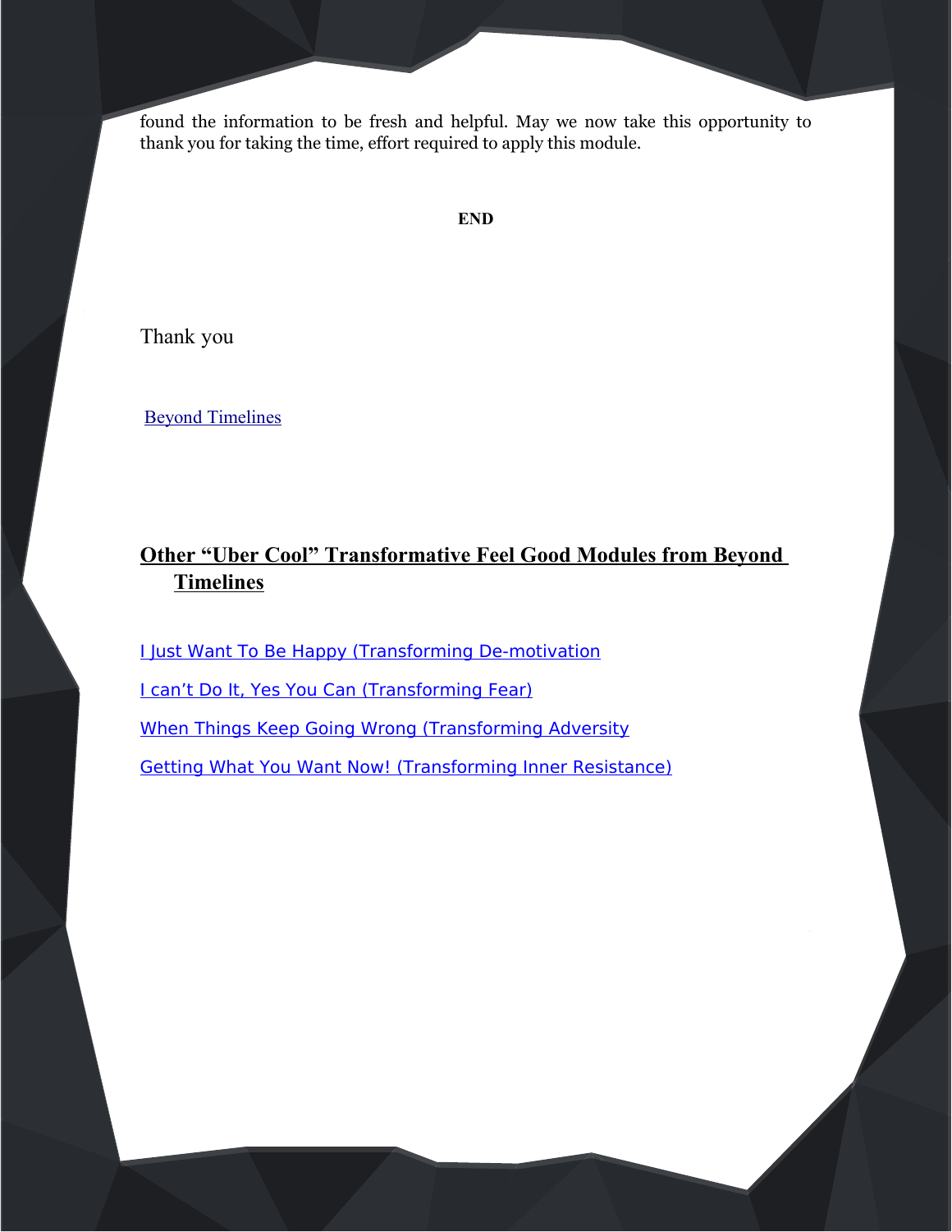found the information to be fresh and helpful. May we now take this opportunity to thank you for taking the time, effort required to apply this module.

**END**

Thank you

Beyond Timelines

## Other "Uber Cool" Transformative Feel Good Modules from Beyond Timelines

I Just Want To Be Happy (Transforming De-motivation

I can't Do It, Yes You Can (Transforming Fear)

When Things Keep Going Wrong (Transforming Adversity

Getting What You Want Now! (Transforming Inner Resistance)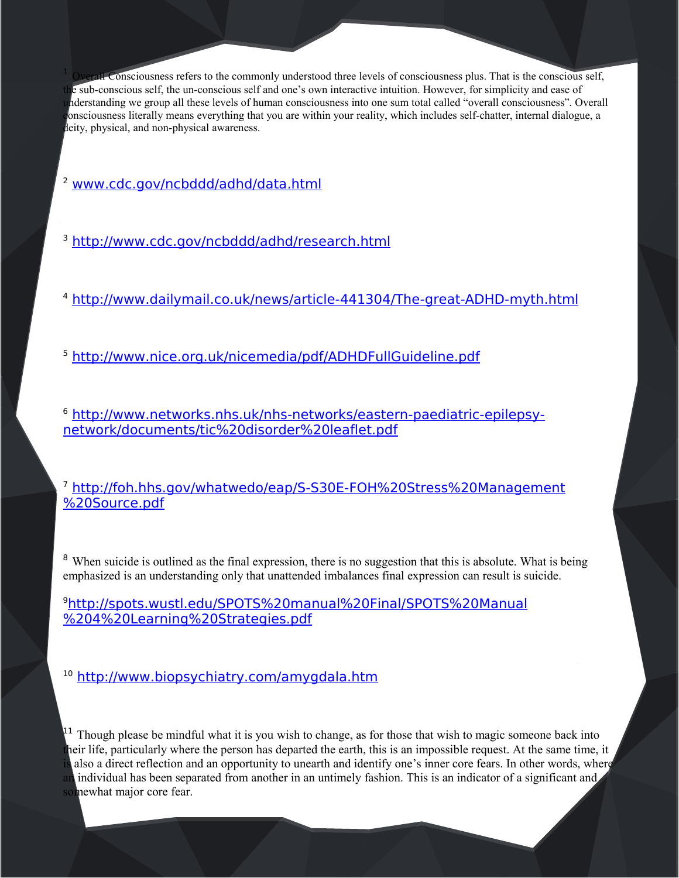[1] Overall Consciousness refers to the commonly understood three levels of consciousness plus. That is the conscious self, the sub-conscious self, the un-conscious self and one's own interactive intuition. However, for simplicity and ease of understanding we group all these levels of human consciousness into one sum total called "overall consciousness". Overall consciousness literally means everything that you are within your reality, which includes self-chatter, internal dialogue, a deity, physical, and non-physical awareness.

[2] www.cdc.gov/ncbddd/adhd/data.html

[3] http://www.cdc.gov/ncbddd/adhd/research.html

[4] http://www.dailymail.co.uk/news/article-441304/The-great-ADHD-myth.html

[5] http://www.nice.org.uk/nicemedia/pdf/ADHDFullGuideline.pdf

[6] http://www.networks.nhs.uk/nhs-networks/eastern-paediatric-epilepsy-network/documents/tic%20disorder%20leaflet.pdf

[7] http://foh.hhs.gov/whatwedo/eap/S-S30E-FOH%20Stress%20Management%20Source.pdf

[8] When suicide is outlined as the final expression, there is no suggestion that this is absolute. What is being emphasized is an understanding only that unattended imbalances final expression can result is suicide.

[9] http://spots.wustl.edu/SPOTS%20manual%20Final/SPOTS%20Manual%204%20Learning%20Strategies.pdf

[10] http://www.biopsychiatry.com/amygdala.htm

[11] Though please be mindful what it is you wish to change, as for those that wish to magic someone back into their life, particularly where the person has departed the earth, this is an impossible request. At the same time, it is also a direct reflection and an opportunity to unearth and identify one's inner core fears. In other words, where an individual has been separated from another in an untimely fashion. This is an indicator of a significant and somewhat major core fear.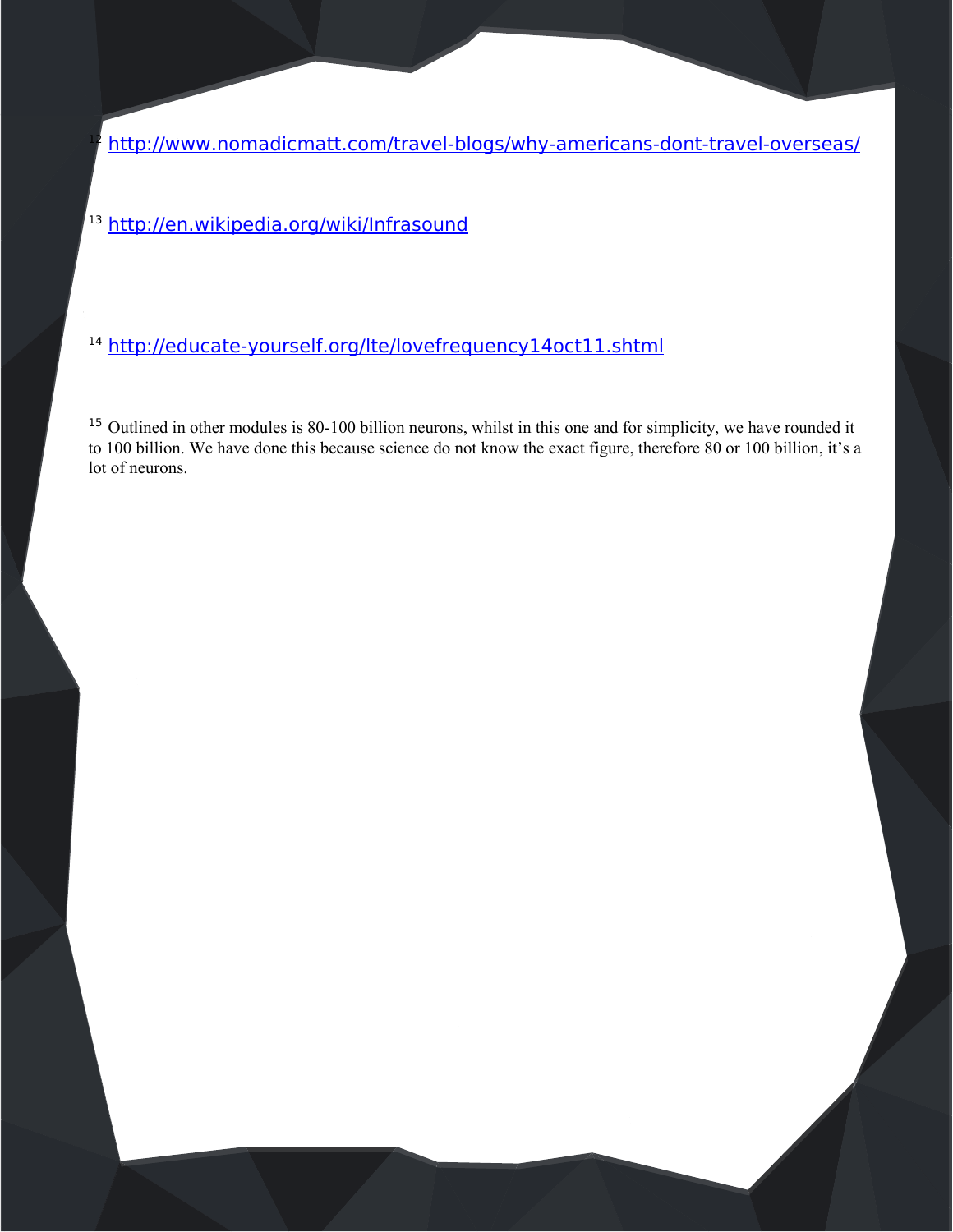[12] http://www.nomadicmatt.com/travel-blogs/why-americans-dont-travel-overseas/

[13] http://en.wikipedia.org/wiki/Infrasound

[14] http://educate-yourself.org/lte/lovefrequency14oct11.shtml

[15] Outlined in other modules is 80-100 billion neurons, whilst in this one and for simplicity, we have rounded it to 100 billion. We have done this because science do not know the exact figure, therefore 80 or 100 billion, it's a lot of neurons.